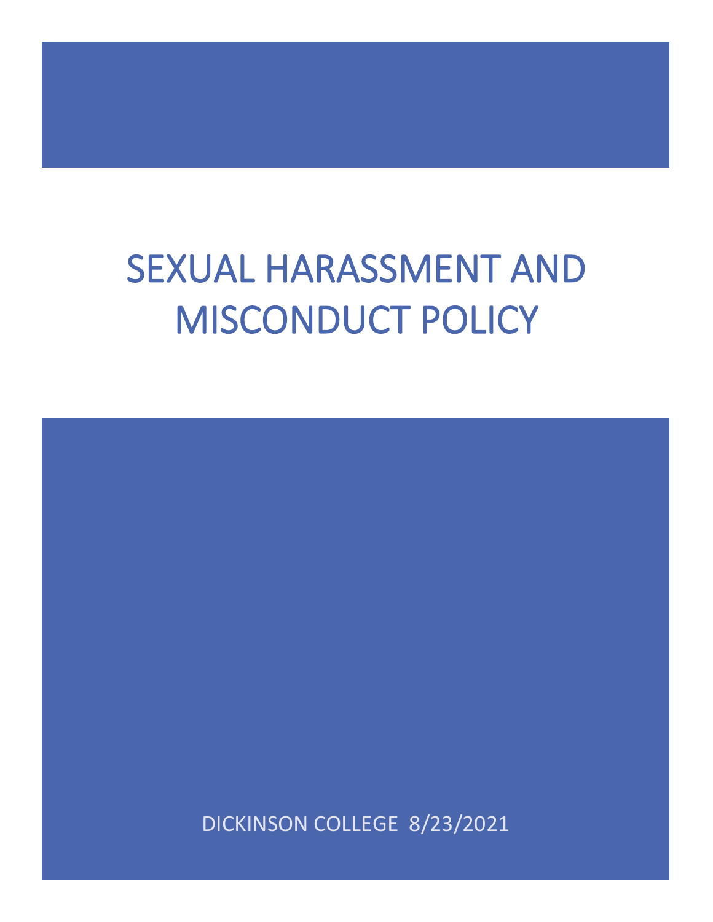# SEXUAL HARASSMENT AND MISCONDUCT POLICY

DICKINSON COLLEGE 8/23/2021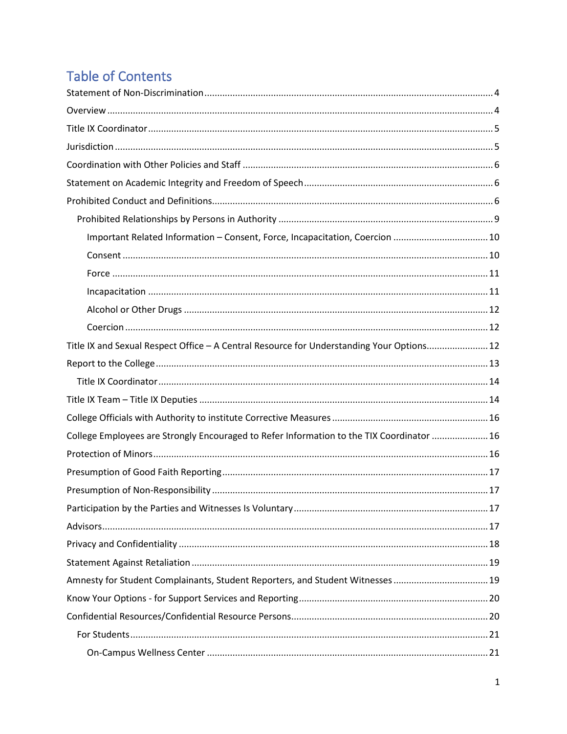# Table of Contents

Statement of Non-Discrimination ... 4

Overview ... 4

Title IX Coordinator ... 5

Jurisdiction ... 5

Coordination with Other Policies and Staff ... 6

Statement on Academic Integrity and Freedom of Speech ... 6

Prohibited Conduct and Definitions ... 6

- Prohibited Relationships by Persons in Authority ... 9
  - Important Related Information – Consent, Force, Incapacitation, Coercion ... 10
  - Consent ... 10
  - Force ... 11
  - Incapacitation ... 11
  - Alcohol or Other Drugs ... 12
  - Coercion ... 12

Title IX and Sexual Respect Office – A Central Resource for Understanding Your Options ... 12

Report to the College ... 13

- Title IX Coordinator ... 14

Title IX Team – Title IX Deputies ... 14

College Officials with Authority to institute Corrective Measures ... 16

College Employees are Strongly Encouraged to Refer Information to the TIX Coordinator ... 16

Protection of Minors ... 16

Presumption of Good Faith Reporting ... 17

Presumption of Non-Responsibility ... 17

Participation by the Parties and Witnesses Is Voluntary ... 17

Advisors ... 17

Privacy and Confidentiality ... 18

Statement Against Retaliation ... 19

Amnesty for Student Complainants, Student Reporters, and Student Witnesses ... 19

Know Your Options - for Support Services and Reporting ... 20

Confidential Resources/Confidential Resource Persons ... 20

- For Students ... 21
  - On-Campus Wellness Center ... 21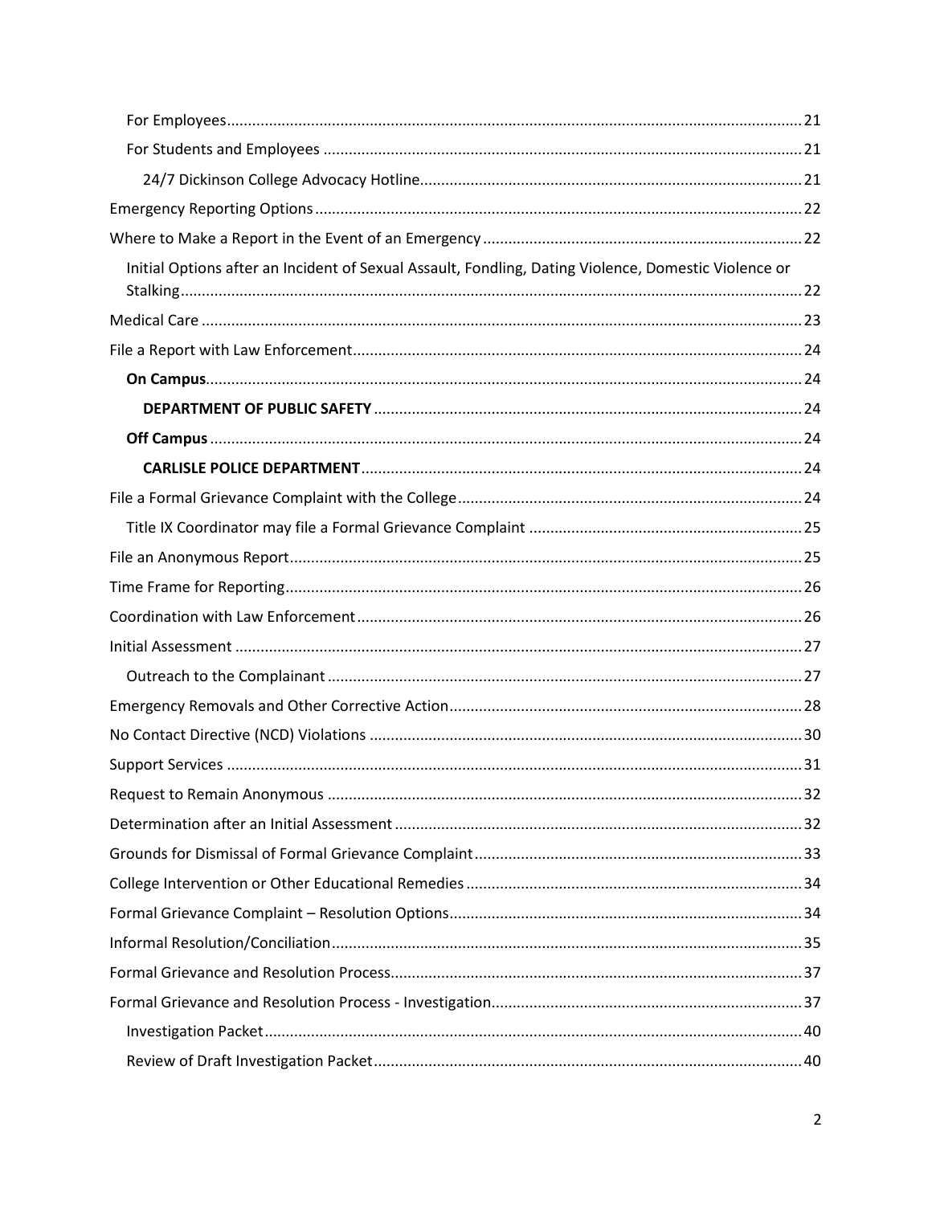For Employees ........................................................................................................................ 21

For Students and Employees ................................................................................................. 21

24/7 Dickinson College Advocacy Hotline .......................................................................... 21

Emergency Reporting Options ................................................................................................... 22

Where to Make a Report in the Event of an Emergency ........................................................... 22

Initial Options after an Incident of Sexual Assault, Fondling, Dating Violence, Domestic Violence or Stalking ................................................................................................................................... 22

Medical Care .............................................................................................................................. 23

File a Report with Law Enforcement .......................................................................................... 24

**On Campus** ............................................................................................................................ 24

**DEPARTMENT OF PUBLIC SAFETY** ..................................................................................... 24

**Off Campus** ............................................................................................................................ 24

**CARLISLE POLICE DEPARTMENT** ........................................................................................ 24

File a Formal Grievance Complaint with the College ................................................................. 24

Title IX Coordinator may file a Formal Grievance Complaint ................................................ 25

File an Anonymous Report ......................................................................................................... 25

Time Frame for Reporting .......................................................................................................... 26

Coordination with Law Enforcement ......................................................................................... 26

Initial Assessment ...................................................................................................................... 27

Outreach to the Complainant ................................................................................................ 27

Emergency Removals and Other Corrective Action ................................................................... 28

No Contact Directive (NCD) Violations ...................................................................................... 30

Support Services ........................................................................................................................ 31

Request to Remain Anonymous ................................................................................................. 32

Determination after an Initial Assessment ................................................................................. 32

Grounds for Dismissal of Formal Grievance Complaint ............................................................. 33

College Intervention or Other Educational Remedies ................................................................ 34

Formal Grievance Complaint – Resolution Options ................................................................... 34

Informal Resolution/Conciliation ............................................................................................... 35

Formal Grievance and Resolution Process ................................................................................. 37

Formal Grievance and Resolution Process - Investigation .......................................................... 37

Investigation Packet ............................................................................................................... 40

Review of Draft Investigation Packet ..................................................................................... 40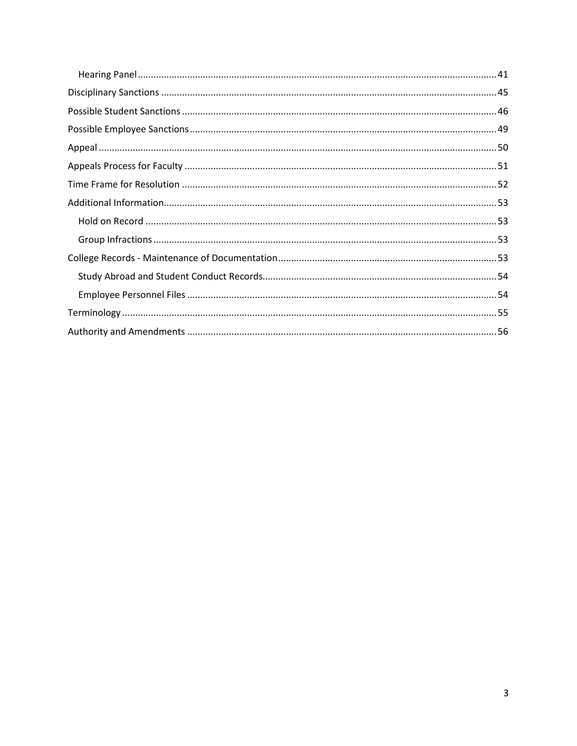- Hearing Panel ........................................................ 41
- Disciplinary Sanctions ........................................................ 45
- Possible Student Sanctions ........................................................ 46
- Possible Employee Sanctions ........................................................ 49
- Appeal ........................................................ 50
- Appeals Process for Faculty ........................................................ 51
- Time Frame for Resolution ........................................................ 52
- Additional Information ........................................................ 53
  - Hold on Record ........................................................ 53
  - Group Infractions ........................................................ 53
- College Records - Maintenance of Documentation ........................................................ 53
  - Study Abroad and Student Conduct Records ........................................................ 54
  - Employee Personnel Files ........................................................ 54
- Terminology ........................................................ 55
- Authority and Amendments ........................................................ 56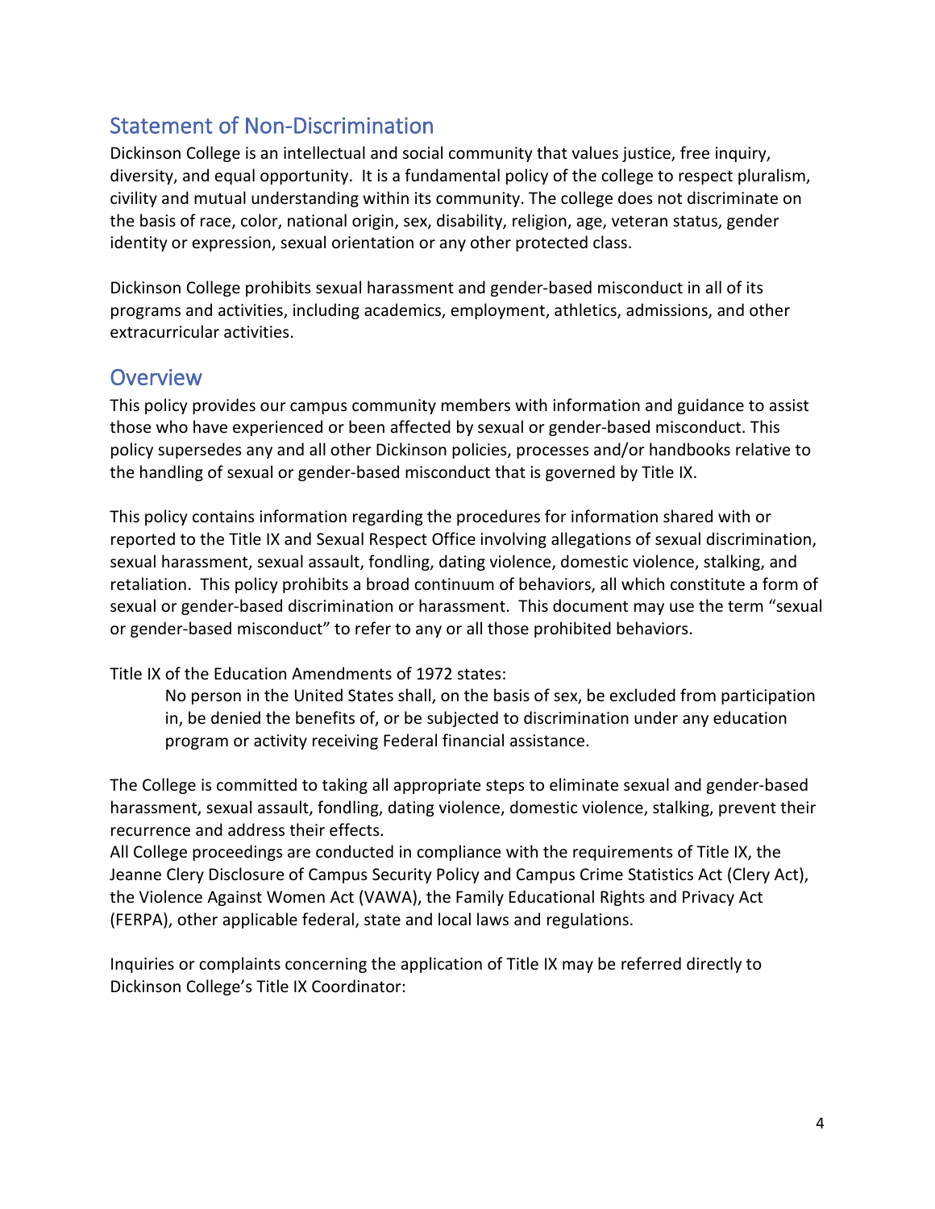## Statement of Non-Discrimination

Dickinson College is an intellectual and social community that values justice, free inquiry, diversity, and equal opportunity. It is a fundamental policy of the college to respect pluralism, civility and mutual understanding within its community. The college does not discriminate on the basis of race, color, national origin, sex, disability, religion, age, veteran status, gender identity or expression, sexual orientation or any other protected class.

Dickinson College prohibits sexual harassment and gender-based misconduct in all of its programs and activities, including academics, employment, athletics, admissions, and other extracurricular activities.

## Overview

This policy provides our campus community members with information and guidance to assist those who have experienced or been affected by sexual or gender-based misconduct. This policy supersedes any and all other Dickinson policies, processes and/or handbooks relative to the handling of sexual or gender-based misconduct that is governed by Title IX.

This policy contains information regarding the procedures for information shared with or reported to the Title IX and Sexual Respect Office involving allegations of sexual discrimination, sexual harassment, sexual assault, fondling, dating violence, domestic violence, stalking, and retaliation. This policy prohibits a broad continuum of behaviors, all which constitute a form of sexual or gender-based discrimination or harassment. This document may use the term "sexual or gender-based misconduct" to refer to any or all those prohibited behaviors.

Title IX of the Education Amendments of 1972 states:

> No person in the United States shall, on the basis of sex, be excluded from participation in, be denied the benefits of, or be subjected to discrimination under any education program or activity receiving Federal financial assistance.

The College is committed to taking all appropriate steps to eliminate sexual and gender-based harassment, sexual assault, fondling, dating violence, domestic violence, stalking, prevent their recurrence and address their effects.

All College proceedings are conducted in compliance with the requirements of Title IX, the Jeanne Clery Disclosure of Campus Security Policy and Campus Crime Statistics Act (Clery Act), the Violence Against Women Act (VAWA), the Family Educational Rights and Privacy Act (FERPA), other applicable federal, state and local laws and regulations.

Inquiries or complaints concerning the application of Title IX may be referred directly to Dickinson College's Title IX Coordinator: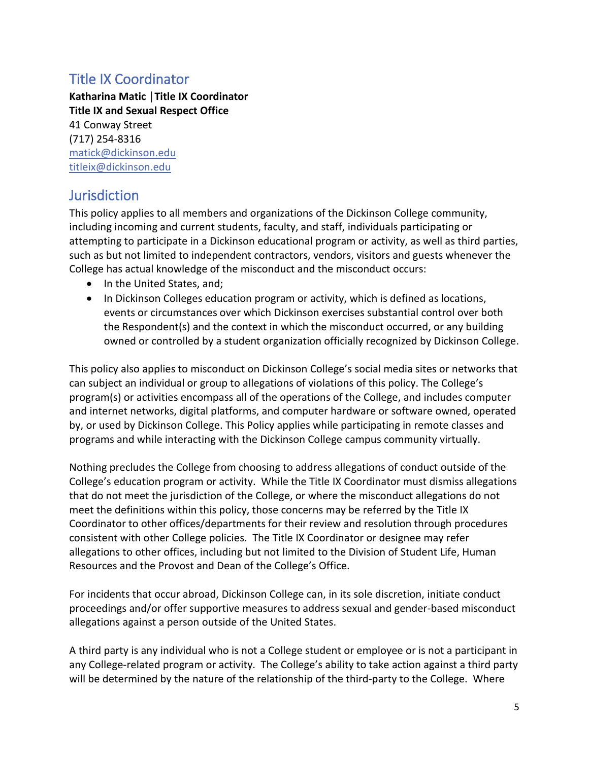## Title IX Coordinator

**Katharina Matic │Title IX Coordinator**
**Title IX and Sexual Respect Office**
41 Conway Street
(717) 254-8316
matick@dickinson.edu
titleix@dickinson.edu

## Jurisdiction

This policy applies to all members and organizations of the Dickinson College community, including incoming and current students, faculty, and staff, individuals participating or attempting to participate in a Dickinson educational program or activity, as well as third parties, such as but not limited to independent contractors, vendors, visitors and guests whenever the College has actual knowledge of the misconduct and the misconduct occurs:

- In the United States, and;
- In Dickinson Colleges education program or activity, which is defined as locations, events or circumstances over which Dickinson exercises substantial control over both the Respondent(s) and the context in which the misconduct occurred, or any building owned or controlled by a student organization officially recognized by Dickinson College.

This policy also applies to misconduct on Dickinson College's social media sites or networks that can subject an individual or group to allegations of violations of this policy. The College's program(s) or activities encompass all of the operations of the College, and includes computer and internet networks, digital platforms, and computer hardware or software owned, operated by, or used by Dickinson College. This Policy applies while participating in remote classes and programs and while interacting with the Dickinson College campus community virtually.

Nothing precludes the College from choosing to address allegations of conduct outside of the College's education program or activity. While the Title IX Coordinator must dismiss allegations that do not meet the jurisdiction of the College, or where the misconduct allegations do not meet the definitions within this policy, those concerns may be referred by the Title IX Coordinator to other offices/departments for their review and resolution through procedures consistent with other College policies. The Title IX Coordinator or designee may refer allegations to other offices, including but not limited to the Division of Student Life, Human Resources and the Provost and Dean of the College's Office.

For incidents that occur abroad, Dickinson College can, in its sole discretion, initiate conduct proceedings and/or offer supportive measures to address sexual and gender-based misconduct allegations against a person outside of the United States.

A third party is any individual who is not a College student or employee or is not a participant in any College-related program or activity. The College's ability to take action against a third party will be determined by the nature of the relationship of the third-party to the College. Where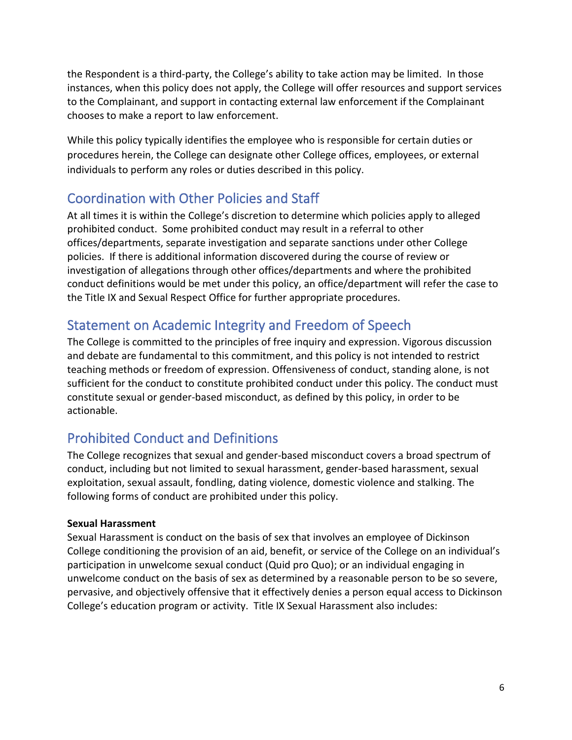the Respondent is a third-party, the College's ability to take action may be limited. In those instances, when this policy does not apply, the College will offer resources and support services to the Complainant, and support in contacting external law enforcement if the Complainant chooses to make a report to law enforcement.

While this policy typically identifies the employee who is responsible for certain duties or procedures herein, the College can designate other College offices, employees, or external individuals to perform any roles or duties described in this policy.

## Coordination with Other Policies and Staff

At all times it is within the College's discretion to determine which policies apply to alleged prohibited conduct. Some prohibited conduct may result in a referral to other offices/departments, separate investigation and separate sanctions under other College policies. If there is additional information discovered during the course of review or investigation of allegations through other offices/departments and where the prohibited conduct definitions would be met under this policy, an office/department will refer the case to the Title IX and Sexual Respect Office for further appropriate procedures.

## Statement on Academic Integrity and Freedom of Speech

The College is committed to the principles of free inquiry and expression. Vigorous discussion and debate are fundamental to this commitment, and this policy is not intended to restrict teaching methods or freedom of expression. Offensiveness of conduct, standing alone, is not sufficient for the conduct to constitute prohibited conduct under this policy. The conduct must constitute sexual or gender-based misconduct, as defined by this policy, in order to be actionable.

## Prohibited Conduct and Definitions

The College recognizes that sexual and gender-based misconduct covers a broad spectrum of conduct, including but not limited to sexual harassment, gender-based harassment, sexual exploitation, sexual assault, fondling, dating violence, domestic violence and stalking. The following forms of conduct are prohibited under this policy.

**Sexual Harassment**

Sexual Harassment is conduct on the basis of sex that involves an employee of Dickinson College conditioning the provision of an aid, benefit, or service of the College on an individual's participation in unwelcome sexual conduct (Quid pro Quo); or an individual engaging in unwelcome conduct on the basis of sex as determined by a reasonable person to be so severe, pervasive, and objectively offensive that it effectively denies a person equal access to Dickinson College's education program or activity. Title IX Sexual Harassment also includes: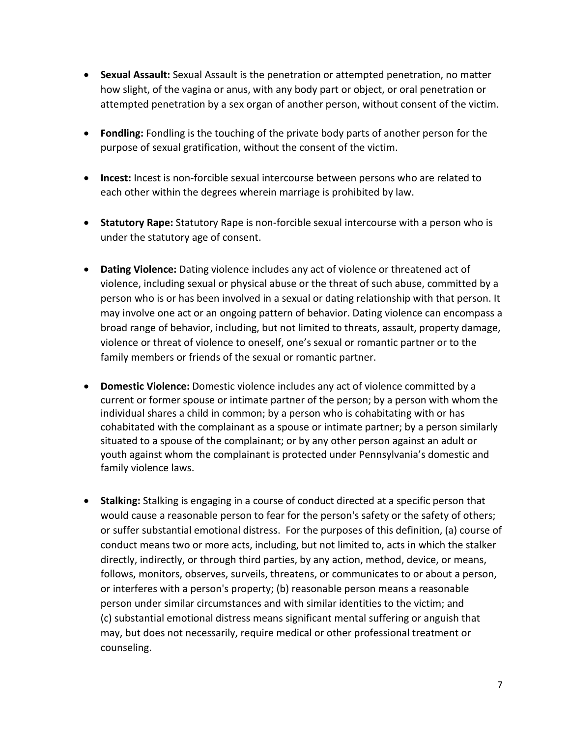- **Sexual Assault:** Sexual Assault is the penetration or attempted penetration, no matter how slight, of the vagina or anus, with any body part or object, or oral penetration or attempted penetration by a sex organ of another person, without consent of the victim.

- **Fondling:** Fondling is the touching of the private body parts of another person for the purpose of sexual gratification, without the consent of the victim.

- **Incest:** Incest is non-forcible sexual intercourse between persons who are related to each other within the degrees wherein marriage is prohibited by law.

- **Statutory Rape:** Statutory Rape is non-forcible sexual intercourse with a person who is under the statutory age of consent.

- **Dating Violence:** Dating violence includes any act of violence or threatened act of violence, including sexual or physical abuse or the threat of such abuse, committed by a person who is or has been involved in a sexual or dating relationship with that person. It may involve one act or an ongoing pattern of behavior. Dating violence can encompass a broad range of behavior, including, but not limited to threats, assault, property damage, violence or threat of violence to oneself, one's sexual or romantic partner or to the family members or friends of the sexual or romantic partner.

- **Domestic Violence:** Domestic violence includes any act of violence committed by a current or former spouse or intimate partner of the person; by a person with whom the individual shares a child in common; by a person who is cohabitating with or has cohabitated with the complainant as a spouse or intimate partner; by a person similarly situated to a spouse of the complainant; or by any other person against an adult or youth against whom the complainant is protected under Pennsylvania's domestic and family violence laws.

- **Stalking:** Stalking is engaging in a course of conduct directed at a specific person that would cause a reasonable person to fear for the person's safety or the safety of others; or suffer substantial emotional distress. For the purposes of this definition, (a) course of conduct means two or more acts, including, but not limited to, acts in which the stalker directly, indirectly, or through third parties, by any action, method, device, or means, follows, monitors, observes, surveils, threatens, or communicates to or about a person, or interferes with a person's property; (b) reasonable person means a reasonable person under similar circumstances and with similar identities to the victim; and (c) substantial emotional distress means significant mental suffering or anguish that may, but does not necessarily, require medical or other professional treatment or counseling.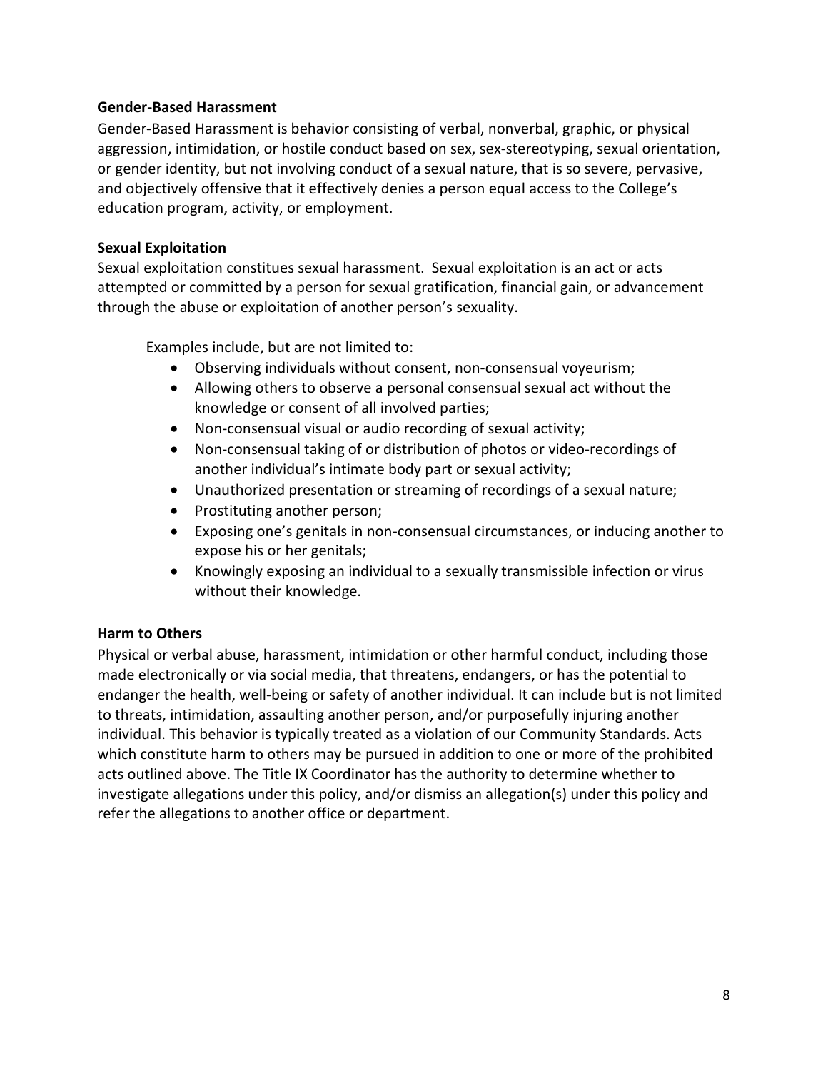**Gender-Based Harassment**

Gender-Based Harassment is behavior consisting of verbal, nonverbal, graphic, or physical aggression, intimidation, or hostile conduct based on sex, sex-stereotyping, sexual orientation, or gender identity, but not involving conduct of a sexual nature, that is so severe, pervasive, and objectively offensive that it effectively denies a person equal access to the College's education program, activity, or employment.

**Sexual Exploitation**

Sexual exploitation constitues sexual harassment. Sexual exploitation is an act or acts attempted or committed by a person for sexual gratification, financial gain, or advancement through the abuse or exploitation of another person's sexuality.

Examples include, but are not limited to:

- Observing individuals without consent, non-consensual voyeurism;
- Allowing others to observe a personal consensual sexual act without the knowledge or consent of all involved parties;
- Non-consensual visual or audio recording of sexual activity;
- Non-consensual taking of or distribution of photos or video-recordings of another individual's intimate body part or sexual activity;
- Unauthorized presentation or streaming of recordings of a sexual nature;
- Prostituting another person;
- Exposing one's genitals in non-consensual circumstances, or inducing another to expose his or her genitals;
- Knowingly exposing an individual to a sexually transmissible infection or virus without their knowledge.

**Harm to Others**

Physical or verbal abuse, harassment, intimidation or other harmful conduct, including those made electronically or via social media, that threatens, endangers, or has the potential to endanger the health, well-being or safety of another individual. It can include but is not limited to threats, intimidation, assaulting another person, and/or purposefully injuring another individual. This behavior is typically treated as a violation of our Community Standards. Acts which constitute harm to others may be pursued in addition to one or more of the prohibited acts outlined above. The Title IX Coordinator has the authority to determine whether to investigate allegations under this policy, and/or dismiss an allegation(s) under this policy and refer the allegations to another office or department.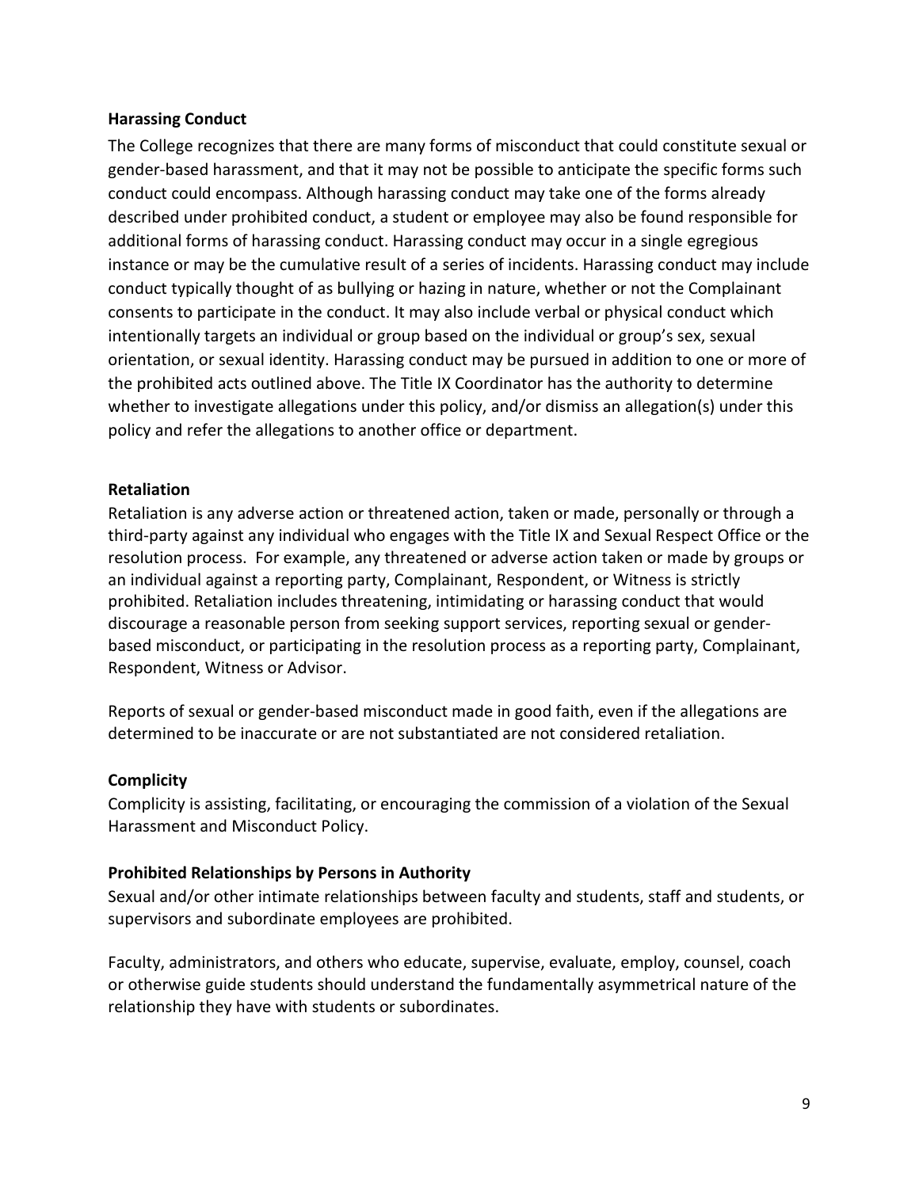**Harassing Conduct**

The College recognizes that there are many forms of misconduct that could constitute sexual or gender-based harassment, and that it may not be possible to anticipate the specific forms such conduct could encompass. Although harassing conduct may take one of the forms already described under prohibited conduct, a student or employee may also be found responsible for additional forms of harassing conduct. Harassing conduct may occur in a single egregious instance or may be the cumulative result of a series of incidents. Harassing conduct may include conduct typically thought of as bullying or hazing in nature, whether or not the Complainant consents to participate in the conduct. It may also include verbal or physical conduct which intentionally targets an individual or group based on the individual or group's sex, sexual orientation, or sexual identity. Harassing conduct may be pursued in addition to one or more of the prohibited acts outlined above. The Title IX Coordinator has the authority to determine whether to investigate allegations under this policy, and/or dismiss an allegation(s) under this policy and refer the allegations to another office or department.

**Retaliation**

Retaliation is any adverse action or threatened action, taken or made, personally or through a third-party against any individual who engages with the Title IX and Sexual Respect Office or the resolution process. For example, any threatened or adverse action taken or made by groups or an individual against a reporting party, Complainant, Respondent, or Witness is strictly prohibited. Retaliation includes threatening, intimidating or harassing conduct that would discourage a reasonable person from seeking support services, reporting sexual or gender-based misconduct, or participating in the resolution process as a reporting party, Complainant, Respondent, Witness or Advisor.

Reports of sexual or gender-based misconduct made in good faith, even if the allegations are determined to be inaccurate or are not substantiated are not considered retaliation.

**Complicity**

Complicity is assisting, facilitating, or encouraging the commission of a violation of the Sexual Harassment and Misconduct Policy.

**Prohibited Relationships by Persons in Authority**

Sexual and/or other intimate relationships between faculty and students, staff and students, or supervisors and subordinate employees are prohibited.

Faculty, administrators, and others who educate, supervise, evaluate, employ, counsel, coach or otherwise guide students should understand the fundamentally asymmetrical nature of the relationship they have with students or subordinates.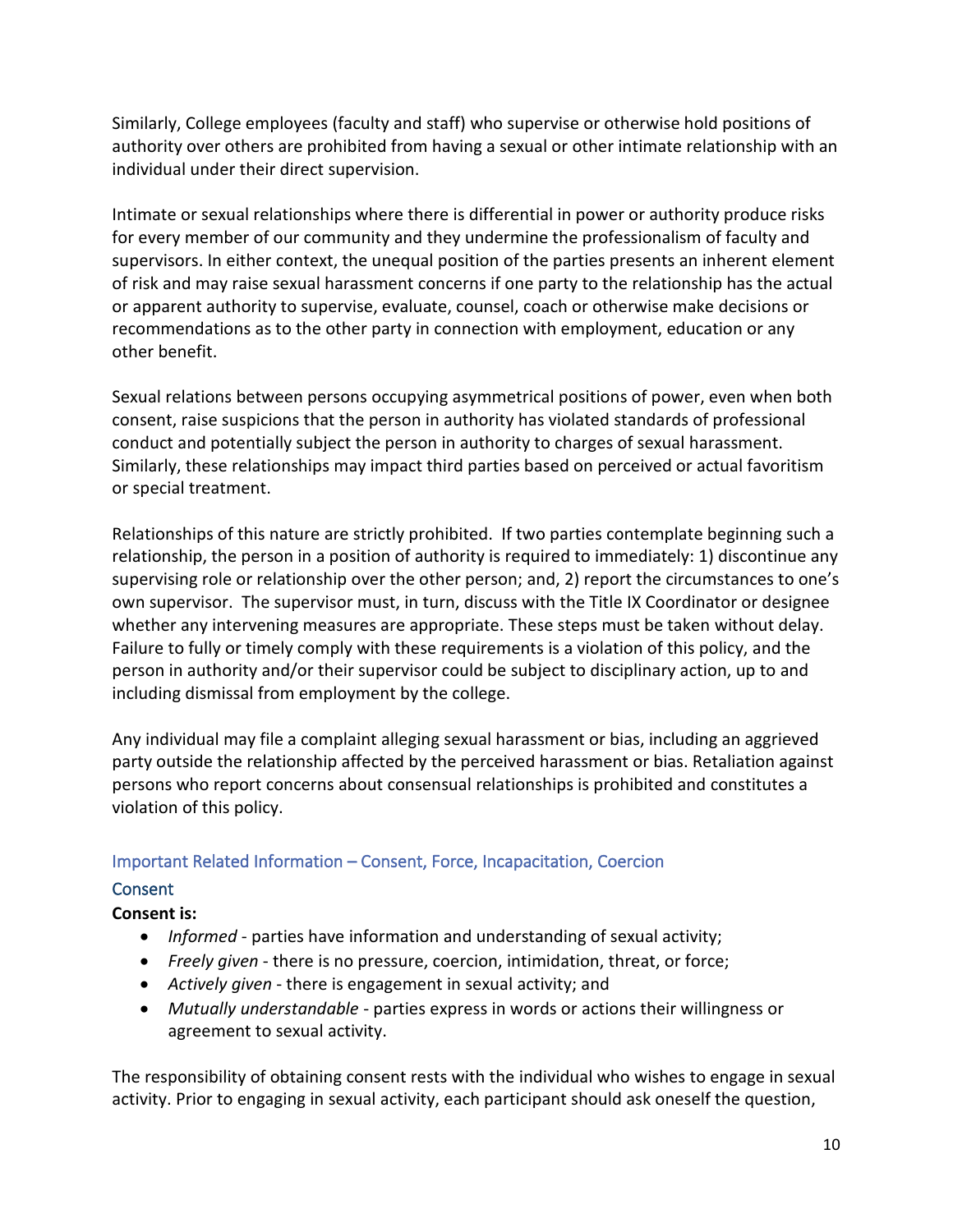Similarly, College employees (faculty and staff) who supervise or otherwise hold positions of authority over others are prohibited from having a sexual or other intimate relationship with an individual under their direct supervision.

Intimate or sexual relationships where there is differential in power or authority produce risks for every member of our community and they undermine the professionalism of faculty and supervisors. In either context, the unequal position of the parties presents an inherent element of risk and may raise sexual harassment concerns if one party to the relationship has the actual or apparent authority to supervise, evaluate, counsel, coach or otherwise make decisions or recommendations as to the other party in connection with employment, education or any other benefit.

Sexual relations between persons occupying asymmetrical positions of power, even when both consent, raise suspicions that the person in authority has violated standards of professional conduct and potentially subject the person in authority to charges of sexual harassment. Similarly, these relationships may impact third parties based on perceived or actual favoritism or special treatment.

Relationships of this nature are strictly prohibited. If two parties contemplate beginning such a relationship, the person in a position of authority is required to immediately: 1) discontinue any supervising role or relationship over the other person; and, 2) report the circumstances to one's own supervisor. The supervisor must, in turn, discuss with the Title IX Coordinator or designee whether any intervening measures are appropriate. These steps must be taken without delay. Failure to fully or timely comply with these requirements is a violation of this policy, and the person in authority and/or their supervisor could be subject to disciplinary action, up to and including dismissal from employment by the college.

Any individual may file a complaint alleging sexual harassment or bias, including an aggrieved party outside the relationship affected by the perceived harassment or bias. Retaliation against persons who report concerns about consensual relationships is prohibited and constitutes a violation of this policy.

## Important Related Information – Consent, Force, Incapacitation, Coercion

### Consent

**Consent is:**

- *Informed* - parties have information and understanding of sexual activity;
- *Freely given* - there is no pressure, coercion, intimidation, threat, or force;
- *Actively given* - there is engagement in sexual activity; and
- *Mutually understandable* - parties express in words or actions their willingness or agreement to sexual activity.

The responsibility of obtaining consent rests with the individual who wishes to engage in sexual activity. Prior to engaging in sexual activity, each participant should ask oneself the question,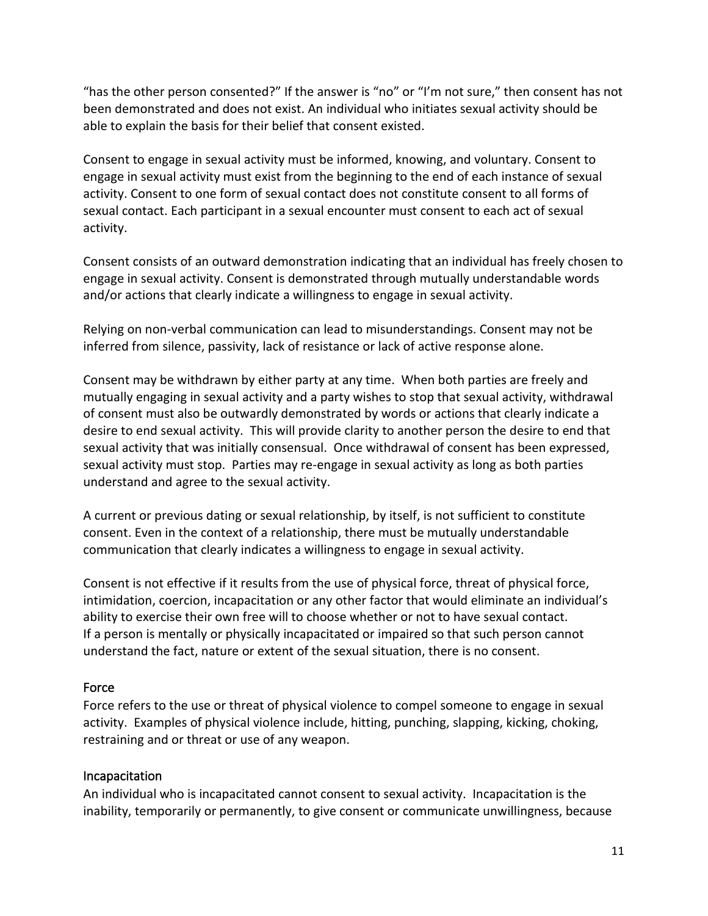"has the other person consented?" If the answer is "no" or "I'm not sure," then consent has not been demonstrated and does not exist. An individual who initiates sexual activity should be able to explain the basis for their belief that consent existed.

Consent to engage in sexual activity must be informed, knowing, and voluntary. Consent to engage in sexual activity must exist from the beginning to the end of each instance of sexual activity. Consent to one form of sexual contact does not constitute consent to all forms of sexual contact. Each participant in a sexual encounter must consent to each act of sexual activity.

Consent consists of an outward demonstration indicating that an individual has freely chosen to engage in sexual activity. Consent is demonstrated through mutually understandable words and/or actions that clearly indicate a willingness to engage in sexual activity.

Relying on non-verbal communication can lead to misunderstandings. Consent may not be inferred from silence, passivity, lack of resistance or lack of active response alone.

Consent may be withdrawn by either party at any time. When both parties are freely and mutually engaging in sexual activity and a party wishes to stop that sexual activity, withdrawal of consent must also be outwardly demonstrated by words or actions that clearly indicate a desire to end sexual activity. This will provide clarity to another person the desire to end that sexual activity that was initially consensual. Once withdrawal of consent has been expressed, sexual activity must stop. Parties may re-engage in sexual activity as long as both parties understand and agree to the sexual activity.

A current or previous dating or sexual relationship, by itself, is not sufficient to constitute consent. Even in the context of a relationship, there must be mutually understandable communication that clearly indicates a willingness to engage in sexual activity.

Consent is not effective if it results from the use of physical force, threat of physical force, intimidation, coercion, incapacitation or any other factor that would eliminate an individual's ability to exercise their own free will to choose whether or not to have sexual contact. If a person is mentally or physically incapacitated or impaired so that such person cannot understand the fact, nature or extent of the sexual situation, there is no consent.

### Force

Force refers to the use or threat of physical violence to compel someone to engage in sexual activity. Examples of physical violence include, hitting, punching, slapping, kicking, choking, restraining and or threat or use of any weapon.

### Incapacitation

An individual who is incapacitated cannot consent to sexual activity. Incapacitation is the inability, temporarily or permanently, to give consent or communicate unwillingness, because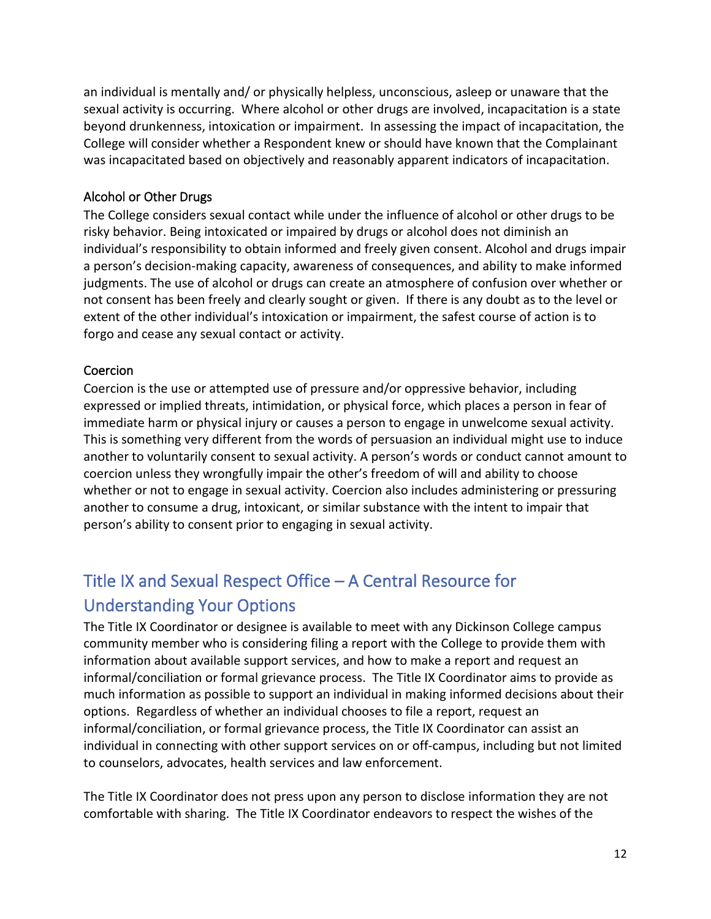an individual is mentally and/ or physically helpless, unconscious, asleep or unaware that the sexual activity is occurring. Where alcohol or other drugs are involved, incapacitation is a state beyond drunkenness, intoxication or impairment. In assessing the impact of incapacitation, the College will consider whether a Respondent knew or should have known that the Complainant was incapacitated based on objectively and reasonably apparent indicators of incapacitation.

### Alcohol or Other Drugs

The College considers sexual contact while under the influence of alcohol or other drugs to be risky behavior. Being intoxicated or impaired by drugs or alcohol does not diminish an individual's responsibility to obtain informed and freely given consent. Alcohol and drugs impair a person's decision-making capacity, awareness of consequences, and ability to make informed judgments. The use of alcohol or drugs can create an atmosphere of confusion over whether or not consent has been freely and clearly sought or given. If there is any doubt as to the level or extent of the other individual's intoxication or impairment, the safest course of action is to forgo and cease any sexual contact or activity.

### Coercion

Coercion is the use or attempted use of pressure and/or oppressive behavior, including expressed or implied threats, intimidation, or physical force, which places a person in fear of immediate harm or physical injury or causes a person to engage in unwelcome sexual activity. This is something very different from the words of persuasion an individual might use to induce another to voluntarily consent to sexual activity. A person's words or conduct cannot amount to coercion unless they wrongfully impair the other's freedom of will and ability to choose whether or not to engage in sexual activity. Coercion also includes administering or pressuring another to consume a drug, intoxicant, or similar substance with the intent to impair that person's ability to consent prior to engaging in sexual activity.

## Title IX and Sexual Respect Office – A Central Resource for Understanding Your Options

The Title IX Coordinator or designee is available to meet with any Dickinson College campus community member who is considering filing a report with the College to provide them with information about available support services, and how to make a report and request an informal/conciliation or formal grievance process. The Title IX Coordinator aims to provide as much information as possible to support an individual in making informed decisions about their options. Regardless of whether an individual chooses to file a report, request an informal/conciliation, or formal grievance process, the Title IX Coordinator can assist an individual in connecting with other support services on or off-campus, including but not limited to counselors, advocates, health services and law enforcement.

The Title IX Coordinator does not press upon any person to disclose information they are not comfortable with sharing. The Title IX Coordinator endeavors to respect the wishes of the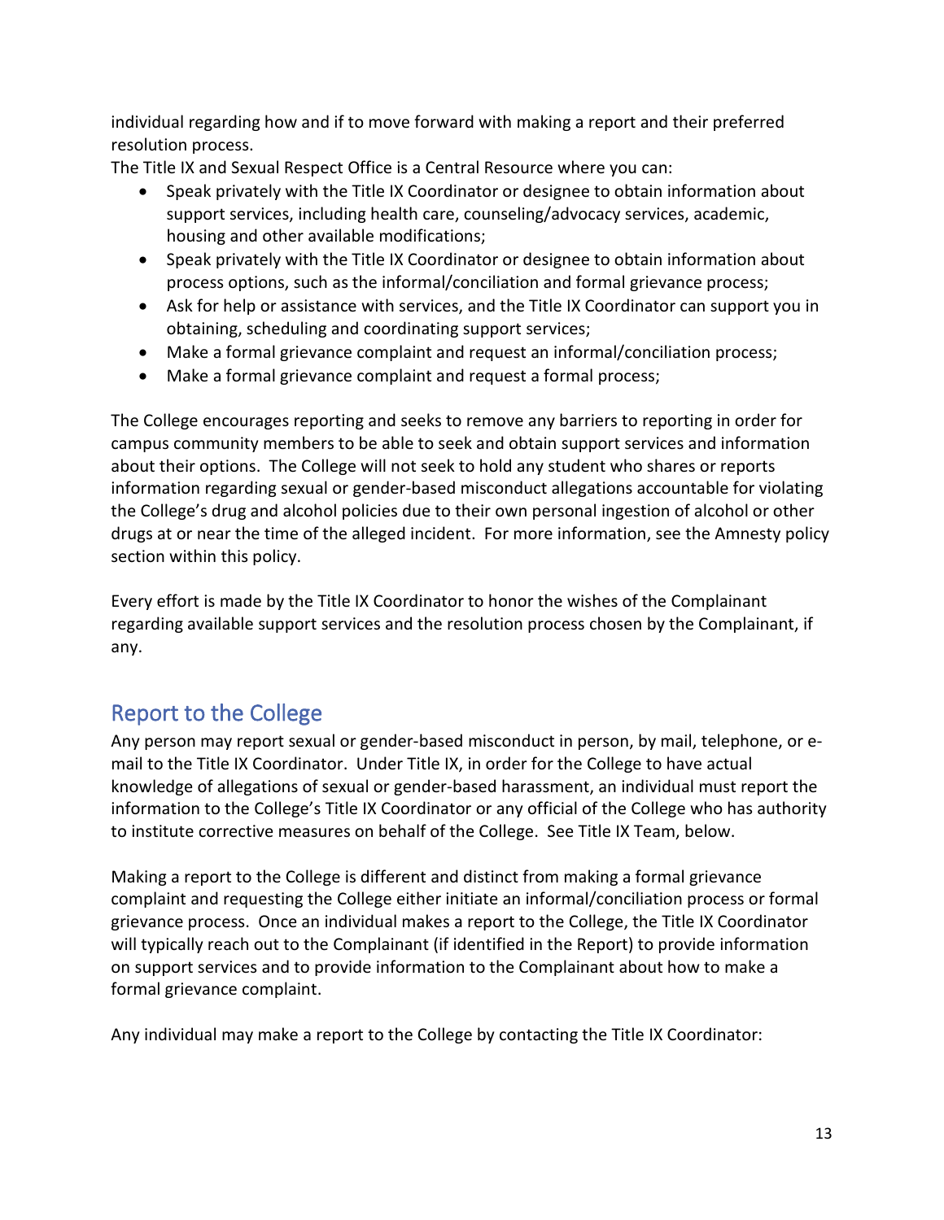individual regarding how and if to move forward with making a report and their preferred resolution process.

The Title IX and Sexual Respect Office is a Central Resource where you can:

- Speak privately with the Title IX Coordinator or designee to obtain information about support services, including health care, counseling/advocacy services, academic, housing and other available modifications;
- Speak privately with the Title IX Coordinator or designee to obtain information about process options, such as the informal/conciliation and formal grievance process;
- Ask for help or assistance with services, and the Title IX Coordinator can support you in obtaining, scheduling and coordinating support services;
- Make a formal grievance complaint and request an informal/conciliation process;
- Make a formal grievance complaint and request a formal process;

The College encourages reporting and seeks to remove any barriers to reporting in order for campus community members to be able to seek and obtain support services and information about their options. The College will not seek to hold any student who shares or reports information regarding sexual or gender-based misconduct allegations accountable for violating the College's drug and alcohol policies due to their own personal ingestion of alcohol or other drugs at or near the time of the alleged incident. For more information, see the Amnesty policy section within this policy.

Every effort is made by the Title IX Coordinator to honor the wishes of the Complainant regarding available support services and the resolution process chosen by the Complainant, if any.

## Report to the College

Any person may report sexual or gender-based misconduct in person, by mail, telephone, or e-mail to the Title IX Coordinator. Under Title IX, in order for the College to have actual knowledge of allegations of sexual or gender-based harassment, an individual must report the information to the College's Title IX Coordinator or any official of the College who has authority to institute corrective measures on behalf of the College. See Title IX Team, below.

Making a report to the College is different and distinct from making a formal grievance complaint and requesting the College either initiate an informal/conciliation process or formal grievance process. Once an individual makes a report to the College, the Title IX Coordinator will typically reach out to the Complainant (if identified in the Report) to provide information on support services and to provide information to the Complainant about how to make a formal grievance complaint.

Any individual may make a report to the College by contacting the Title IX Coordinator: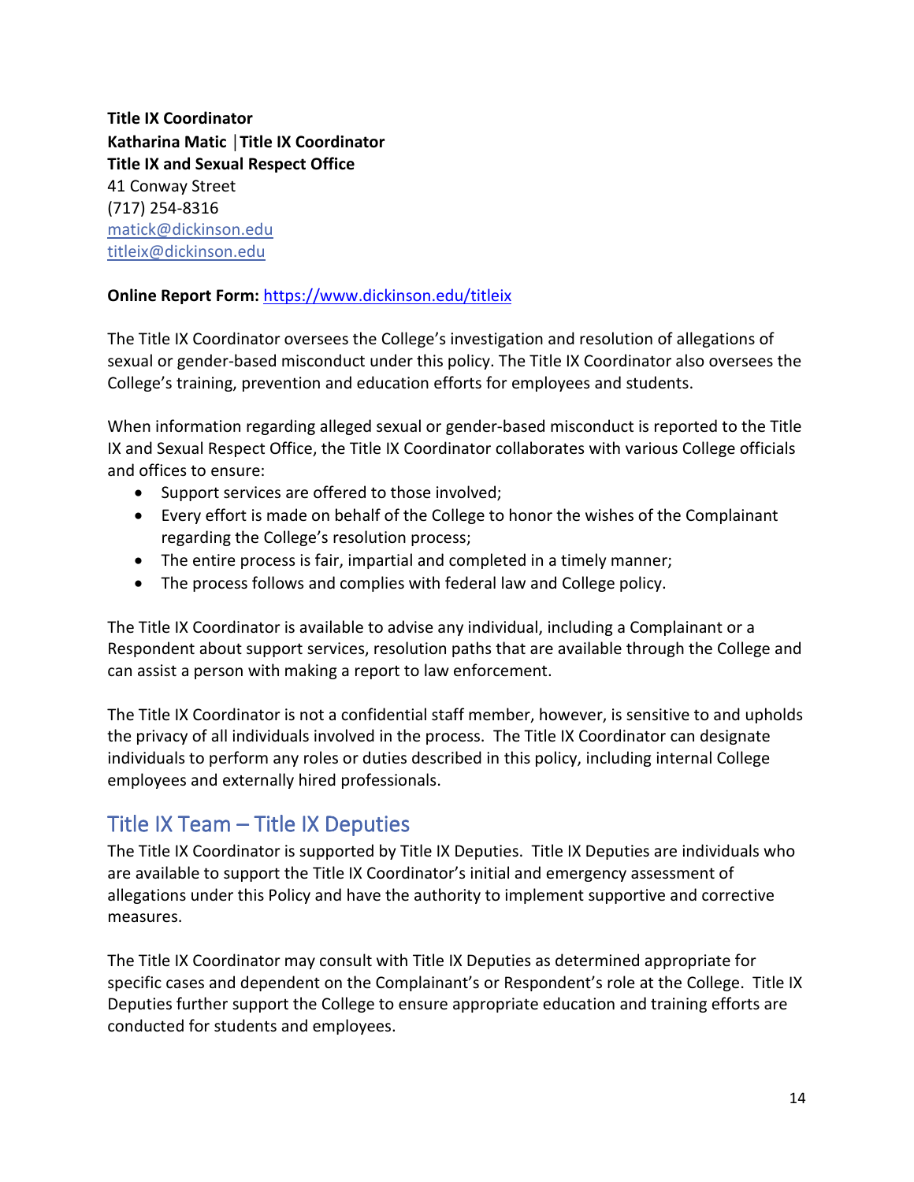**Title IX Coordinator**
**Katharina Matic │Title IX Coordinator**
**Title IX and Sexual Respect Office**
41 Conway Street
(717) 254-8316
matick@dickinson.edu
titleix@dickinson.edu

**Online Report Form:** https://www.dickinson.edu/titleix

The Title IX Coordinator oversees the College's investigation and resolution of allegations of sexual or gender-based misconduct under this policy. The Title IX Coordinator also oversees the College's training, prevention and education efforts for employees and students.

When information regarding alleged sexual or gender-based misconduct is reported to the Title IX and Sexual Respect Office, the Title IX Coordinator collaborates with various College officials and offices to ensure:

- Support services are offered to those involved;
- Every effort is made on behalf of the College to honor the wishes of the Complainant regarding the College's resolution process;
- The entire process is fair, impartial and completed in a timely manner;
- The process follows and complies with federal law and College policy.

The Title IX Coordinator is available to advise any individual, including a Complainant or a Respondent about support services, resolution paths that are available through the College and can assist a person with making a report to law enforcement.

The Title IX Coordinator is not a confidential staff member, however, is sensitive to and upholds the privacy of all individuals involved in the process. The Title IX Coordinator can designate individuals to perform any roles or duties described in this policy, including internal College employees and externally hired professionals.

## Title IX Team – Title IX Deputies

The Title IX Coordinator is supported by Title IX Deputies. Title IX Deputies are individuals who are available to support the Title IX Coordinator's initial and emergency assessment of allegations under this Policy and have the authority to implement supportive and corrective measures.

The Title IX Coordinator may consult with Title IX Deputies as determined appropriate for specific cases and dependent on the Complainant's or Respondent's role at the College. Title IX Deputies further support the College to ensure appropriate education and training efforts are conducted for students and employees.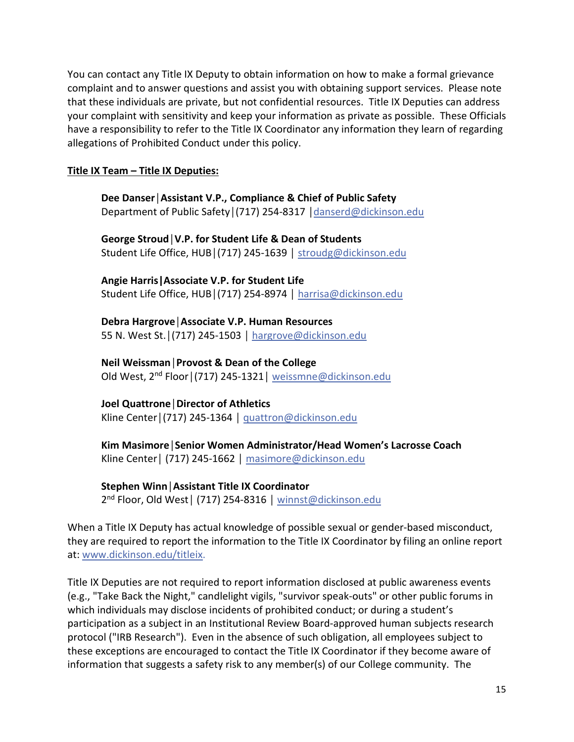You can contact any Title IX Deputy to obtain information on how to make a formal grievance complaint and to answer questions and assist you with obtaining support services. Please note that these individuals are private, but not confidential resources. Title IX Deputies can address your complaint with sensitivity and keep your information as private as possible. These Officials have a responsibility to refer to the Title IX Coordinator any information they learn of regarding allegations of Prohibited Conduct under this policy.

**Title IX Team – Title IX Deputies:**

**Dee Danser|Assistant V.P., Compliance & Chief of Public Safety**
Department of Public Safety|(717) 254-8317 |danserd@dickinson.edu

**George Stroud|V.P. for Student Life & Dean of Students**
Student Life Office, HUB|(717) 245-1639 | stroudg@dickinson.edu

**Angie Harris|Associate V.P. for Student Life**
Student Life Office, HUB|(717) 254-8974 | harrisa@dickinson.edu

**Debra Hargrove|Associate V.P. Human Resources**
55 N. West St.|(717) 245-1503 | hargrove@dickinson.edu

**Neil Weissman|Provost & Dean of the College**
Old West, 2nd Floor|(717) 245-1321| weissmne@dickinson.edu

**Joel Quattrone|Director of Athletics**
Kline Center|(717) 245-1364 | quattron@dickinson.edu

**Kim Masimore|Senior Women Administrator/Head Women's Lacrosse Coach**
Kline Center| (717) 245-1662 | masimore@dickinson.edu

**Stephen Winn|Assistant Title IX Coordinator**
2nd Floor, Old West| (717) 254-8316 | winnst@dickinson.edu

When a Title IX Deputy has actual knowledge of possible sexual or gender-based misconduct, they are required to report the information to the Title IX Coordinator by filing an online report at: www.dickinson.edu/titleix.

Title IX Deputies are not required to report information disclosed at public awareness events (e.g., "Take Back the Night," candlelight vigils, "survivor speak-outs" or other public forums in which individuals may disclose incidents of prohibited conduct; or during a student's participation as a subject in an Institutional Review Board-approved human subjects research protocol ("IRB Research"). Even in the absence of such obligation, all employees subject to these exceptions are encouraged to contact the Title IX Coordinator if they become aware of information that suggests a safety risk to any member(s) of our College community. The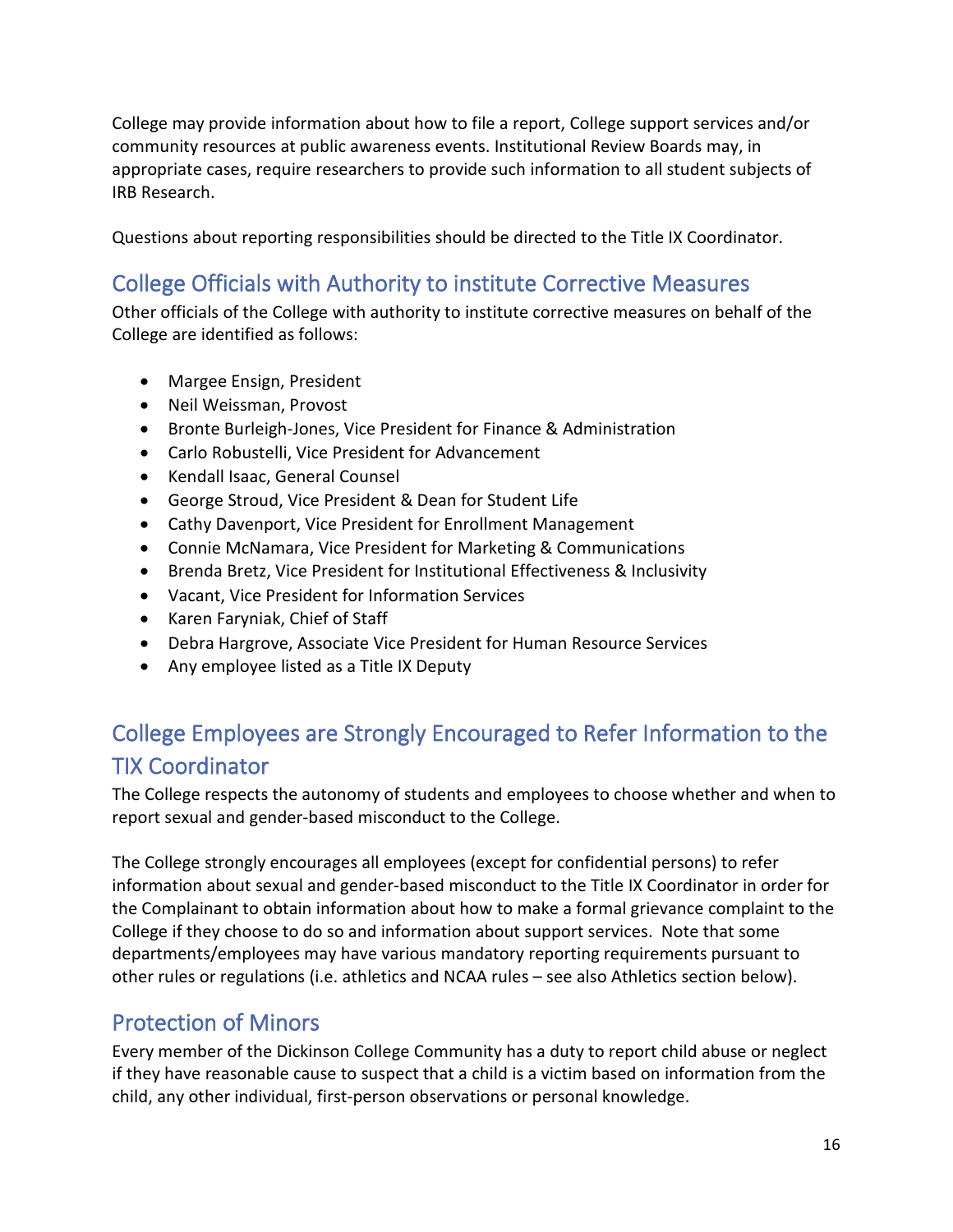College may provide information about how to file a report, College support services and/or community resources at public awareness events. Institutional Review Boards may, in appropriate cases, require researchers to provide such information to all student subjects of IRB Research.

Questions about reporting responsibilities should be directed to the Title IX Coordinator.

## College Officials with Authority to institute Corrective Measures

Other officials of the College with authority to institute corrective measures on behalf of the College are identified as follows:

- Margee Ensign, President
- Neil Weissman, Provost
- Bronte Burleigh-Jones, Vice President for Finance & Administration
- Carlo Robustelli, Vice President for Advancement
- Kendall Isaac, General Counsel
- George Stroud, Vice President & Dean for Student Life
- Cathy Davenport, Vice President for Enrollment Management
- Connie McNamara, Vice President for Marketing & Communications
- Brenda Bretz, Vice President for Institutional Effectiveness & Inclusivity
- Vacant, Vice President for Information Services
- Karen Faryniak, Chief of Staff
- Debra Hargrove, Associate Vice President for Human Resource Services
- Any employee listed as a Title IX Deputy

## College Employees are Strongly Encouraged to Refer Information to the TIX Coordinator

The College respects the autonomy of students and employees to choose whether and when to report sexual and gender-based misconduct to the College.

The College strongly encourages all employees (except for confidential persons) to refer information about sexual and gender-based misconduct to the Title IX Coordinator in order for the Complainant to obtain information about how to make a formal grievance complaint to the College if they choose to do so and information about support services. Note that some departments/employees may have various mandatory reporting requirements pursuant to other rules or regulations (i.e. athletics and NCAA rules – see also Athletics section below).

## Protection of Minors

Every member of the Dickinson College Community has a duty to report child abuse or neglect if they have reasonable cause to suspect that a child is a victim based on information from the child, any other individual, first-person observations or personal knowledge.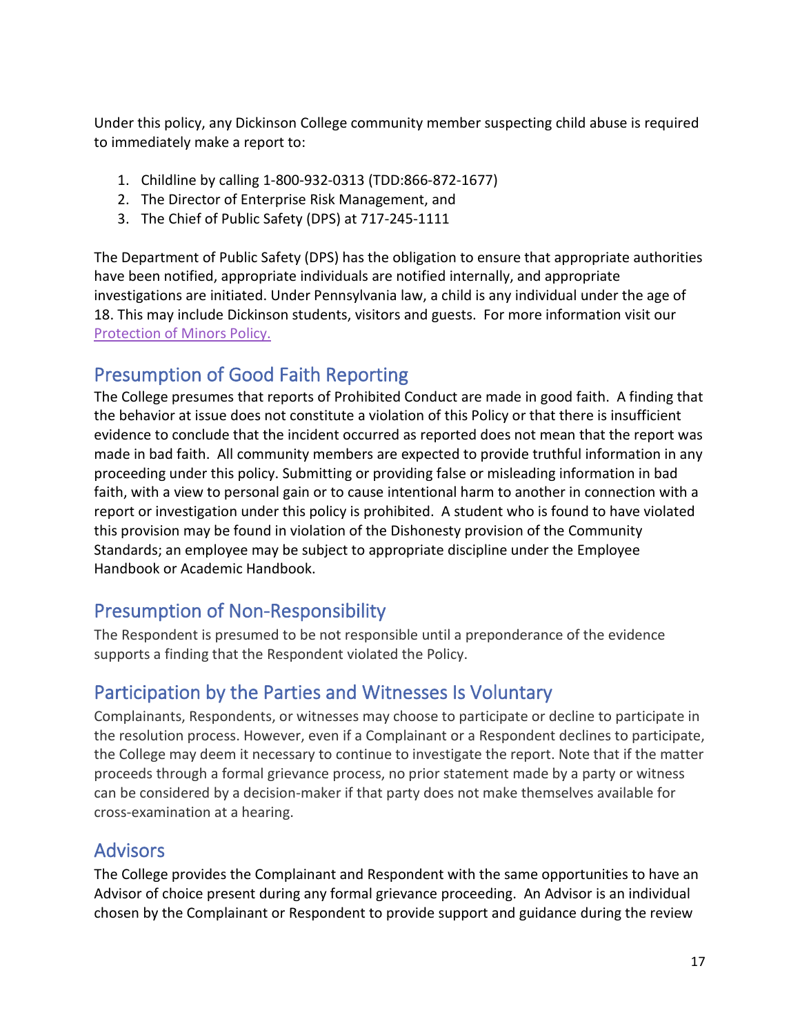Under this policy, any Dickinson College community member suspecting child abuse is required to immediately make a report to:

1. Childline by calling 1-800-932-0313 (TDD:866-872-1677)
2. The Director of Enterprise Risk Management, and
3. The Chief of Public Safety (DPS) at 717-245-1111

The Department of Public Safety (DPS) has the obligation to ensure that appropriate authorities have been notified, appropriate individuals are notified internally, and appropriate investigations are initiated. Under Pennsylvania law, a child is any individual under the age of 18. This may include Dickinson students, visitors and guests. For more information visit our Protection of Minors Policy.

## Presumption of Good Faith Reporting

The College presumes that reports of Prohibited Conduct are made in good faith. A finding that the behavior at issue does not constitute a violation of this Policy or that there is insufficient evidence to conclude that the incident occurred as reported does not mean that the report was made in bad faith. All community members are expected to provide truthful information in any proceeding under this policy. Submitting or providing false or misleading information in bad faith, with a view to personal gain or to cause intentional harm to another in connection with a report or investigation under this policy is prohibited. A student who is found to have violated this provision may be found in violation of the Dishonesty provision of the Community Standards; an employee may be subject to appropriate discipline under the Employee Handbook or Academic Handbook.

## Presumption of Non-Responsibility

The Respondent is presumed to be not responsible until a preponderance of the evidence supports a finding that the Respondent violated the Policy.

## Participation by the Parties and Witnesses Is Voluntary

Complainants, Respondents, or witnesses may choose to participate or decline to participate in the resolution process. However, even if a Complainant or a Respondent declines to participate, the College may deem it necessary to continue to investigate the report. Note that if the matter proceeds through a formal grievance process, no prior statement made by a party or witness can be considered by a decision-maker if that party does not make themselves available for cross-examination at a hearing.

## Advisors

The College provides the Complainant and Respondent with the same opportunities to have an Advisor of choice present during any formal grievance proceeding. An Advisor is an individual chosen by the Complainant or Respondent to provide support and guidance during the review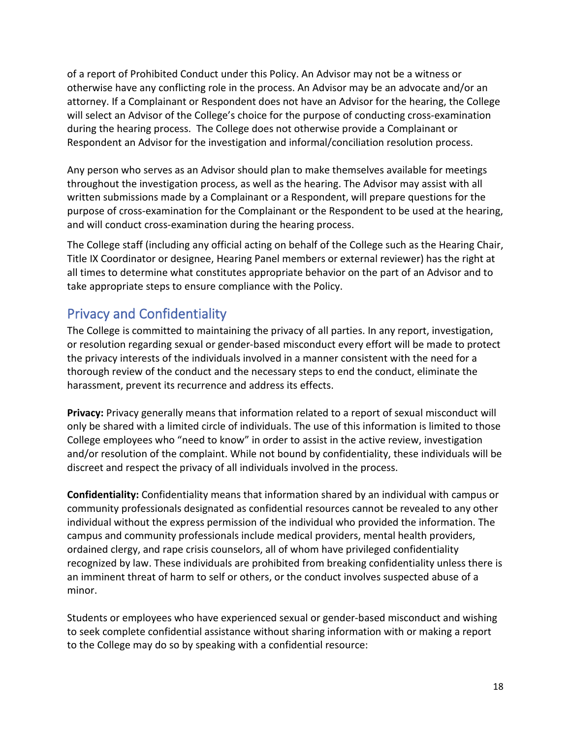of a report of Prohibited Conduct under this Policy. An Advisor may not be a witness or otherwise have any conflicting role in the process. An Advisor may be an advocate and/or an attorney. If a Complainant or Respondent does not have an Advisor for the hearing, the College will select an Advisor of the College's choice for the purpose of conducting cross-examination during the hearing process. The College does not otherwise provide a Complainant or Respondent an Advisor for the investigation and informal/conciliation resolution process.

Any person who serves as an Advisor should plan to make themselves available for meetings throughout the investigation process, as well as the hearing. The Advisor may assist with all written submissions made by a Complainant or a Respondent, will prepare questions for the purpose of cross-examination for the Complainant or the Respondent to be used at the hearing, and will conduct cross-examination during the hearing process.

The College staff (including any official acting on behalf of the College such as the Hearing Chair, Title IX Coordinator or designee, Hearing Panel members or external reviewer) has the right at all times to determine what constitutes appropriate behavior on the part of an Advisor and to take appropriate steps to ensure compliance with the Policy.

## Privacy and Confidentiality

The College is committed to maintaining the privacy of all parties. In any report, investigation, or resolution regarding sexual or gender-based misconduct every effort will be made to protect the privacy interests of the individuals involved in a manner consistent with the need for a thorough review of the conduct and the necessary steps to end the conduct, eliminate the harassment, prevent its recurrence and address its effects.

**Privacy:** Privacy generally means that information related to a report of sexual misconduct will only be shared with a limited circle of individuals. The use of this information is limited to those College employees who "need to know" in order to assist in the active review, investigation and/or resolution of the complaint. While not bound by confidentiality, these individuals will be discreet and respect the privacy of all individuals involved in the process.

**Confidentiality:** Confidentiality means that information shared by an individual with campus or community professionals designated as confidential resources cannot be revealed to any other individual without the express permission of the individual who provided the information. The campus and community professionals include medical providers, mental health providers, ordained clergy, and rape crisis counselors, all of whom have privileged confidentiality recognized by law. These individuals are prohibited from breaking confidentiality unless there is an imminent threat of harm to self or others, or the conduct involves suspected abuse of a minor.

Students or employees who have experienced sexual or gender-based misconduct and wishing to seek complete confidential assistance without sharing information with or making a report to the College may do so by speaking with a confidential resource: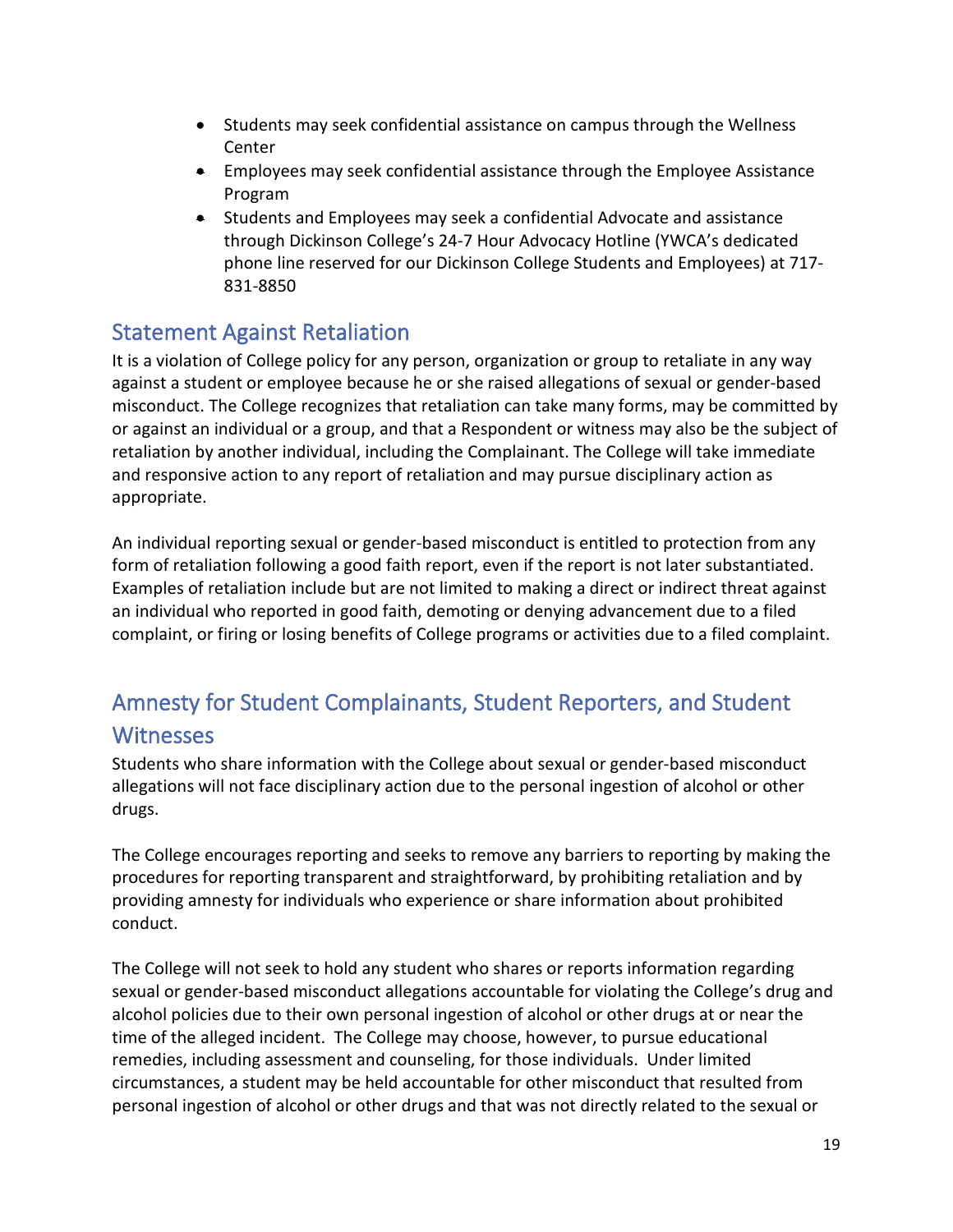- Students may seek confidential assistance on campus through the Wellness Center
- Employees may seek confidential assistance through the Employee Assistance Program
- Students and Employees may seek a confidential Advocate and assistance through Dickinson College's 24-7 Hour Advocacy Hotline (YWCA's dedicated phone line reserved for our Dickinson College Students and Employees) at 717-831-8850

## Statement Against Retaliation

It is a violation of College policy for any person, organization or group to retaliate in any way against a student or employee because he or she raised allegations of sexual or gender-based misconduct. The College recognizes that retaliation can take many forms, may be committed by or against an individual or a group, and that a Respondent or witness may also be the subject of retaliation by another individual, including the Complainant. The College will take immediate and responsive action to any report of retaliation and may pursue disciplinary action as appropriate.

An individual reporting sexual or gender-based misconduct is entitled to protection from any form of retaliation following a good faith report, even if the report is not later substantiated. Examples of retaliation include but are not limited to making a direct or indirect threat against an individual who reported in good faith, demoting or denying advancement due to a filed complaint, or firing or losing benefits of College programs or activities due to a filed complaint.

## Amnesty for Student Complainants, Student Reporters, and Student Witnesses

Students who share information with the College about sexual or gender-based misconduct allegations will not face disciplinary action due to the personal ingestion of alcohol or other drugs.

The College encourages reporting and seeks to remove any barriers to reporting by making the procedures for reporting transparent and straightforward, by prohibiting retaliation and by providing amnesty for individuals who experience or share information about prohibited conduct.

The College will not seek to hold any student who shares or reports information regarding sexual or gender-based misconduct allegations accountable for violating the College's drug and alcohol policies due to their own personal ingestion of alcohol or other drugs at or near the time of the alleged incident. The College may choose, however, to pursue educational remedies, including assessment and counseling, for those individuals. Under limited circumstances, a student may be held accountable for other misconduct that resulted from personal ingestion of alcohol or other drugs and that was not directly related to the sexual or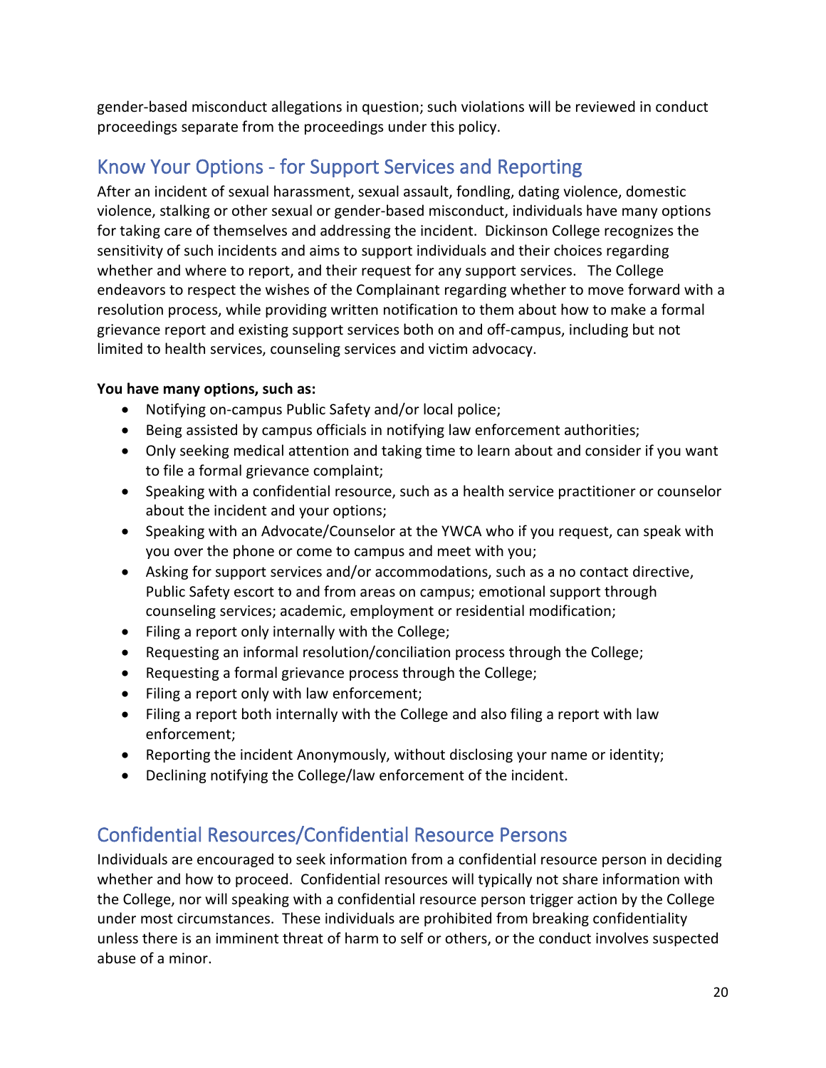gender-based misconduct allegations in question; such violations will be reviewed in conduct proceedings separate from the proceedings under this policy.

## Know Your Options - for Support Services and Reporting

After an incident of sexual harassment, sexual assault, fondling, dating violence, domestic violence, stalking or other sexual or gender-based misconduct, individuals have many options for taking care of themselves and addressing the incident. Dickinson College recognizes the sensitivity of such incidents and aims to support individuals and their choices regarding whether and where to report, and their request for any support services. The College endeavors to respect the wishes of the Complainant regarding whether to move forward with a resolution process, while providing written notification to them about how to make a formal grievance report and existing support services both on and off-campus, including but not limited to health services, counseling services and victim advocacy.

**You have many options, such as:**

- Notifying on-campus Public Safety and/or local police;
- Being assisted by campus officials in notifying law enforcement authorities;
- Only seeking medical attention and taking time to learn about and consider if you want to file a formal grievance complaint;
- Speaking with a confidential resource, such as a health service practitioner or counselor about the incident and your options;
- Speaking with an Advocate/Counselor at the YWCA who if you request, can speak with you over the phone or come to campus and meet with you;
- Asking for support services and/or accommodations, such as a no contact directive, Public Safety escort to and from areas on campus; emotional support through counseling services; academic, employment or residential modification;
- Filing a report only internally with the College;
- Requesting an informal resolution/conciliation process through the College;
- Requesting a formal grievance process through the College;
- Filing a report only with law enforcement;
- Filing a report both internally with the College and also filing a report with law enforcement;
- Reporting the incident Anonymously, without disclosing your name or identity;
- Declining notifying the College/law enforcement of the incident.

## Confidential Resources/Confidential Resource Persons

Individuals are encouraged to seek information from a confidential resource person in deciding whether and how to proceed. Confidential resources will typically not share information with the College, nor will speaking with a confidential resource person trigger action by the College under most circumstances. These individuals are prohibited from breaking confidentiality unless there is an imminent threat of harm to self or others, or the conduct involves suspected abuse of a minor.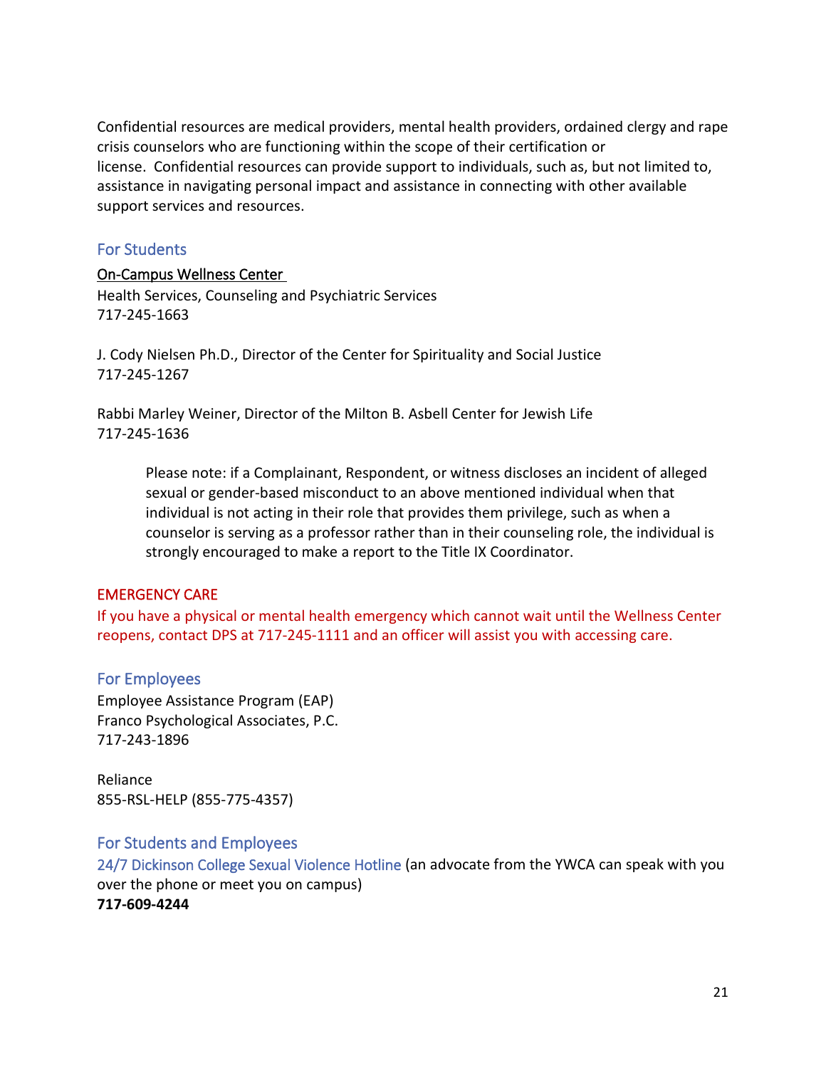Confidential resources are medical providers, mental health providers, ordained clergy and rape crisis counselors who are functioning within the scope of their certification or license. Confidential resources can provide support to individuals, such as, but not limited to, assistance in navigating personal impact and assistance in connecting with other available support services and resources.

### For Students

On-Campus Wellness Center
Health Services, Counseling and Psychiatric Services
717-245-1663

J. Cody Nielsen Ph.D., Director of the Center for Spirituality and Social Justice
717-245-1267

Rabbi Marley Weiner, Director of the Milton B. Asbell Center for Jewish Life
717-245-1636

> Please note: if a Complainant, Respondent, or witness discloses an incident of alleged sexual or gender-based misconduct to an above mentioned individual when that individual is not acting in their role that provides them privilege, such as when a counselor is serving as a professor rather than in their counseling role, the individual is strongly encouraged to make a report to the Title IX Coordinator.

### EMERGENCY CARE

If you have a physical or mental health emergency which cannot wait until the Wellness Center reopens, contact DPS at 717-245-1111 and an officer will assist you with accessing care.

### For Employees

Employee Assistance Program (EAP)
Franco Psychological Associates, P.C.
717-243-1896

Reliance
855-RSL-HELP (855-775-4357)

### For Students and Employees

24/7 Dickinson College Sexual Violence Hotline (an advocate from the YWCA can speak with you over the phone or meet you on campus)
**717-609-4244**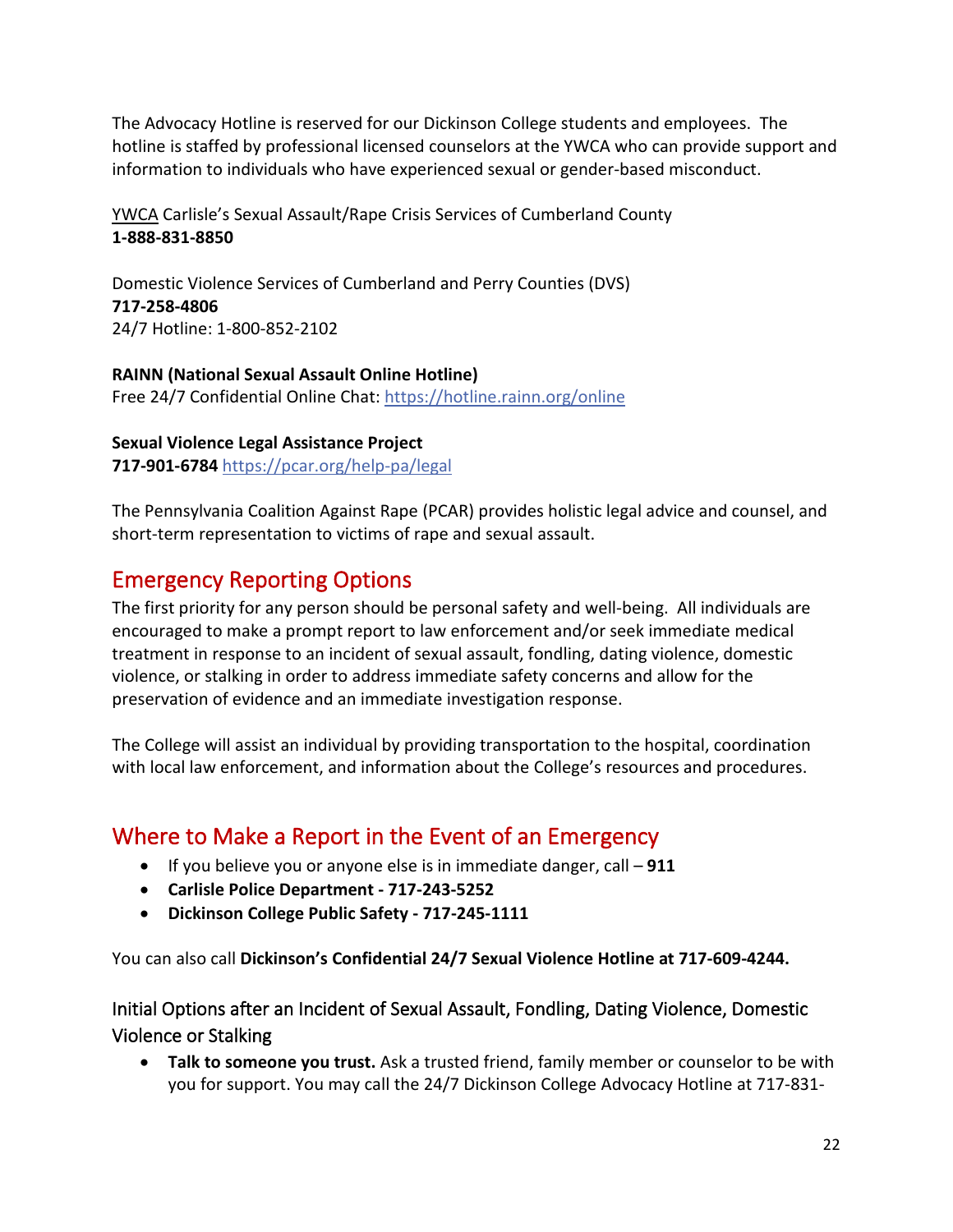The Advocacy Hotline is reserved for our Dickinson College students and employees. The hotline is staffed by professional licensed counselors at the YWCA who can provide support and information to individuals who have experienced sexual or gender-based misconduct.

YWCA Carlisle's Sexual Assault/Rape Crisis Services of Cumberland County
**1-888-831-8850**

Domestic Violence Services of Cumberland and Perry Counties (DVS)
**717-258-4806**
24/7 Hotline: 1-800-852-2102

**RAINN (National Sexual Assault Online Hotline)**
Free 24/7 Confidential Online Chat: https://hotline.rainn.org/online

**Sexual Violence Legal Assistance Project**
**717-901-6784** https://pcar.org/help-pa/legal

The Pennsylvania Coalition Against Rape (PCAR) provides holistic legal advice and counsel, and short-term representation to victims of rape and sexual assault.

## Emergency Reporting Options

The first priority for any person should be personal safety and well-being. All individuals are encouraged to make a prompt report to law enforcement and/or seek immediate medical treatment in response to an incident of sexual assault, fondling, dating violence, domestic violence, or stalking in order to address immediate safety concerns and allow for the preservation of evidence and an immediate investigation response.

The College will assist an individual by providing transportation to the hospital, coordination with local law enforcement, and information about the College's resources and procedures.

## Where to Make a Report in the Event of an Emergency

- If you believe you or anyone else is in immediate danger, call – **911**
- **Carlisle Police Department - 717-243-5252**
- **Dickinson College Public Safety - 717-245-1111**

You can also call **Dickinson's Confidential 24/7 Sexual Violence Hotline at 717-609-4244.**

### Initial Options after an Incident of Sexual Assault, Fondling, Dating Violence, Domestic Violence or Stalking

- **Talk to someone you trust.** Ask a trusted friend, family member or counselor to be with you for support. You may call the 24/7 Dickinson College Advocacy Hotline at 717-831-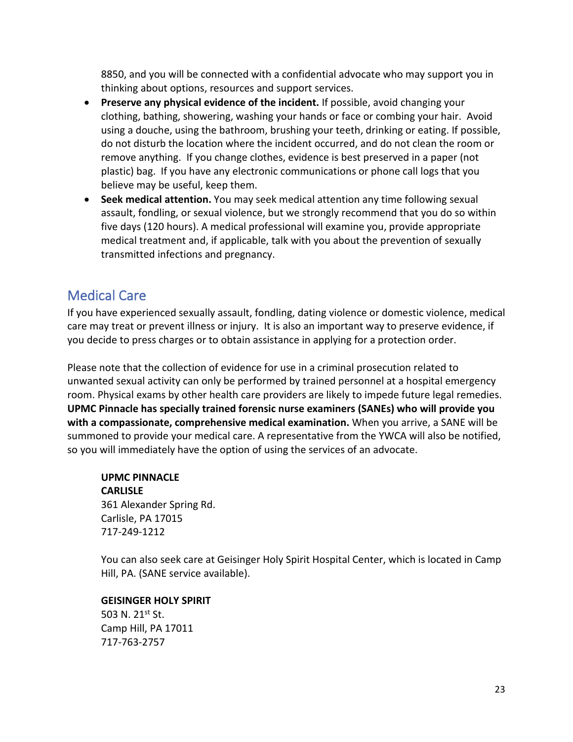8850, and you will be connected with a confidential advocate who may support you in thinking about options, resources and support services.

- **Preserve any physical evidence of the incident.** If possible, avoid changing your clothing, bathing, showering, washing your hands or face or combing your hair. Avoid using a douche, using the bathroom, brushing your teeth, drinking or eating. If possible, do not disturb the location where the incident occurred, and do not clean the room or remove anything. If you change clothes, evidence is best preserved in a paper (not plastic) bag. If you have any electronic communications or phone call logs that you believe may be useful, keep them.
- **Seek medical attention.** You may seek medical attention any time following sexual assault, fondling, or sexual violence, but we strongly recommend that you do so within five days (120 hours). A medical professional will examine you, provide appropriate medical treatment and, if applicable, talk with you about the prevention of sexually transmitted infections and pregnancy.

## Medical Care

If you have experienced sexually assault, fondling, dating violence or domestic violence, medical care may treat or prevent illness or injury. It is also an important way to preserve evidence, if you decide to press charges or to obtain assistance in applying for a protection order.

Please note that the collection of evidence for use in a criminal prosecution related to unwanted sexual activity can only be performed by trained personnel at a hospital emergency room. Physical exams by other health care providers are likely to impede future legal remedies. **UPMC Pinnacle has specially trained forensic nurse examiners (SANEs) who will provide you with a compassionate, comprehensive medical examination.** When you arrive, a SANE will be summoned to provide your medical care. A representative from the YWCA will also be notified, so you will immediately have the option of using the services of an advocate.

**UPMC PINNACLE**
**CARLISLE**
361 Alexander Spring Rd.
Carlisle, PA 17015
717-249-1212

You can also seek care at Geisinger Holy Spirit Hospital Center, which is located in Camp Hill, PA. (SANE service available).

**GEISINGER HOLY SPIRIT**
503 N. 21st St.
Camp Hill, PA 17011
717-763-2757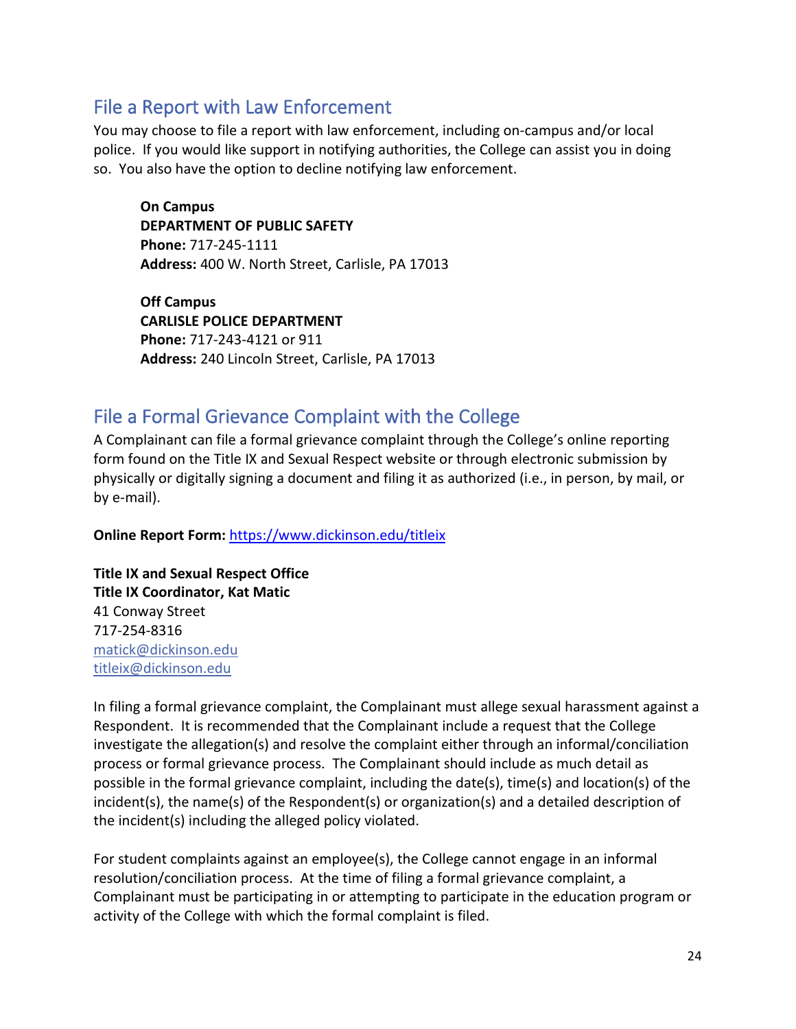## File a Report with Law Enforcement

You may choose to file a report with law enforcement, including on-campus and/or local police. If you would like support in notifying authorities, the College can assist you in doing so. You also have the option to decline notifying law enforcement.

**On Campus**
**DEPARTMENT OF PUBLIC SAFETY**
**Phone:** 717-245-1111
**Address:** 400 W. North Street, Carlisle, PA 17013

**Off Campus**
**CARLISLE POLICE DEPARTMENT**
**Phone:** 717-243-4121 or 911
**Address:** 240 Lincoln Street, Carlisle, PA 17013

## File a Formal Grievance Complaint with the College

A Complainant can file a formal grievance complaint through the College's online reporting form found on the Title IX and Sexual Respect website or through electronic submission by physically or digitally signing a document and filing it as authorized (i.e., in person, by mail, or by e-mail).

**Online Report Form:** https://www.dickinson.edu/titleix

**Title IX and Sexual Respect Office**
**Title IX Coordinator, Kat Matic**
41 Conway Street
717-254-8316
matick@dickinson.edu
titleix@dickinson.edu

In filing a formal grievance complaint, the Complainant must allege sexual harassment against a Respondent. It is recommended that the Complainant include a request that the College investigate the allegation(s) and resolve the complaint either through an informal/conciliation process or formal grievance process. The Complainant should include as much detail as possible in the formal grievance complaint, including the date(s), time(s) and location(s) of the incident(s), the name(s) of the Respondent(s) or organization(s) and a detailed description of the incident(s) including the alleged policy violated.

For student complaints against an employee(s), the College cannot engage in an informal resolution/conciliation process. At the time of filing a formal grievance complaint, a Complainant must be participating in or attempting to participate in the education program or activity of the College with which the formal complaint is filed.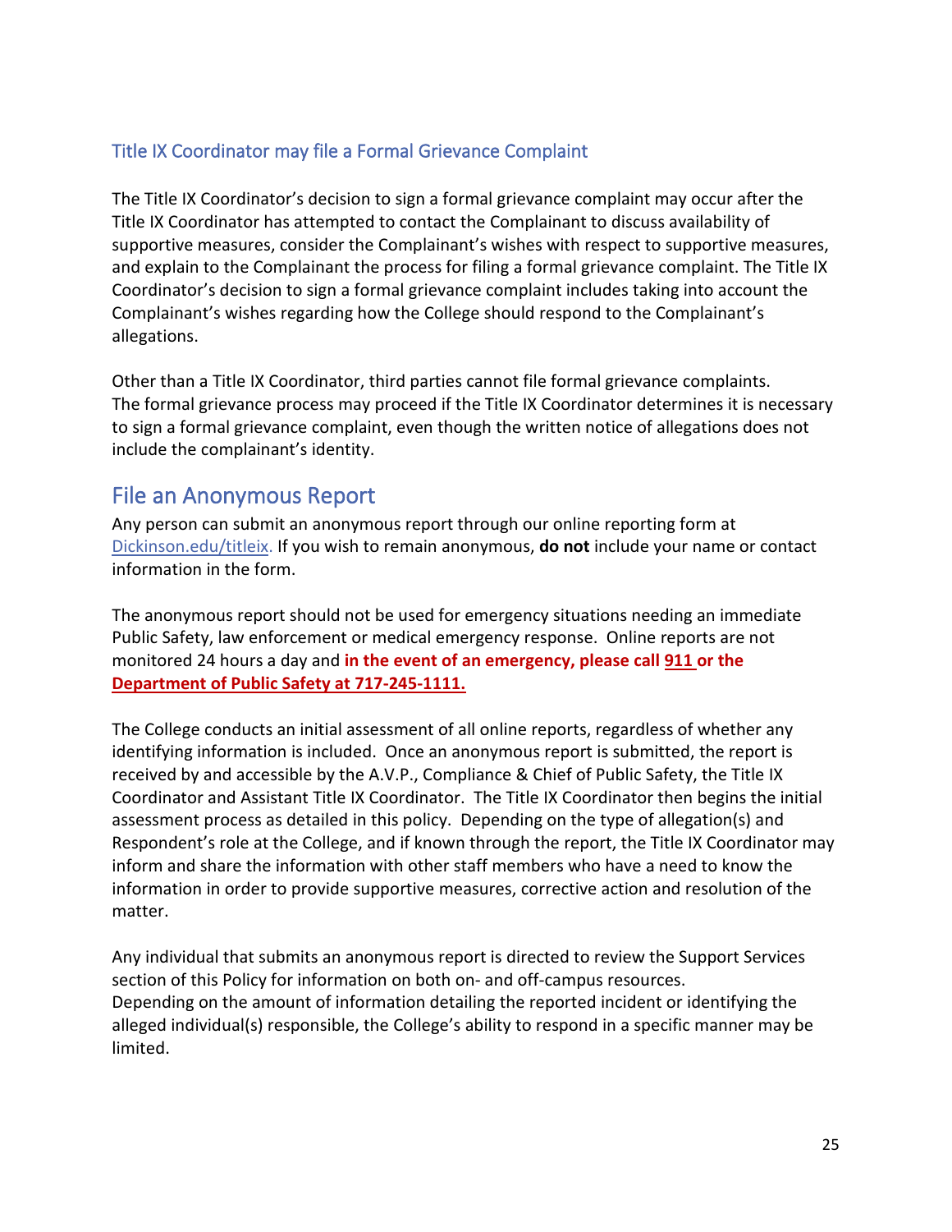### Title IX Coordinator may file a Formal Grievance Complaint

The Title IX Coordinator's decision to sign a formal grievance complaint may occur after the Title IX Coordinator has attempted to contact the Complainant to discuss availability of supportive measures, consider the Complainant's wishes with respect to supportive measures, and explain to the Complainant the process for filing a formal grievance complaint. The Title IX Coordinator's decision to sign a formal grievance complaint includes taking into account the Complainant's wishes regarding how the College should respond to the Complainant's allegations.

Other than a Title IX Coordinator, third parties cannot file formal grievance complaints. The formal grievance process may proceed if the Title IX Coordinator determines it is necessary to sign a formal grievance complaint, even though the written notice of allegations does not include the complainant's identity.

## File an Anonymous Report

Any person can submit an anonymous report through our online reporting form at Dickinson.edu/titleix. If you wish to remain anonymous, **do not** include your name or contact information in the form.

The anonymous report should not be used for emergency situations needing an immediate Public Safety, law enforcement or medical emergency response. Online reports are not monitored 24 hours a day and **in the event of an emergency, please call 911 or the Department of Public Safety at 717-245-1111.**

The College conducts an initial assessment of all online reports, regardless of whether any identifying information is included. Once an anonymous report is submitted, the report is received by and accessible by the A.V.P., Compliance & Chief of Public Safety, the Title IX Coordinator and Assistant Title IX Coordinator. The Title IX Coordinator then begins the initial assessment process as detailed in this policy. Depending on the type of allegation(s) and Respondent's role at the College, and if known through the report, the Title IX Coordinator may inform and share the information with other staff members who have a need to know the information in order to provide supportive measures, corrective action and resolution of the matter.

Any individual that submits an anonymous report is directed to review the Support Services section of this Policy for information on both on- and off-campus resources.
Depending on the amount of information detailing the reported incident or identifying the alleged individual(s) responsible, the College's ability to respond in a specific manner may be limited.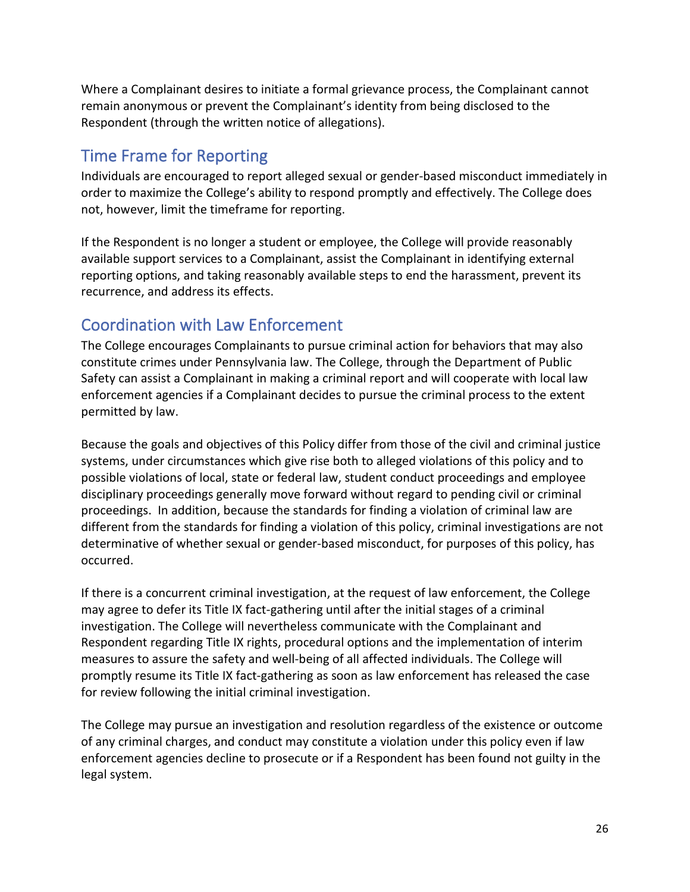Where a Complainant desires to initiate a formal grievance process, the Complainant cannot remain anonymous or prevent the Complainant's identity from being disclosed to the Respondent (through the written notice of allegations).

## Time Frame for Reporting

Individuals are encouraged to report alleged sexual or gender-based misconduct immediately in order to maximize the College's ability to respond promptly and effectively. The College does not, however, limit the timeframe for reporting.

If the Respondent is no longer a student or employee, the College will provide reasonably available support services to a Complainant, assist the Complainant in identifying external reporting options, and taking reasonably available steps to end the harassment, prevent its recurrence, and address its effects.

## Coordination with Law Enforcement

The College encourages Complainants to pursue criminal action for behaviors that may also constitute crimes under Pennsylvania law. The College, through the Department of Public Safety can assist a Complainant in making a criminal report and will cooperate with local law enforcement agencies if a Complainant decides to pursue the criminal process to the extent permitted by law.

Because the goals and objectives of this Policy differ from those of the civil and criminal justice systems, under circumstances which give rise both to alleged violations of this policy and to possible violations of local, state or federal law, student conduct proceedings and employee disciplinary proceedings generally move forward without regard to pending civil or criminal proceedings. In addition, because the standards for finding a violation of criminal law are different from the standards for finding a violation of this policy, criminal investigations are not determinative of whether sexual or gender-based misconduct, for purposes of this policy, has occurred.

If there is a concurrent criminal investigation, at the request of law enforcement, the College may agree to defer its Title IX fact-gathering until after the initial stages of a criminal investigation. The College will nevertheless communicate with the Complainant and Respondent regarding Title IX rights, procedural options and the implementation of interim measures to assure the safety and well-being of all affected individuals. The College will promptly resume its Title IX fact-gathering as soon as law enforcement has released the case for review following the initial criminal investigation.

The College may pursue an investigation and resolution regardless of the existence or outcome of any criminal charges, and conduct may constitute a violation under this policy even if law enforcement agencies decline to prosecute or if a Respondent has been found not guilty in the legal system.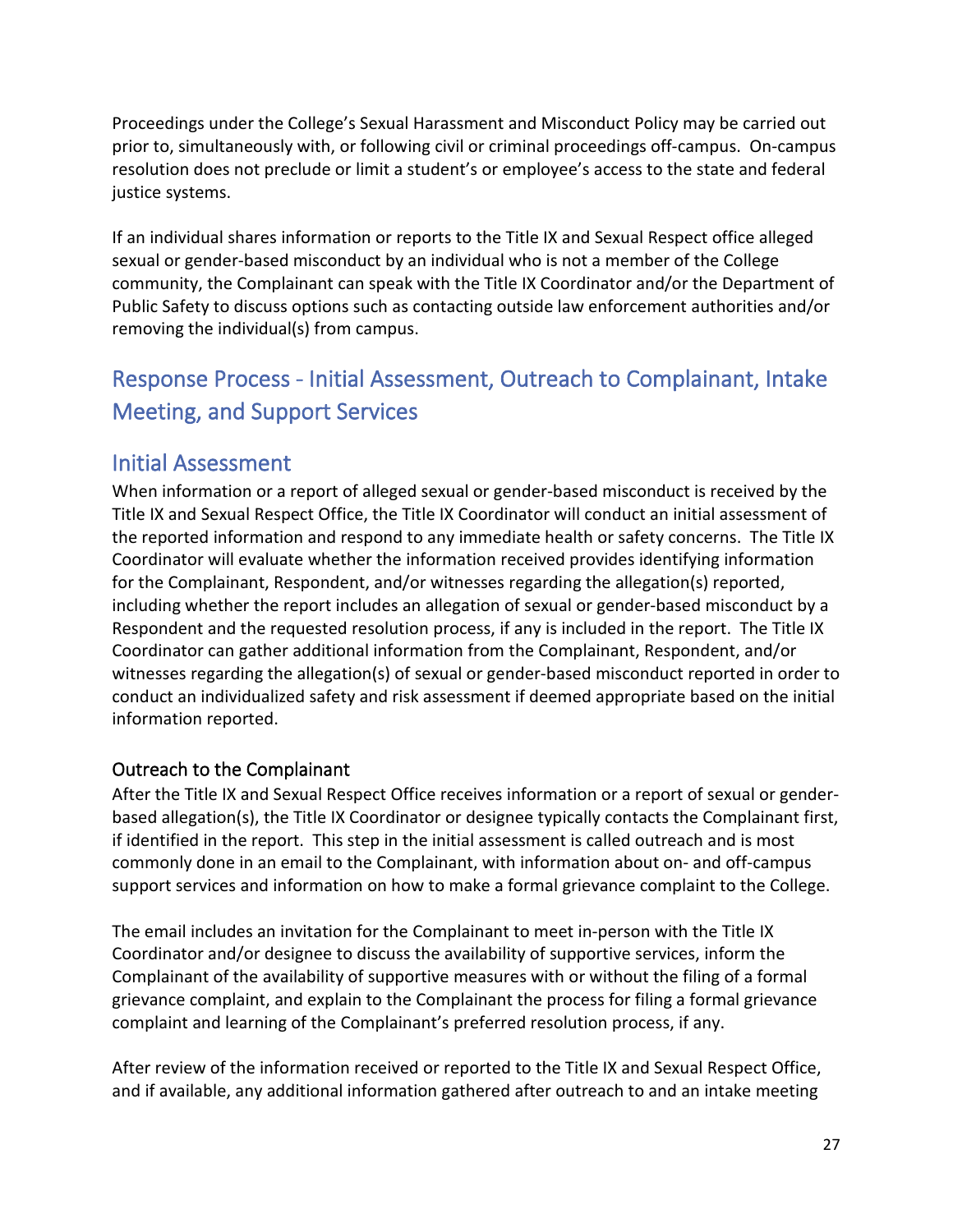Proceedings under the College's Sexual Harassment and Misconduct Policy may be carried out prior to, simultaneously with, or following civil or criminal proceedings off-campus. On-campus resolution does not preclude or limit a student's or employee's access to the state and federal justice systems.

If an individual shares information or reports to the Title IX and Sexual Respect office alleged sexual or gender-based misconduct by an individual who is not a member of the College community, the Complainant can speak with the Title IX Coordinator and/or the Department of Public Safety to discuss options such as contacting outside law enforcement authorities and/or removing the individual(s) from campus.

# Response Process - Initial Assessment, Outreach to Complainant, Intake Meeting, and Support Services

## Initial Assessment

When information or a report of alleged sexual or gender-based misconduct is received by the Title IX and Sexual Respect Office, the Title IX Coordinator will conduct an initial assessment of the reported information and respond to any immediate health or safety concerns. The Title IX Coordinator will evaluate whether the information received provides identifying information for the Complainant, Respondent, and/or witnesses regarding the allegation(s) reported, including whether the report includes an allegation of sexual or gender-based misconduct by a Respondent and the requested resolution process, if any is included in the report. The Title IX Coordinator can gather additional information from the Complainant, Respondent, and/or witnesses regarding the allegation(s) of sexual or gender-based misconduct reported in order to conduct an individualized safety and risk assessment if deemed appropriate based on the initial information reported.

### Outreach to the Complainant

After the Title IX and Sexual Respect Office receives information or a report of sexual or gender-based allegation(s), the Title IX Coordinator or designee typically contacts the Complainant first, if identified in the report. This step in the initial assessment is called outreach and is most commonly done in an email to the Complainant, with information about on- and off-campus support services and information on how to make a formal grievance complaint to the College.

The email includes an invitation for the Complainant to meet in-person with the Title IX Coordinator and/or designee to discuss the availability of supportive services, inform the Complainant of the availability of supportive measures with or without the filing of a formal grievance complaint, and explain to the Complainant the process for filing a formal grievance complaint and learning of the Complainant's preferred resolution process, if any.

After review of the information received or reported to the Title IX and Sexual Respect Office, and if available, any additional information gathered after outreach to and an intake meeting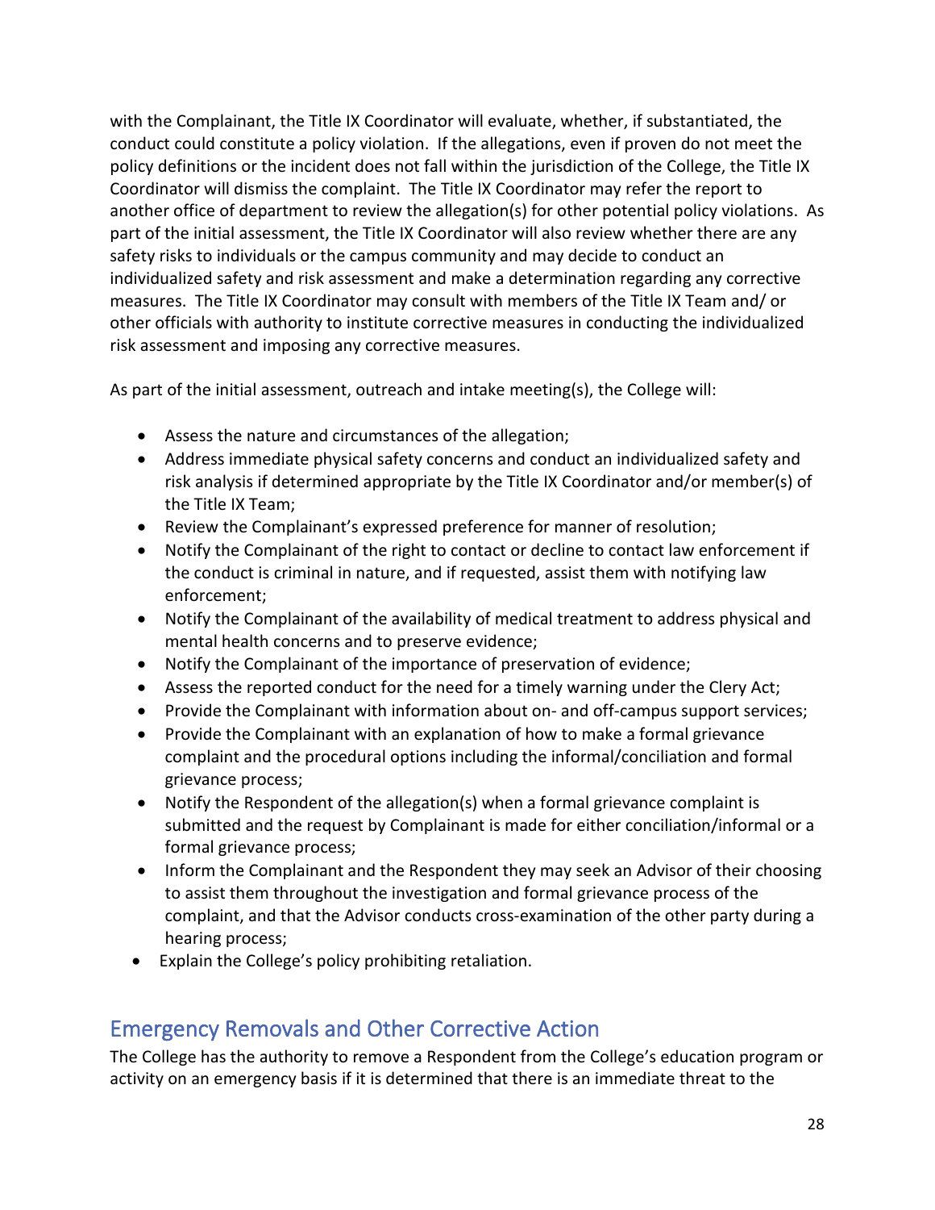with the Complainant, the Title IX Coordinator will evaluate, whether, if substantiated, the conduct could constitute a policy violation. If the allegations, even if proven do not meet the policy definitions or the incident does not fall within the jurisdiction of the College, the Title IX Coordinator will dismiss the complaint. The Title IX Coordinator may refer the report to another office of department to review the allegation(s) for other potential policy violations. As part of the initial assessment, the Title IX Coordinator will also review whether there are any safety risks to individuals or the campus community and may decide to conduct an individualized safety and risk assessment and make a determination regarding any corrective measures. The Title IX Coordinator may consult with members of the Title IX Team and/ or other officials with authority to institute corrective measures in conducting the individualized risk assessment and imposing any corrective measures.

As part of the initial assessment, outreach and intake meeting(s), the College will:

- Assess the nature and circumstances of the allegation;
- Address immediate physical safety concerns and conduct an individualized safety and risk analysis if determined appropriate by the Title IX Coordinator and/or member(s) of the Title IX Team;
- Review the Complainant's expressed preference for manner of resolution;
- Notify the Complainant of the right to contact or decline to contact law enforcement if the conduct is criminal in nature, and if requested, assist them with notifying law enforcement;
- Notify the Complainant of the availability of medical treatment to address physical and mental health concerns and to preserve evidence;
- Notify the Complainant of the importance of preservation of evidence;
- Assess the reported conduct for the need for a timely warning under the Clery Act;
- Provide the Complainant with information about on- and off-campus support services;
- Provide the Complainant with an explanation of how to make a formal grievance complaint and the procedural options including the informal/conciliation and formal grievance process;
- Notify the Respondent of the allegation(s) when a formal grievance complaint is submitted and the request by Complainant is made for either conciliation/informal or a formal grievance process;
- Inform the Complainant and the Respondent they may seek an Advisor of their choosing to assist them throughout the investigation and formal grievance process of the complaint, and that the Advisor conducts cross-examination of the other party during a hearing process;
- Explain the College's policy prohibiting retaliation.

## Emergency Removals and Other Corrective Action

The College has the authority to remove a Respondent from the College's education program or activity on an emergency basis if it is determined that there is an immediate threat to the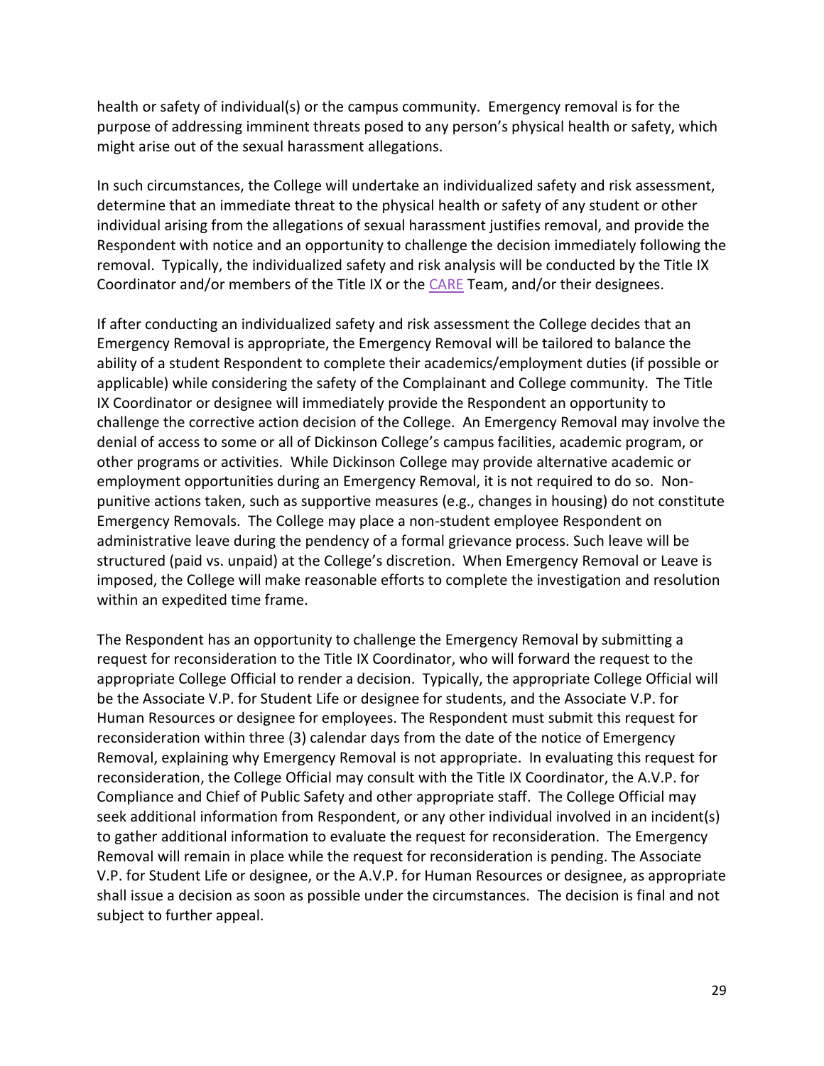health or safety of individual(s) or the campus community. Emergency removal is for the purpose of addressing imminent threats posed to any person's physical health or safety, which might arise out of the sexual harassment allegations.

In such circumstances, the College will undertake an individualized safety and risk assessment, determine that an immediate threat to the physical health or safety of any student or other individual arising from the allegations of sexual harassment justifies removal, and provide the Respondent with notice and an opportunity to challenge the decision immediately following the removal. Typically, the individualized safety and risk analysis will be conducted by the Title IX Coordinator and/or members of the Title IX or the CARE Team, and/or their designees.

If after conducting an individualized safety and risk assessment the College decides that an Emergency Removal is appropriate, the Emergency Removal will be tailored to balance the ability of a student Respondent to complete their academics/employment duties (if possible or applicable) while considering the safety of the Complainant and College community. The Title IX Coordinator or designee will immediately provide the Respondent an opportunity to challenge the corrective action decision of the College. An Emergency Removal may involve the denial of access to some or all of Dickinson College's campus facilities, academic program, or other programs or activities. While Dickinson College may provide alternative academic or employment opportunities during an Emergency Removal, it is not required to do so. Non-punitive actions taken, such as supportive measures (e.g., changes in housing) do not constitute Emergency Removals. The College may place a non-student employee Respondent on administrative leave during the pendency of a formal grievance process. Such leave will be structured (paid vs. unpaid) at the College's discretion. When Emergency Removal or Leave is imposed, the College will make reasonable efforts to complete the investigation and resolution within an expedited time frame.

The Respondent has an opportunity to challenge the Emergency Removal by submitting a request for reconsideration to the Title IX Coordinator, who will forward the request to the appropriate College Official to render a decision. Typically, the appropriate College Official will be the Associate V.P. for Student Life or designee for students, and the Associate V.P. for Human Resources or designee for employees. The Respondent must submit this request for reconsideration within three (3) calendar days from the date of the notice of Emergency Removal, explaining why Emergency Removal is not appropriate. In evaluating this request for reconsideration, the College Official may consult with the Title IX Coordinator, the A.V.P. for Compliance and Chief of Public Safety and other appropriate staff. The College Official may seek additional information from Respondent, or any other individual involved in an incident(s) to gather additional information to evaluate the request for reconsideration. The Emergency Removal will remain in place while the request for reconsideration is pending. The Associate V.P. for Student Life or designee, or the A.V.P. for Human Resources or designee, as appropriate shall issue a decision as soon as possible under the circumstances. The decision is final and not subject to further appeal.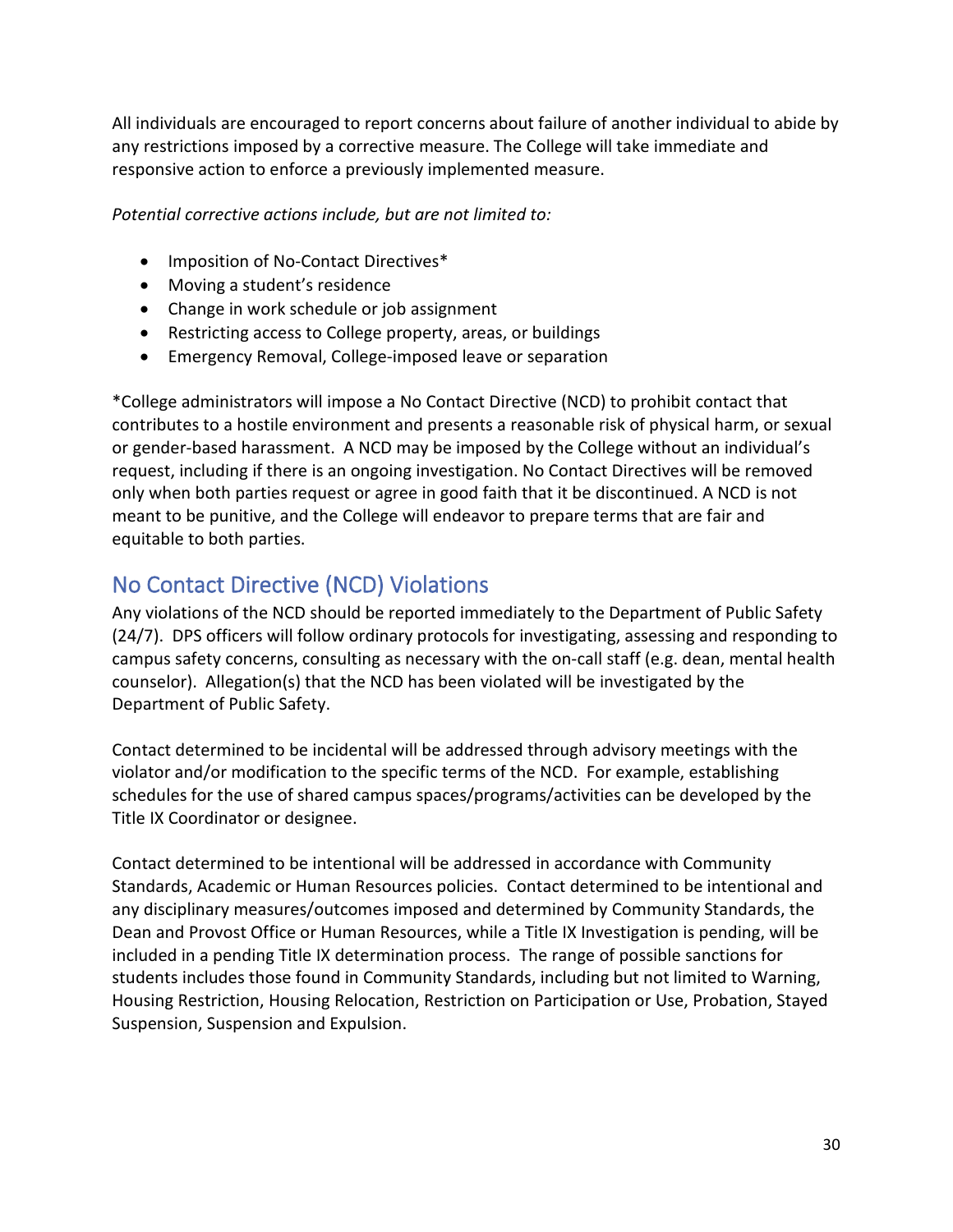All individuals are encouraged to report concerns about failure of another individual to abide by any restrictions imposed by a corrective measure. The College will take immediate and responsive action to enforce a previously implemented measure.

*Potential corrective actions include, but are not limited to:*

- Imposition of No-Contact Directives*
- Moving a student's residence
- Change in work schedule or job assignment
- Restricting access to College property, areas, or buildings
- Emergency Removal, College-imposed leave or separation

*College administrators will impose a No Contact Directive (NCD) to prohibit contact that contributes to a hostile environment and presents a reasonable risk of physical harm, or sexual or gender-based harassment. A NCD may be imposed by the College without an individual's request, including if there is an ongoing investigation. No Contact Directives will be removed only when both parties request or agree in good faith that it be discontinued. A NCD is not meant to be punitive, and the College will endeavor to prepare terms that are fair and equitable to both parties.

## No Contact Directive (NCD) Violations

Any violations of the NCD should be reported immediately to the Department of Public Safety (24/7). DPS officers will follow ordinary protocols for investigating, assessing and responding to campus safety concerns, consulting as necessary with the on-call staff (e.g. dean, mental health counselor). Allegation(s) that the NCD has been violated will be investigated by the Department of Public Safety.

Contact determined to be incidental will be addressed through advisory meetings with the violator and/or modification to the specific terms of the NCD. For example, establishing schedules for the use of shared campus spaces/programs/activities can be developed by the Title IX Coordinator or designee.

Contact determined to be intentional will be addressed in accordance with Community Standards, Academic or Human Resources policies. Contact determined to be intentional and any disciplinary measures/outcomes imposed and determined by Community Standards, the Dean and Provost Office or Human Resources, while a Title IX Investigation is pending, will be included in a pending Title IX determination process. The range of possible sanctions for students includes those found in Community Standards, including but not limited to Warning, Housing Restriction, Housing Relocation, Restriction on Participation or Use, Probation, Stayed Suspension, Suspension and Expulsion.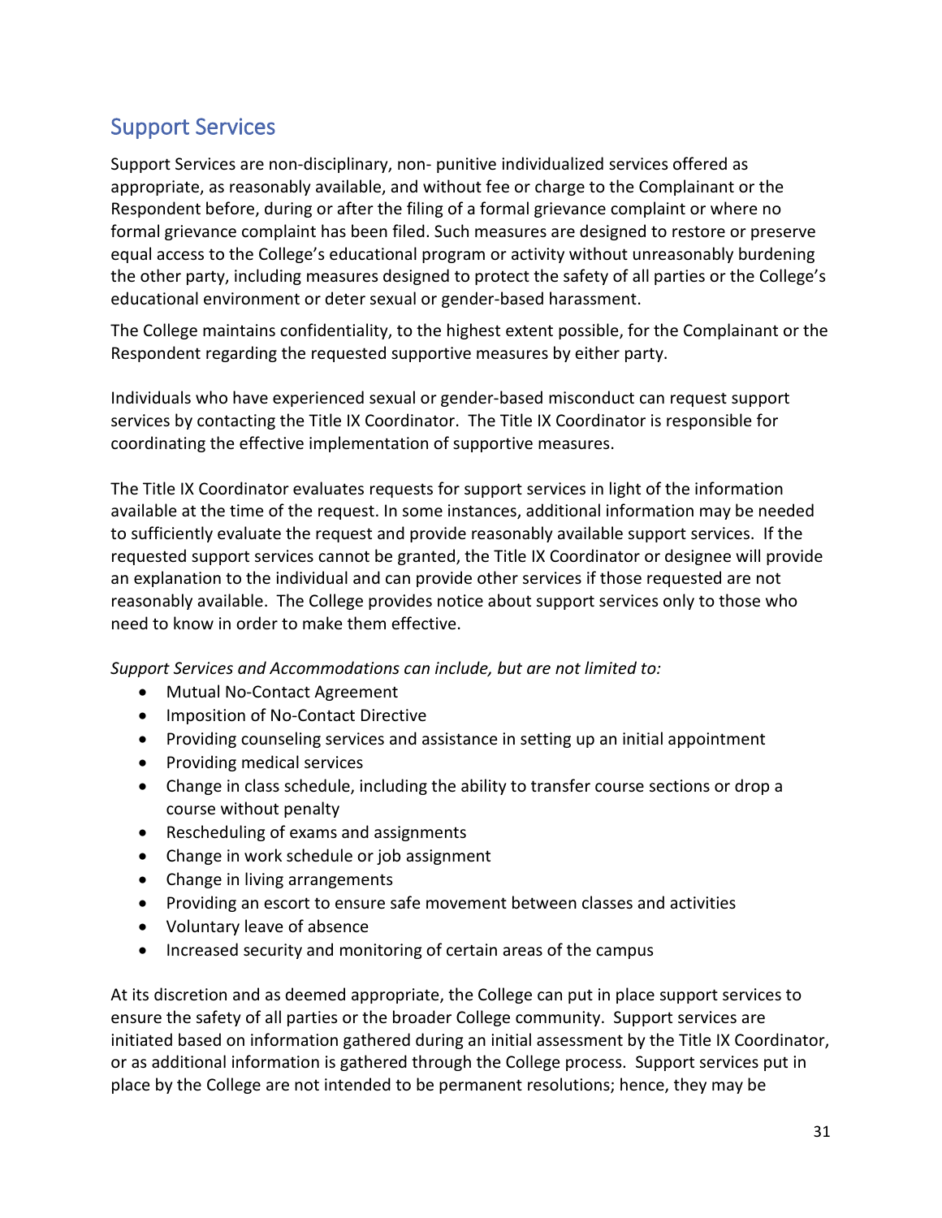## Support Services

Support Services are non-disciplinary, non- punitive individualized services offered as appropriate, as reasonably available, and without fee or charge to the Complainant or the Respondent before, during or after the filing of a formal grievance complaint or where no formal grievance complaint has been filed. Such measures are designed to restore or preserve equal access to the College's educational program or activity without unreasonably burdening the other party, including measures designed to protect the safety of all parties or the College's educational environment or deter sexual or gender-based harassment.

The College maintains confidentiality, to the highest extent possible, for the Complainant or the Respondent regarding the requested supportive measures by either party.

Individuals who have experienced sexual or gender-based misconduct can request support services by contacting the Title IX Coordinator. The Title IX Coordinator is responsible for coordinating the effective implementation of supportive measures.

The Title IX Coordinator evaluates requests for support services in light of the information available at the time of the request. In some instances, additional information may be needed to sufficiently evaluate the request and provide reasonably available support services. If the requested support services cannot be granted, the Title IX Coordinator or designee will provide an explanation to the individual and can provide other services if those requested are not reasonably available. The College provides notice about support services only to those who need to know in order to make them effective.

*Support Services and Accommodations can include, but are not limited to:*

- Mutual No-Contact Agreement
- Imposition of No-Contact Directive
- Providing counseling services and assistance in setting up an initial appointment
- Providing medical services
- Change in class schedule, including the ability to transfer course sections or drop a course without penalty
- Rescheduling of exams and assignments
- Change in work schedule or job assignment
- Change in living arrangements
- Providing an escort to ensure safe movement between classes and activities
- Voluntary leave of absence
- Increased security and monitoring of certain areas of the campus

At its discretion and as deemed appropriate, the College can put in place support services to ensure the safety of all parties or the broader College community. Support services are initiated based on information gathered during an initial assessment by the Title IX Coordinator, or as additional information is gathered through the College process. Support services put in place by the College are not intended to be permanent resolutions; hence, they may be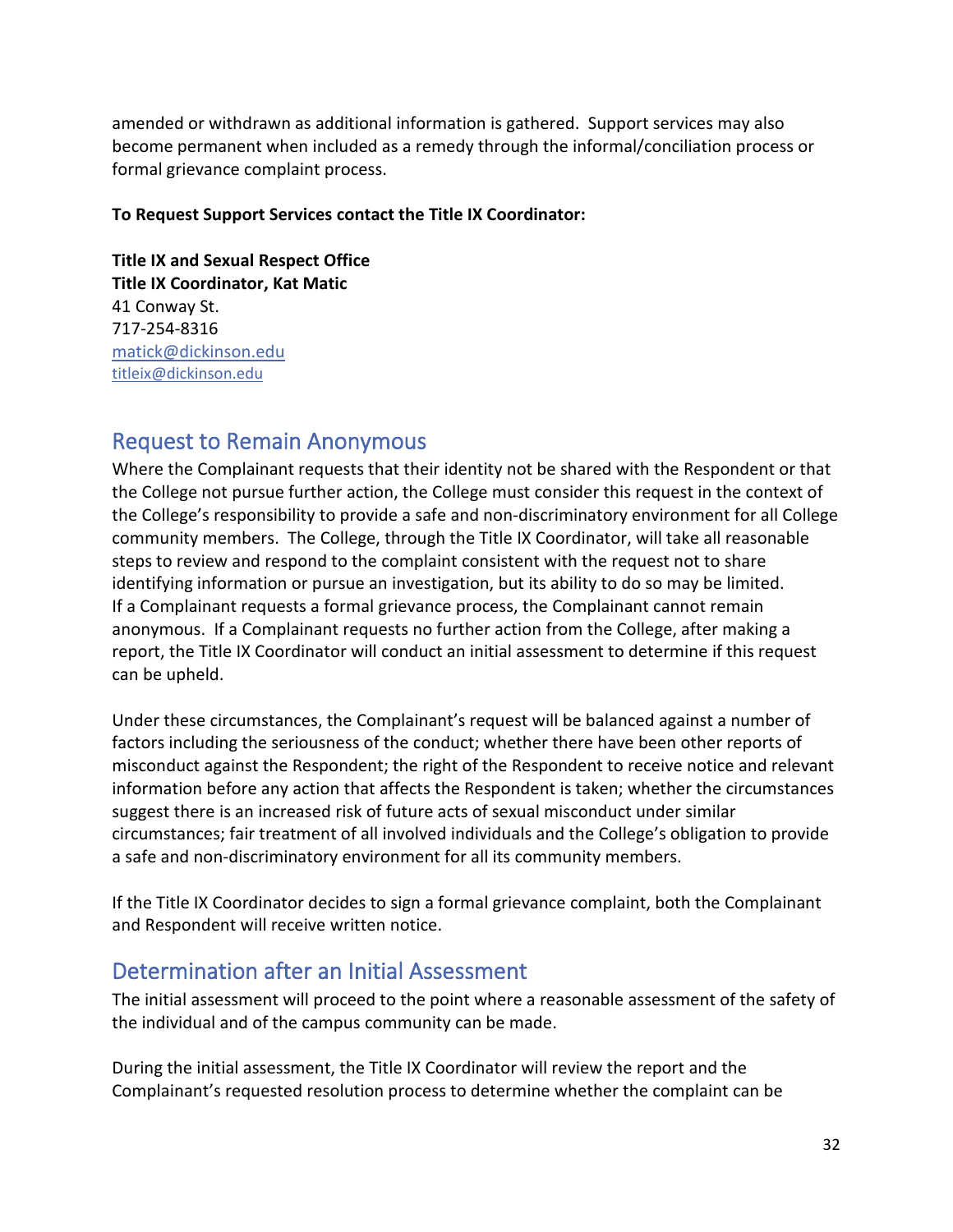amended or withdrawn as additional information is gathered. Support services may also become permanent when included as a remedy through the informal/conciliation process or formal grievance complaint process.

**To Request Support Services contact the Title IX Coordinator:**

**Title IX and Sexual Respect Office**
**Title IX Coordinator, Kat Matic**
41 Conway St.
717-254-8316
matick@dickinson.edu
titleix@dickinson.edu

## Request to Remain Anonymous

Where the Complainant requests that their identity not be shared with the Respondent or that the College not pursue further action, the College must consider this request in the context of the College's responsibility to provide a safe and non-discriminatory environment for all College community members. The College, through the Title IX Coordinator, will take all reasonable steps to review and respond to the complaint consistent with the request not to share identifying information or pursue an investigation, but its ability to do so may be limited. If a Complainant requests a formal grievance process, the Complainant cannot remain anonymous. If a Complainant requests no further action from the College, after making a report, the Title IX Coordinator will conduct an initial assessment to determine if this request can be upheld.

Under these circumstances, the Complainant's request will be balanced against a number of factors including the seriousness of the conduct; whether there have been other reports of misconduct against the Respondent; the right of the Respondent to receive notice and relevant information before any action that affects the Respondent is taken; whether the circumstances suggest there is an increased risk of future acts of sexual misconduct under similar circumstances; fair treatment of all involved individuals and the College's obligation to provide a safe and non-discriminatory environment for all its community members.

If the Title IX Coordinator decides to sign a formal grievance complaint, both the Complainant and Respondent will receive written notice.

## Determination after an Initial Assessment

The initial assessment will proceed to the point where a reasonable assessment of the safety of the individual and of the campus community can be made.

During the initial assessment, the Title IX Coordinator will review the report and the Complainant's requested resolution process to determine whether the complaint can be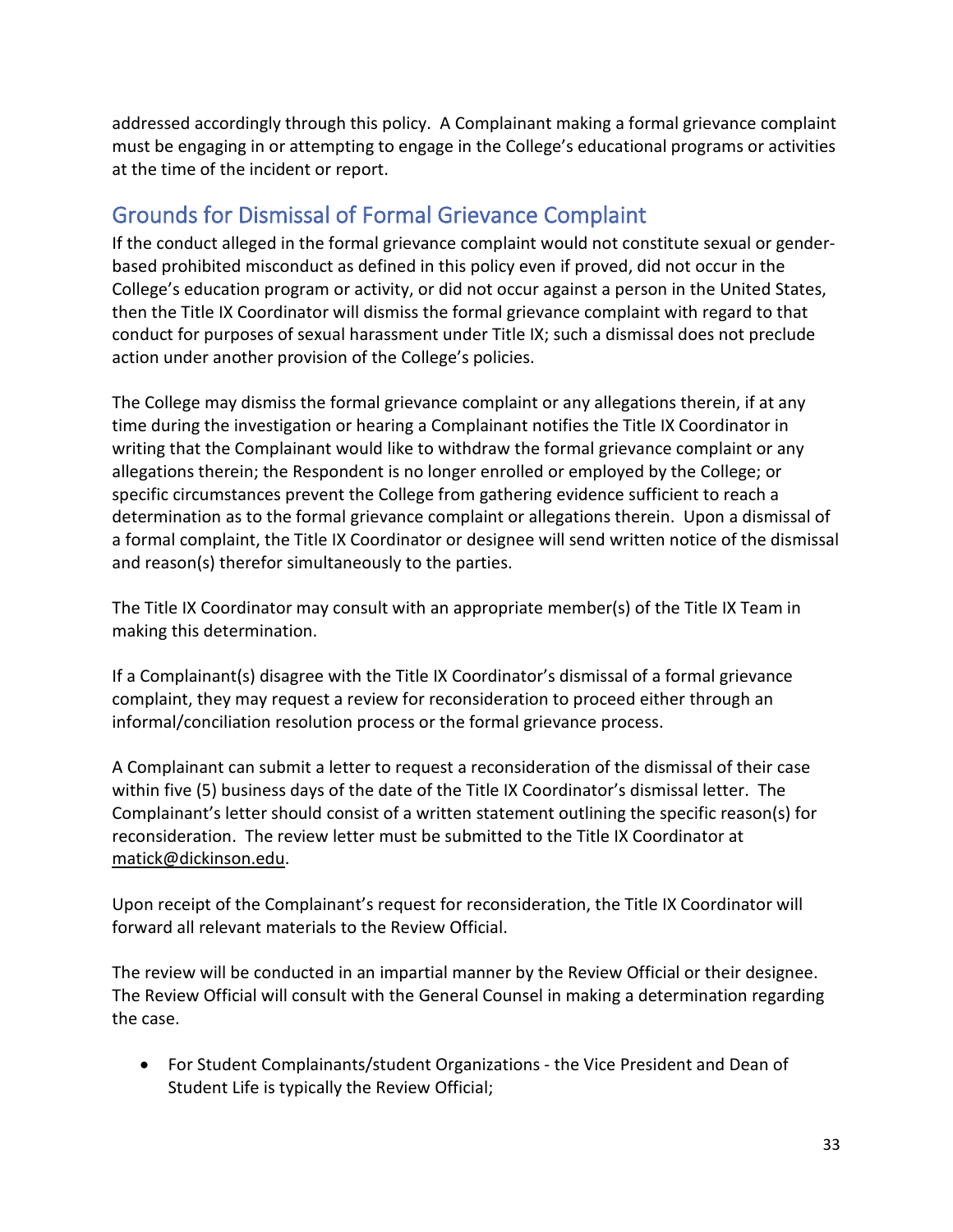addressed accordingly through this policy. A Complainant making a formal grievance complaint must be engaging in or attempting to engage in the College's educational programs or activities at the time of the incident or report.

## Grounds for Dismissal of Formal Grievance Complaint

If the conduct alleged in the formal grievance complaint would not constitute sexual or gender-based prohibited misconduct as defined in this policy even if proved, did not occur in the College's education program or activity, or did not occur against a person in the United States, then the Title IX Coordinator will dismiss the formal grievance complaint with regard to that conduct for purposes of sexual harassment under Title IX; such a dismissal does not preclude action under another provision of the College's policies.

The College may dismiss the formal grievance complaint or any allegations therein, if at any time during the investigation or hearing a Complainant notifies the Title IX Coordinator in writing that the Complainant would like to withdraw the formal grievance complaint or any allegations therein; the Respondent is no longer enrolled or employed by the College; or specific circumstances prevent the College from gathering evidence sufficient to reach a determination as to the formal grievance complaint or allegations therein. Upon a dismissal of a formal complaint, the Title IX Coordinator or designee will send written notice of the dismissal and reason(s) therefor simultaneously to the parties.

The Title IX Coordinator may consult with an appropriate member(s) of the Title IX Team in making this determination.

If a Complainant(s) disagree with the Title IX Coordinator's dismissal of a formal grievance complaint, they may request a review for reconsideration to proceed either through an informal/conciliation resolution process or the formal grievance process.

A Complainant can submit a letter to request a reconsideration of the dismissal of their case within five (5) business days of the date of the Title IX Coordinator's dismissal letter. The Complainant's letter should consist of a written statement outlining the specific reason(s) for reconsideration. The review letter must be submitted to the Title IX Coordinator at matick@dickinson.edu.

Upon receipt of the Complainant's request for reconsideration, the Title IX Coordinator will forward all relevant materials to the Review Official.

The review will be conducted in an impartial manner by the Review Official or their designee. The Review Official will consult with the General Counsel in making a determination regarding the case.

- For Student Complainants/student Organizations - the Vice President and Dean of Student Life is typically the Review Official;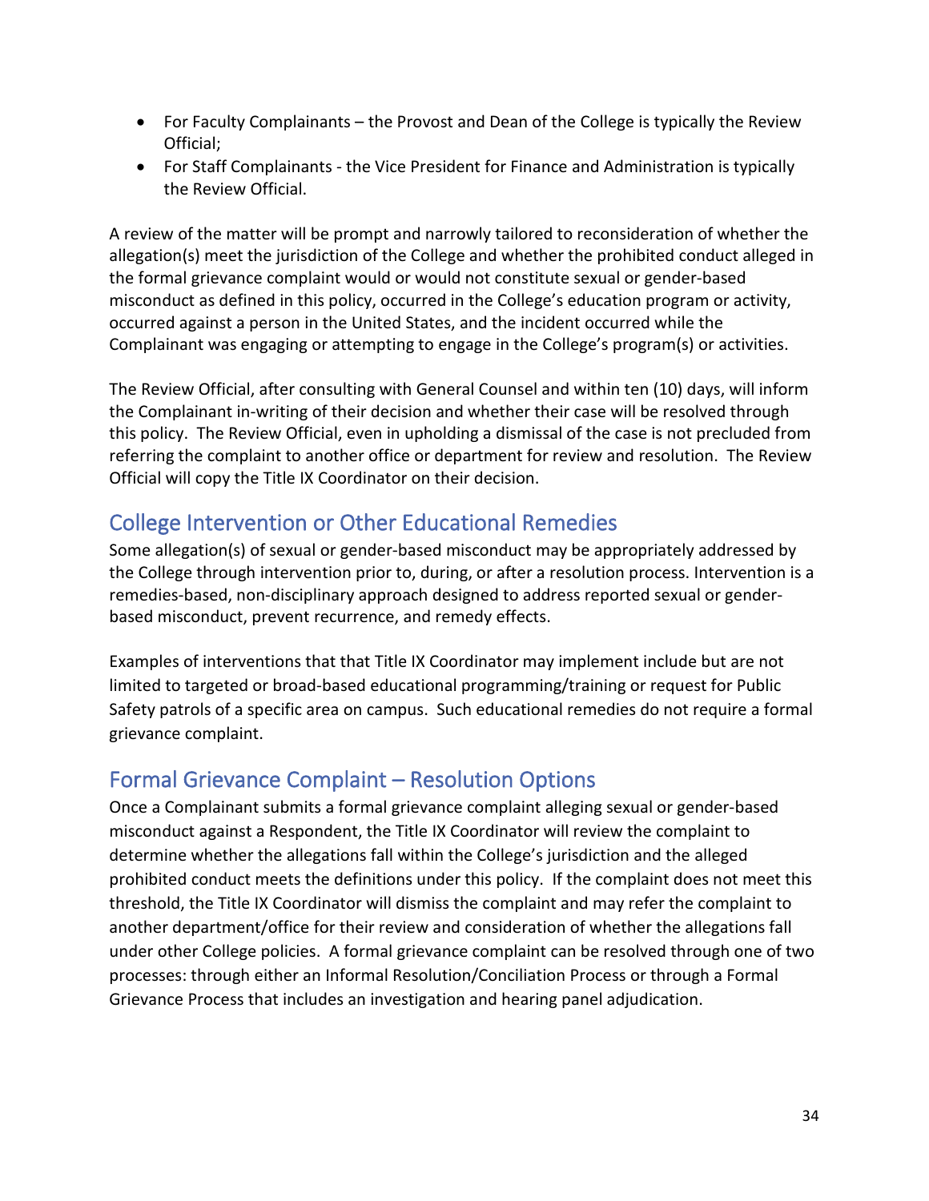- For Faculty Complainants – the Provost and Dean of the College is typically the Review Official;
- For Staff Complainants - the Vice President for Finance and Administration is typically the Review Official.

A review of the matter will be prompt and narrowly tailored to reconsideration of whether the allegation(s) meet the jurisdiction of the College and whether the prohibited conduct alleged in the formal grievance complaint would or would not constitute sexual or gender-based misconduct as defined in this policy, occurred in the College's education program or activity, occurred against a person in the United States, and the incident occurred while the Complainant was engaging or attempting to engage in the College's program(s) or activities.

The Review Official, after consulting with General Counsel and within ten (10) days, will inform the Complainant in-writing of their decision and whether their case will be resolved through this policy. The Review Official, even in upholding a dismissal of the case is not precluded from referring the complaint to another office or department for review and resolution. The Review Official will copy the Title IX Coordinator on their decision.

## College Intervention or Other Educational Remedies

Some allegation(s) of sexual or gender-based misconduct may be appropriately addressed by the College through intervention prior to, during, or after a resolution process. Intervention is a remedies-based, non-disciplinary approach designed to address reported sexual or gender-based misconduct, prevent recurrence, and remedy effects.

Examples of interventions that that Title IX Coordinator may implement include but are not limited to targeted or broad-based educational programming/training or request for Public Safety patrols of a specific area on campus. Such educational remedies do not require a formal grievance complaint.

## Formal Grievance Complaint – Resolution Options

Once a Complainant submits a formal grievance complaint alleging sexual or gender-based misconduct against a Respondent, the Title IX Coordinator will review the complaint to determine whether the allegations fall within the College's jurisdiction and the alleged prohibited conduct meets the definitions under this policy. If the complaint does not meet this threshold, the Title IX Coordinator will dismiss the complaint and may refer the complaint to another department/office for their review and consideration of whether the allegations fall under other College policies. A formal grievance complaint can be resolved through one of two processes: through either an Informal Resolution/Conciliation Process or through a Formal Grievance Process that includes an investigation and hearing panel adjudication.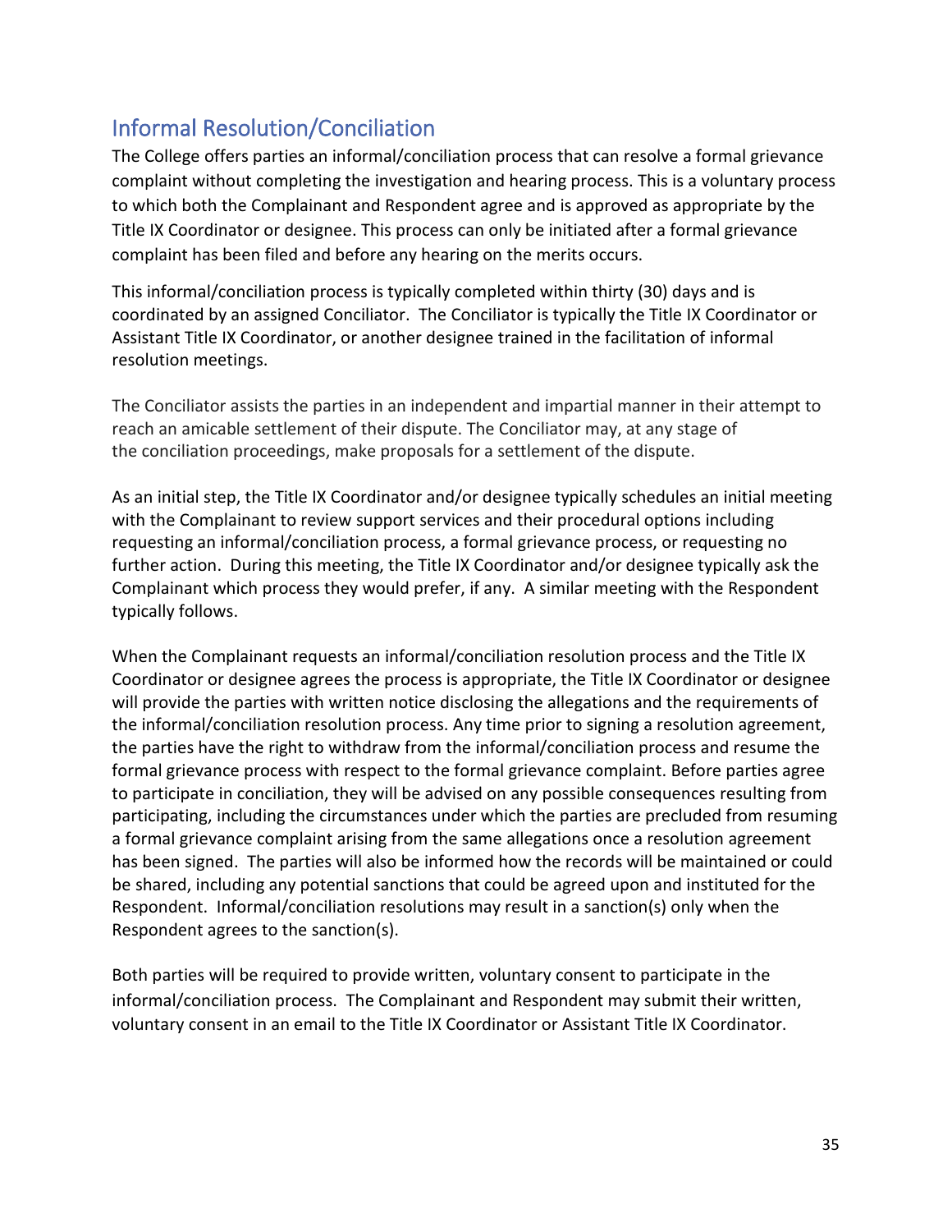## Informal Resolution/Conciliation

The College offers parties an informal/conciliation process that can resolve a formal grievance complaint without completing the investigation and hearing process. This is a voluntary process to which both the Complainant and Respondent agree and is approved as appropriate by the Title IX Coordinator or designee. This process can only be initiated after a formal grievance complaint has been filed and before any hearing on the merits occurs.

This informal/conciliation process is typically completed within thirty (30) days and is coordinated by an assigned Conciliator. The Conciliator is typically the Title IX Coordinator or Assistant Title IX Coordinator, or another designee trained in the facilitation of informal resolution meetings.

The Conciliator assists the parties in an independent and impartial manner in their attempt to reach an amicable settlement of their dispute. The Conciliator may, at any stage of the conciliation proceedings, make proposals for a settlement of the dispute.

As an initial step, the Title IX Coordinator and/or designee typically schedules an initial meeting with the Complainant to review support services and their procedural options including requesting an informal/conciliation process, a formal grievance process, or requesting no further action. During this meeting, the Title IX Coordinator and/or designee typically ask the Complainant which process they would prefer, if any. A similar meeting with the Respondent typically follows.

When the Complainant requests an informal/conciliation resolution process and the Title IX Coordinator or designee agrees the process is appropriate, the Title IX Coordinator or designee will provide the parties with written notice disclosing the allegations and the requirements of the informal/conciliation resolution process. Any time prior to signing a resolution agreement, the parties have the right to withdraw from the informal/conciliation process and resume the formal grievance process with respect to the formal grievance complaint. Before parties agree to participate in conciliation, they will be advised on any possible consequences resulting from participating, including the circumstances under which the parties are precluded from resuming a formal grievance complaint arising from the same allegations once a resolution agreement has been signed. The parties will also be informed how the records will be maintained or could be shared, including any potential sanctions that could be agreed upon and instituted for the Respondent. Informal/conciliation resolutions may result in a sanction(s) only when the Respondent agrees to the sanction(s).

Both parties will be required to provide written, voluntary consent to participate in the informal/conciliation process. The Complainant and Respondent may submit their written, voluntary consent in an email to the Title IX Coordinator or Assistant Title IX Coordinator.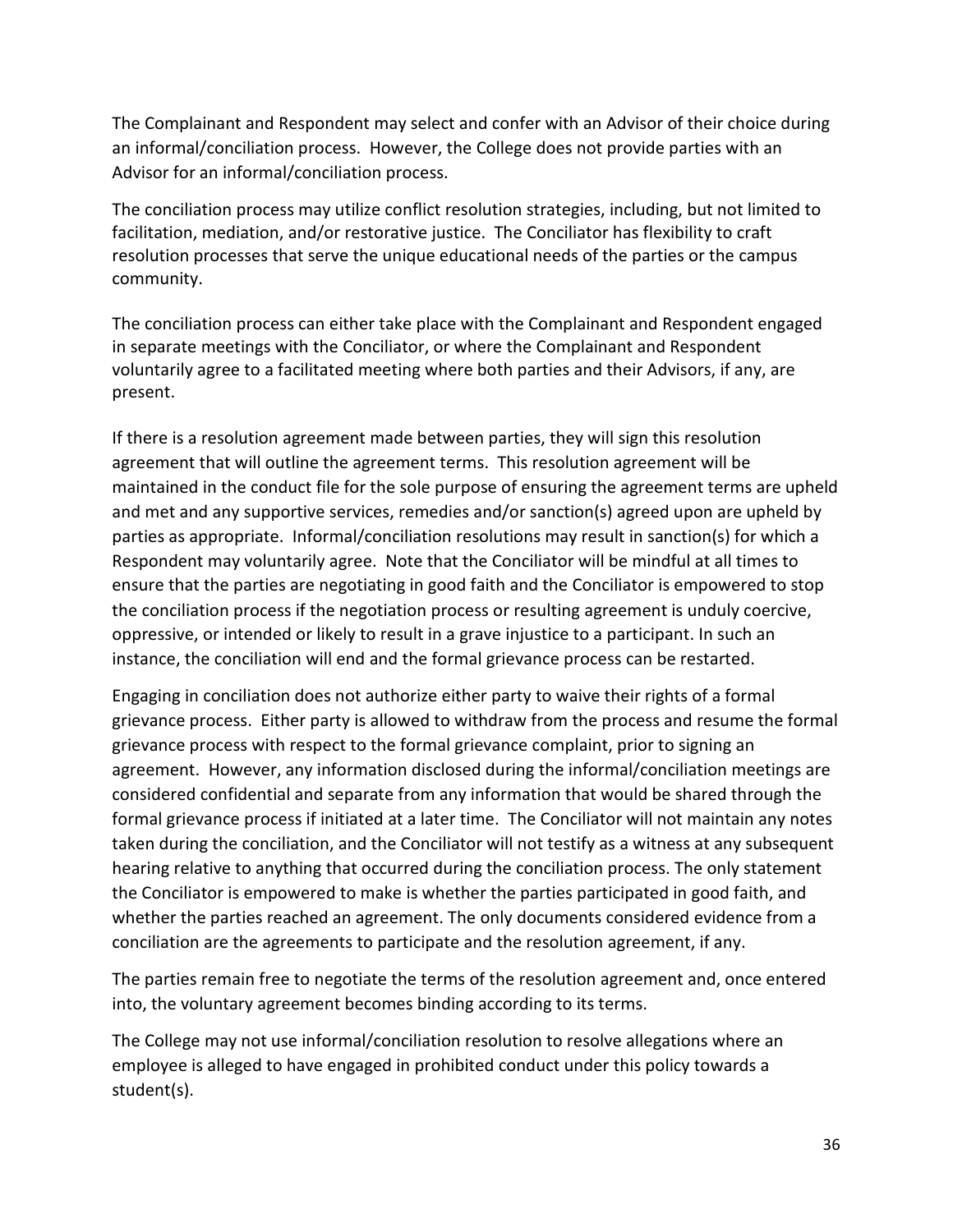The Complainant and Respondent may select and confer with an Advisor of their choice during an informal/conciliation process. However, the College does not provide parties with an Advisor for an informal/conciliation process.

The conciliation process may utilize conflict resolution strategies, including, but not limited to facilitation, mediation, and/or restorative justice. The Conciliator has flexibility to craft resolution processes that serve the unique educational needs of the parties or the campus community.

The conciliation process can either take place with the Complainant and Respondent engaged in separate meetings with the Conciliator, or where the Complainant and Respondent voluntarily agree to a facilitated meeting where both parties and their Advisors, if any, are present.

If there is a resolution agreement made between parties, they will sign this resolution agreement that will outline the agreement terms. This resolution agreement will be maintained in the conduct file for the sole purpose of ensuring the agreement terms are upheld and met and any supportive services, remedies and/or sanction(s) agreed upon are upheld by parties as appropriate. Informal/conciliation resolutions may result in sanction(s) for which a Respondent may voluntarily agree. Note that the Conciliator will be mindful at all times to ensure that the parties are negotiating in good faith and the Conciliator is empowered to stop the conciliation process if the negotiation process or resulting agreement is unduly coercive, oppressive, or intended or likely to result in a grave injustice to a participant. In such an instance, the conciliation will end and the formal grievance process can be restarted.

Engaging in conciliation does not authorize either party to waive their rights of a formal grievance process. Either party is allowed to withdraw from the process and resume the formal grievance process with respect to the formal grievance complaint, prior to signing an agreement. However, any information disclosed during the informal/conciliation meetings are considered confidential and separate from any information that would be shared through the formal grievance process if initiated at a later time. The Conciliator will not maintain any notes taken during the conciliation, and the Conciliator will not testify as a witness at any subsequent hearing relative to anything that occurred during the conciliation process. The only statement the Conciliator is empowered to make is whether the parties participated in good faith, and whether the parties reached an agreement. The only documents considered evidence from a conciliation are the agreements to participate and the resolution agreement, if any.

The parties remain free to negotiate the terms of the resolution agreement and, once entered into, the voluntary agreement becomes binding according to its terms.

The College may not use informal/conciliation resolution to resolve allegations where an employee is alleged to have engaged in prohibited conduct under this policy towards a student(s).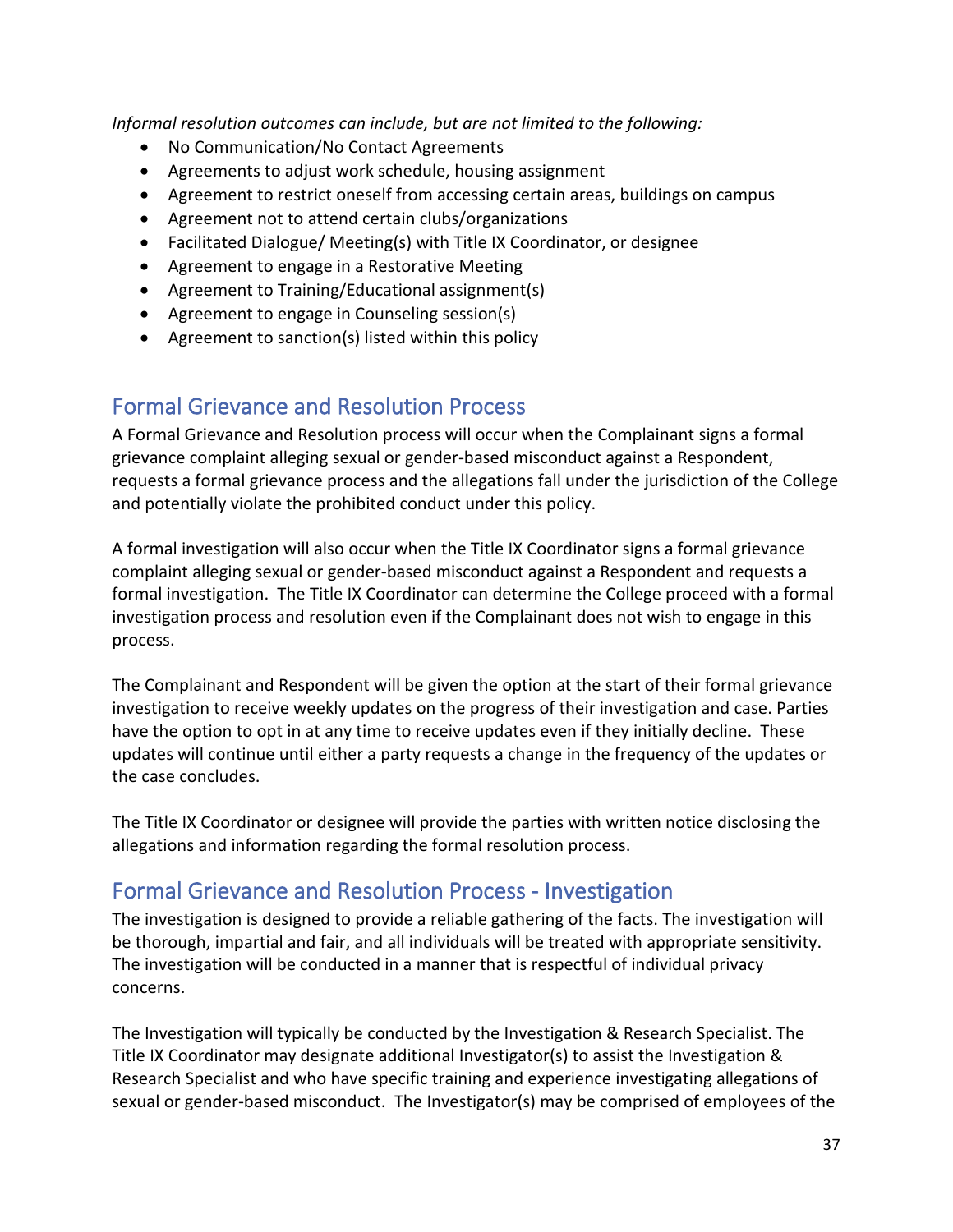*Informal resolution outcomes can include, but are not limited to the following:*

- No Communication/No Contact Agreements
- Agreements to adjust work schedule, housing assignment
- Agreement to restrict oneself from accessing certain areas, buildings on campus
- Agreement not to attend certain clubs/organizations
- Facilitated Dialogue/ Meeting(s) with Title IX Coordinator, or designee
- Agreement to engage in a Restorative Meeting
- Agreement to Training/Educational assignment(s)
- Agreement to engage in Counseling session(s)
- Agreement to sanction(s) listed within this policy

## Formal Grievance and Resolution Process

A Formal Grievance and Resolution process will occur when the Complainant signs a formal grievance complaint alleging sexual or gender-based misconduct against a Respondent, requests a formal grievance process and the allegations fall under the jurisdiction of the College and potentially violate the prohibited conduct under this policy.

A formal investigation will also occur when the Title IX Coordinator signs a formal grievance complaint alleging sexual or gender-based misconduct against a Respondent and requests a formal investigation. The Title IX Coordinator can determine the College proceed with a formal investigation process and resolution even if the Complainant does not wish to engage in this process.

The Complainant and Respondent will be given the option at the start of their formal grievance investigation to receive weekly updates on the progress of their investigation and case. Parties have the option to opt in at any time to receive updates even if they initially decline. These updates will continue until either a party requests a change in the frequency of the updates or the case concludes.

The Title IX Coordinator or designee will provide the parties with written notice disclosing the allegations and information regarding the formal resolution process.

## Formal Grievance and Resolution Process - Investigation

The investigation is designed to provide a reliable gathering of the facts. The investigation will be thorough, impartial and fair, and all individuals will be treated with appropriate sensitivity. The investigation will be conducted in a manner that is respectful of individual privacy concerns.

The Investigation will typically be conducted by the Investigation & Research Specialist. The Title IX Coordinator may designate additional Investigator(s) to assist the Investigation & Research Specialist and who have specific training and experience investigating allegations of sexual or gender-based misconduct. The Investigator(s) may be comprised of employees of the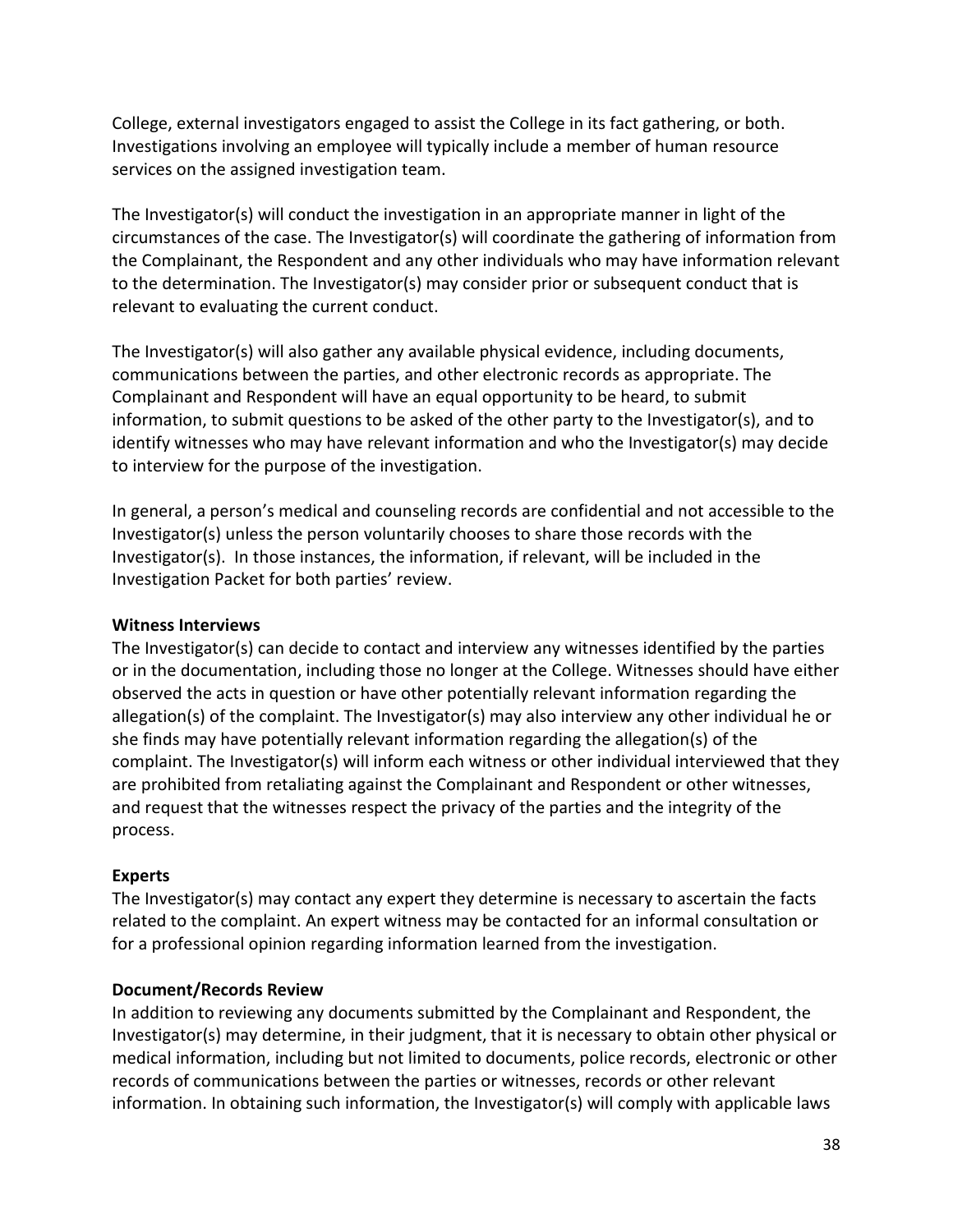College, external investigators engaged to assist the College in its fact gathering, or both. Investigations involving an employee will typically include a member of human resource services on the assigned investigation team.

The Investigator(s) will conduct the investigation in an appropriate manner in light of the circumstances of the case. The Investigator(s) will coordinate the gathering of information from the Complainant, the Respondent and any other individuals who may have information relevant to the determination. The Investigator(s) may consider prior or subsequent conduct that is relevant to evaluating the current conduct.

The Investigator(s) will also gather any available physical evidence, including documents, communications between the parties, and other electronic records as appropriate. The Complainant and Respondent will have an equal opportunity to be heard, to submit information, to submit questions to be asked of the other party to the Investigator(s), and to identify witnesses who may have relevant information and who the Investigator(s) may decide to interview for the purpose of the investigation.

In general, a person's medical and counseling records are confidential and not accessible to the Investigator(s) unless the person voluntarily chooses to share those records with the Investigator(s). In those instances, the information, if relevant, will be included in the Investigation Packet for both parties' review.

**Witness Interviews**

The Investigator(s) can decide to contact and interview any witnesses identified by the parties or in the documentation, including those no longer at the College. Witnesses should have either observed the acts in question or have other potentially relevant information regarding the allegation(s) of the complaint. The Investigator(s) may also interview any other individual he or she finds may have potentially relevant information regarding the allegation(s) of the complaint. The Investigator(s) will inform each witness or other individual interviewed that they are prohibited from retaliating against the Complainant and Respondent or other witnesses, and request that the witnesses respect the privacy of the parties and the integrity of the process.

**Experts**

The Investigator(s) may contact any expert they determine is necessary to ascertain the facts related to the complaint. An expert witness may be contacted for an informal consultation or for a professional opinion regarding information learned from the investigation.

**Document/Records Review**

In addition to reviewing any documents submitted by the Complainant and Respondent, the Investigator(s) may determine, in their judgment, that it is necessary to obtain other physical or medical information, including but not limited to documents, police records, electronic or other records of communications between the parties or witnesses, records or other relevant information. In obtaining such information, the Investigator(s) will comply with applicable laws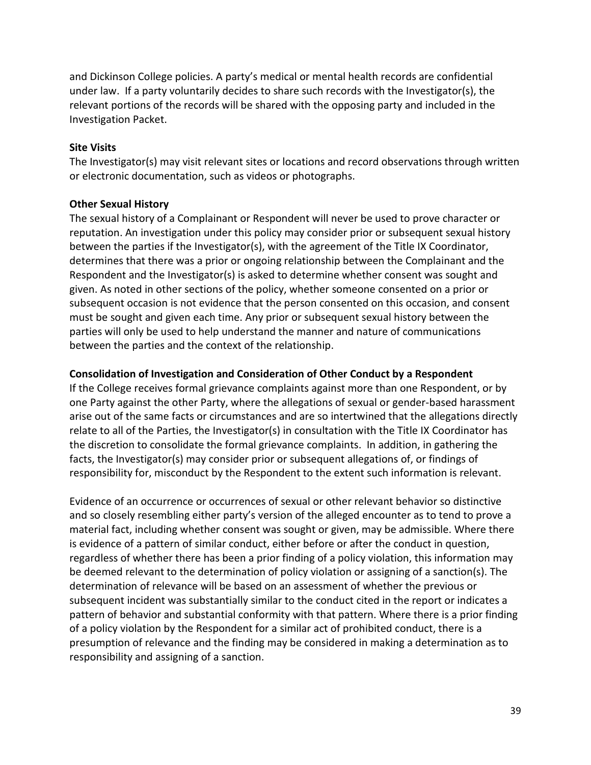and Dickinson College policies. A party's medical or mental health records are confidential under law. If a party voluntarily decides to share such records with the Investigator(s), the relevant portions of the records will be shared with the opposing party and included in the Investigation Packet.

**Site Visits**

The Investigator(s) may visit relevant sites or locations and record observations through written or electronic documentation, such as videos or photographs.

**Other Sexual History**

The sexual history of a Complainant or Respondent will never be used to prove character or reputation. An investigation under this policy may consider prior or subsequent sexual history between the parties if the Investigator(s), with the agreement of the Title IX Coordinator, determines that there was a prior or ongoing relationship between the Complainant and the Respondent and the Investigator(s) is asked to determine whether consent was sought and given. As noted in other sections of the policy, whether someone consented on a prior or subsequent occasion is not evidence that the person consented on this occasion, and consent must be sought and given each time. Any prior or subsequent sexual history between the parties will only be used to help understand the manner and nature of communications between the parties and the context of the relationship.

**Consolidation of Investigation and Consideration of Other Conduct by a Respondent**

If the College receives formal grievance complaints against more than one Respondent, or by one Party against the other Party, where the allegations of sexual or gender-based harassment arise out of the same facts or circumstances and are so intertwined that the allegations directly relate to all of the Parties, the Investigator(s) in consultation with the Title IX Coordinator has the discretion to consolidate the formal grievance complaints. In addition, in gathering the facts, the Investigator(s) may consider prior or subsequent allegations of, or findings of responsibility for, misconduct by the Respondent to the extent such information is relevant.

Evidence of an occurrence or occurrences of sexual or other relevant behavior so distinctive and so closely resembling either party's version of the alleged encounter as to tend to prove a material fact, including whether consent was sought or given, may be admissible. Where there is evidence of a pattern of similar conduct, either before or after the conduct in question, regardless of whether there has been a prior finding of a policy violation, this information may be deemed relevant to the determination of policy violation or assigning of a sanction(s). The determination of relevance will be based on an assessment of whether the previous or subsequent incident was substantially similar to the conduct cited in the report or indicates a pattern of behavior and substantial conformity with that pattern. Where there is a prior finding of a policy violation by the Respondent for a similar act of prohibited conduct, there is a presumption of relevance and the finding may be considered in making a determination as to responsibility and assigning of a sanction.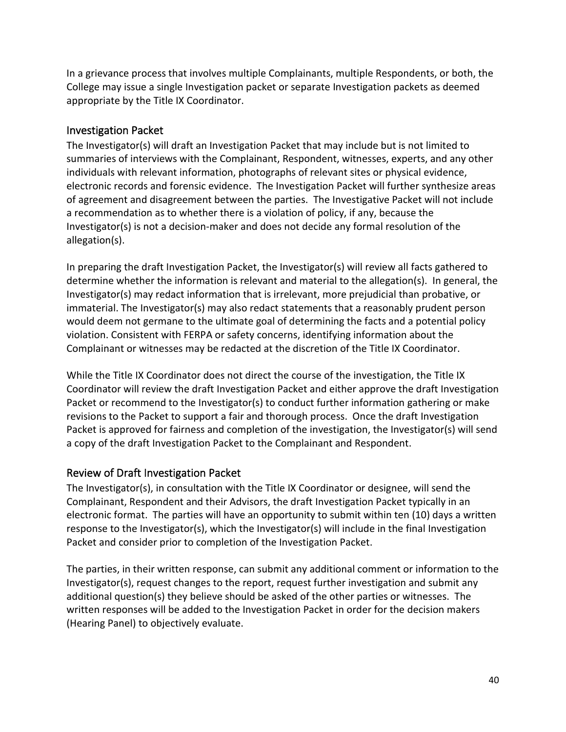In a grievance process that involves multiple Complainants, multiple Respondents, or both, the College may issue a single Investigation packet or separate Investigation packets as deemed appropriate by the Title IX Coordinator.

## Investigation Packet

The Investigator(s) will draft an Investigation Packet that may include but is not limited to summaries of interviews with the Complainant, Respondent, witnesses, experts, and any other individuals with relevant information, photographs of relevant sites or physical evidence, electronic records and forensic evidence. The Investigation Packet will further synthesize areas of agreement and disagreement between the parties. The Investigative Packet will not include a recommendation as to whether there is a violation of policy, if any, because the Investigator(s) is not a decision-maker and does not decide any formal resolution of the allegation(s).

In preparing the draft Investigation Packet, the Investigator(s) will review all facts gathered to determine whether the information is relevant and material to the allegation(s). In general, the Investigator(s) may redact information that is irrelevant, more prejudicial than probative, or immaterial. The Investigator(s) may also redact statements that a reasonably prudent person would deem not germane to the ultimate goal of determining the facts and a potential policy violation. Consistent with FERPA or safety concerns, identifying information about the Complainant or witnesses may be redacted at the discretion of the Title IX Coordinator.

While the Title IX Coordinator does not direct the course of the investigation, the Title IX Coordinator will review the draft Investigation Packet and either approve the draft Investigation Packet or recommend to the Investigator(s) to conduct further information gathering or make revisions to the Packet to support a fair and thorough process. Once the draft Investigation Packet is approved for fairness and completion of the investigation, the Investigator(s) will send a copy of the draft Investigation Packet to the Complainant and Respondent.

## Review of Draft Investigation Packet

The Investigator(s), in consultation with the Title IX Coordinator or designee, will send the Complainant, Respondent and their Advisors, the draft Investigation Packet typically in an electronic format. The parties will have an opportunity to submit within ten (10) days a written response to the Investigator(s), which the Investigator(s) will include in the final Investigation Packet and consider prior to completion of the Investigation Packet.

The parties, in their written response, can submit any additional comment or information to the Investigator(s), request changes to the report, request further investigation and submit any additional question(s) they believe should be asked of the other parties or witnesses. The written responses will be added to the Investigation Packet in order for the decision makers (Hearing Panel) to objectively evaluate.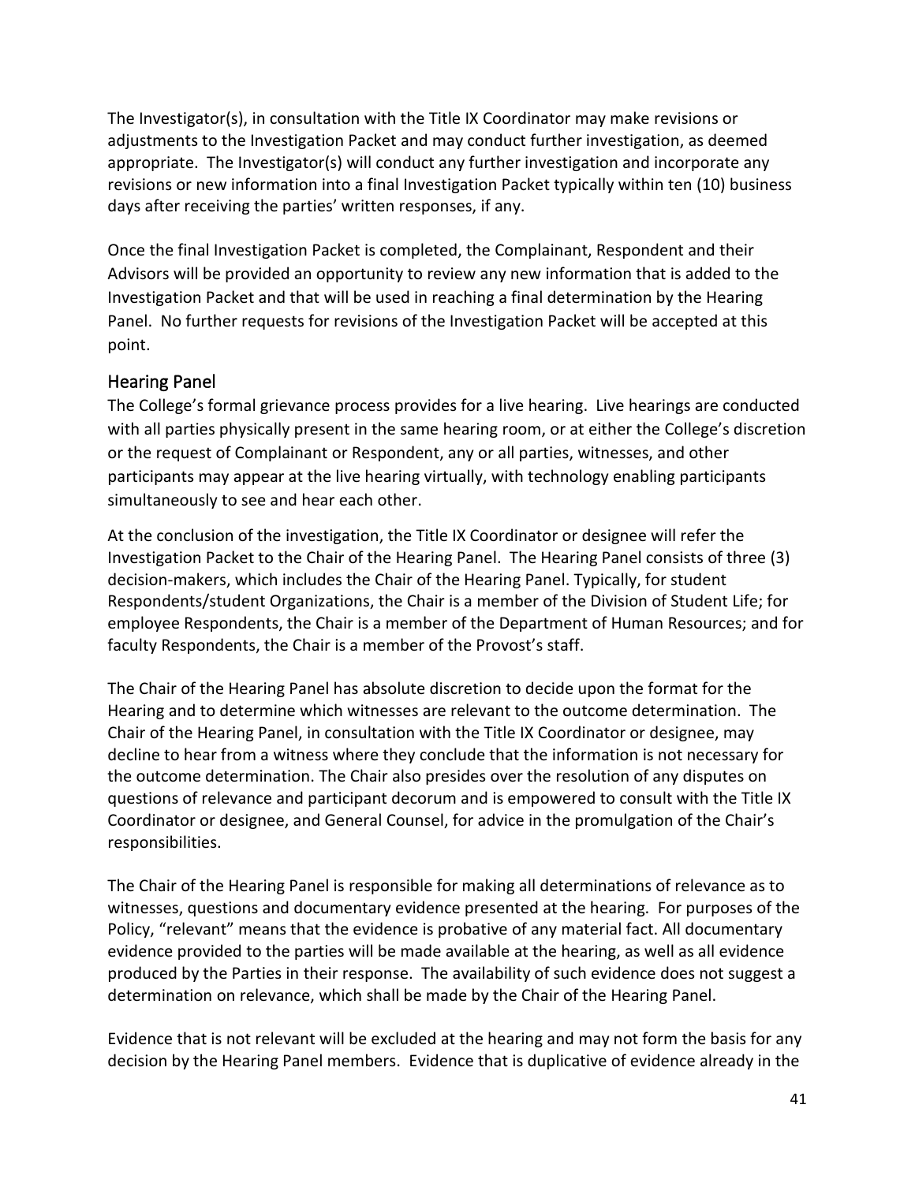The Investigator(s), in consultation with the Title IX Coordinator may make revisions or adjustments to the Investigation Packet and may conduct further investigation, as deemed appropriate. The Investigator(s) will conduct any further investigation and incorporate any revisions or new information into a final Investigation Packet typically within ten (10) business days after receiving the parties' written responses, if any.

Once the final Investigation Packet is completed, the Complainant, Respondent and their Advisors will be provided an opportunity to review any new information that is added to the Investigation Packet and that will be used in reaching a final determination by the Hearing Panel. No further requests for revisions of the Investigation Packet will be accepted at this point.

## Hearing Panel

The College's formal grievance process provides for a live hearing. Live hearings are conducted with all parties physically present in the same hearing room, or at either the College's discretion or the request of Complainant or Respondent, any or all parties, witnesses, and other participants may appear at the live hearing virtually, with technology enabling participants simultaneously to see and hear each other.

At the conclusion of the investigation, the Title IX Coordinator or designee will refer the Investigation Packet to the Chair of the Hearing Panel. The Hearing Panel consists of three (3) decision-makers, which includes the Chair of the Hearing Panel. Typically, for student Respondents/student Organizations, the Chair is a member of the Division of Student Life; for employee Respondents, the Chair is a member of the Department of Human Resources; and for faculty Respondents, the Chair is a member of the Provost's staff.

The Chair of the Hearing Panel has absolute discretion to decide upon the format for the Hearing and to determine which witnesses are relevant to the outcome determination. The Chair of the Hearing Panel, in consultation with the Title IX Coordinator or designee, may decline to hear from a witness where they conclude that the information is not necessary for the outcome determination. The Chair also presides over the resolution of any disputes on questions of relevance and participant decorum and is empowered to consult with the Title IX Coordinator or designee, and General Counsel, for advice in the promulgation of the Chair's responsibilities.

The Chair of the Hearing Panel is responsible for making all determinations of relevance as to witnesses, questions and documentary evidence presented at the hearing. For purposes of the Policy, "relevant" means that the evidence is probative of any material fact. All documentary evidence provided to the parties will be made available at the hearing, as well as all evidence produced by the Parties in their response. The availability of such evidence does not suggest a determination on relevance, which shall be made by the Chair of the Hearing Panel.

Evidence that is not relevant will be excluded at the hearing and may not form the basis for any decision by the Hearing Panel members. Evidence that is duplicative of evidence already in the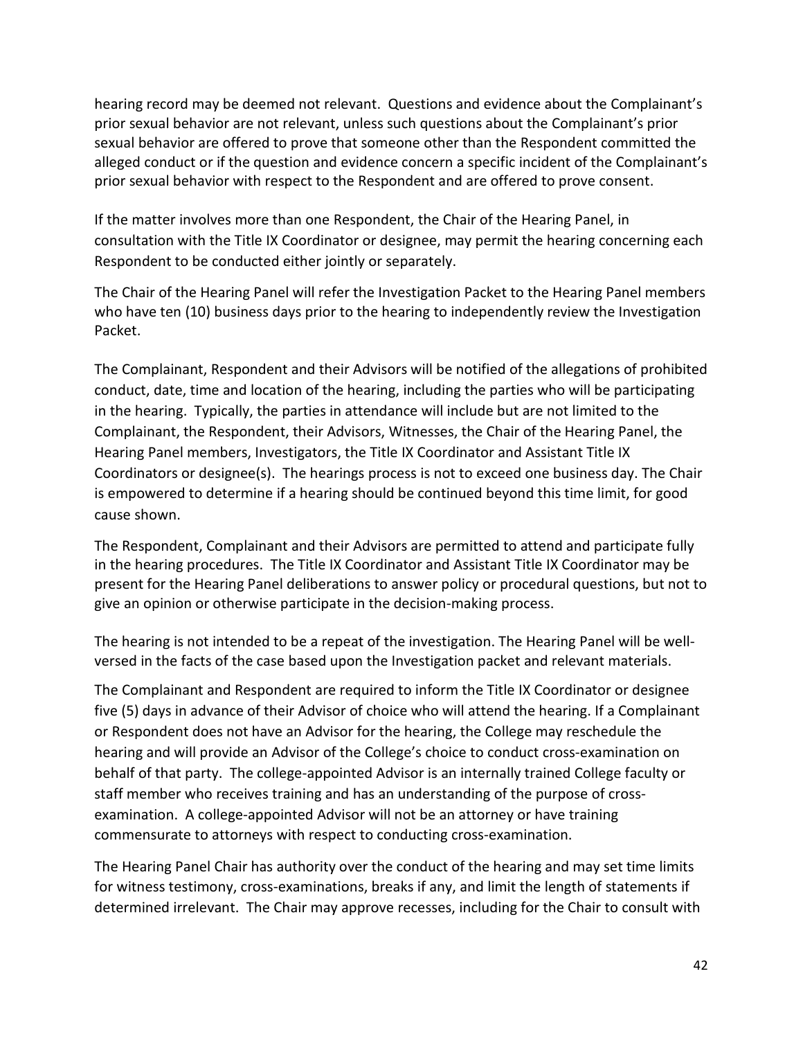hearing record may be deemed not relevant. Questions and evidence about the Complainant's prior sexual behavior are not relevant, unless such questions about the Complainant's prior sexual behavior are offered to prove that someone other than the Respondent committed the alleged conduct or if the question and evidence concern a specific incident of the Complainant's prior sexual behavior with respect to the Respondent and are offered to prove consent.

If the matter involves more than one Respondent, the Chair of the Hearing Panel, in consultation with the Title IX Coordinator or designee, may permit the hearing concerning each Respondent to be conducted either jointly or separately.

The Chair of the Hearing Panel will refer the Investigation Packet to the Hearing Panel members who have ten (10) business days prior to the hearing to independently review the Investigation Packet.

The Complainant, Respondent and their Advisors will be notified of the allegations of prohibited conduct, date, time and location of the hearing, including the parties who will be participating in the hearing. Typically, the parties in attendance will include but are not limited to the Complainant, the Respondent, their Advisors, Witnesses, the Chair of the Hearing Panel, the Hearing Panel members, Investigators, the Title IX Coordinator and Assistant Title IX Coordinators or designee(s). The hearings process is not to exceed one business day. The Chair is empowered to determine if a hearing should be continued beyond this time limit, for good cause shown.

The Respondent, Complainant and their Advisors are permitted to attend and participate fully in the hearing procedures. The Title IX Coordinator and Assistant Title IX Coordinator may be present for the Hearing Panel deliberations to answer policy or procedural questions, but not to give an opinion or otherwise participate in the decision-making process.

The hearing is not intended to be a repeat of the investigation. The Hearing Panel will be well-versed in the facts of the case based upon the Investigation packet and relevant materials.

The Complainant and Respondent are required to inform the Title IX Coordinator or designee five (5) days in advance of their Advisor of choice who will attend the hearing. If a Complainant or Respondent does not have an Advisor for the hearing, the College may reschedule the hearing and will provide an Advisor of the College's choice to conduct cross-examination on behalf of that party. The college-appointed Advisor is an internally trained College faculty or staff member who receives training and has an understanding of the purpose of cross-examination. A college-appointed Advisor will not be an attorney or have training commensurate to attorneys with respect to conducting cross-examination.

The Hearing Panel Chair has authority over the conduct of the hearing and may set time limits for witness testimony, cross-examinations, breaks if any, and limit the length of statements if determined irrelevant. The Chair may approve recesses, including for the Chair to consult with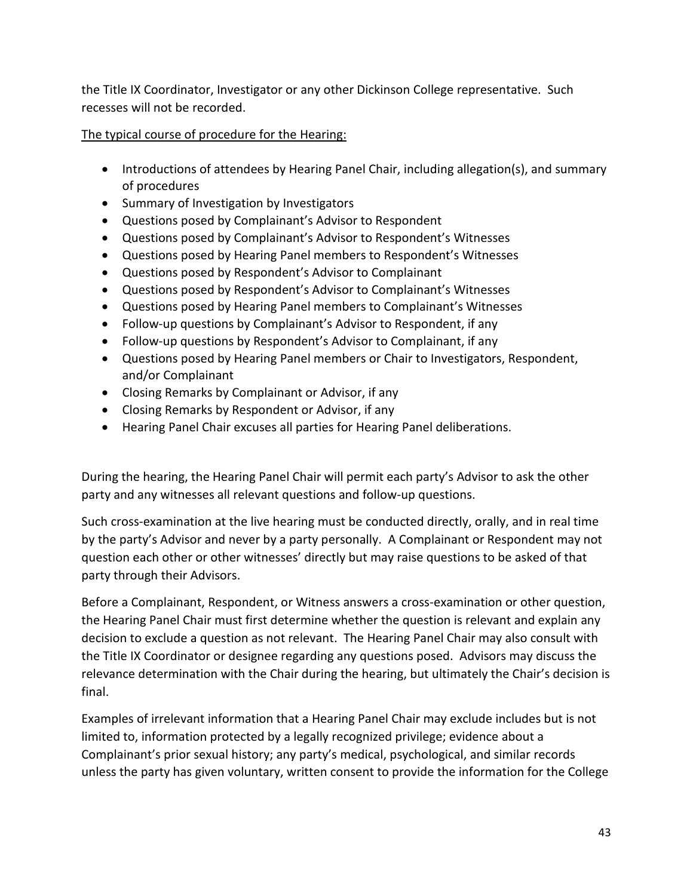the Title IX Coordinator, Investigator or any other Dickinson College representative. Such recesses will not be recorded.

The typical course of procedure for the Hearing:

- Introductions of attendees by Hearing Panel Chair, including allegation(s), and summary of procedures
- Summary of Investigation by Investigators
- Questions posed by Complainant's Advisor to Respondent
- Questions posed by Complainant's Advisor to Respondent's Witnesses
- Questions posed by Hearing Panel members to Respondent's Witnesses
- Questions posed by Respondent's Advisor to Complainant
- Questions posed by Respondent's Advisor to Complainant's Witnesses
- Questions posed by Hearing Panel members to Complainant's Witnesses
- Follow-up questions by Complainant's Advisor to Respondent, if any
- Follow-up questions by Respondent's Advisor to Complainant, if any
- Questions posed by Hearing Panel members or Chair to Investigators, Respondent, and/or Complainant
- Closing Remarks by Complainant or Advisor, if any
- Closing Remarks by Respondent or Advisor, if any
- Hearing Panel Chair excuses all parties for Hearing Panel deliberations.

During the hearing, the Hearing Panel Chair will permit each party's Advisor to ask the other party and any witnesses all relevant questions and follow-up questions.

Such cross-examination at the live hearing must be conducted directly, orally, and in real time by the party's Advisor and never by a party personally. A Complainant or Respondent may not question each other or other witnesses' directly but may raise questions to be asked of that party through their Advisors.

Before a Complainant, Respondent, or Witness answers a cross-examination or other question, the Hearing Panel Chair must first determine whether the question is relevant and explain any decision to exclude a question as not relevant. The Hearing Panel Chair may also consult with the Title IX Coordinator or designee regarding any questions posed. Advisors may discuss the relevance determination with the Chair during the hearing, but ultimately the Chair's decision is final.

Examples of irrelevant information that a Hearing Panel Chair may exclude includes but is not limited to, information protected by a legally recognized privilege; evidence about a Complainant's prior sexual history; any party's medical, psychological, and similar records unless the party has given voluntary, written consent to provide the information for the College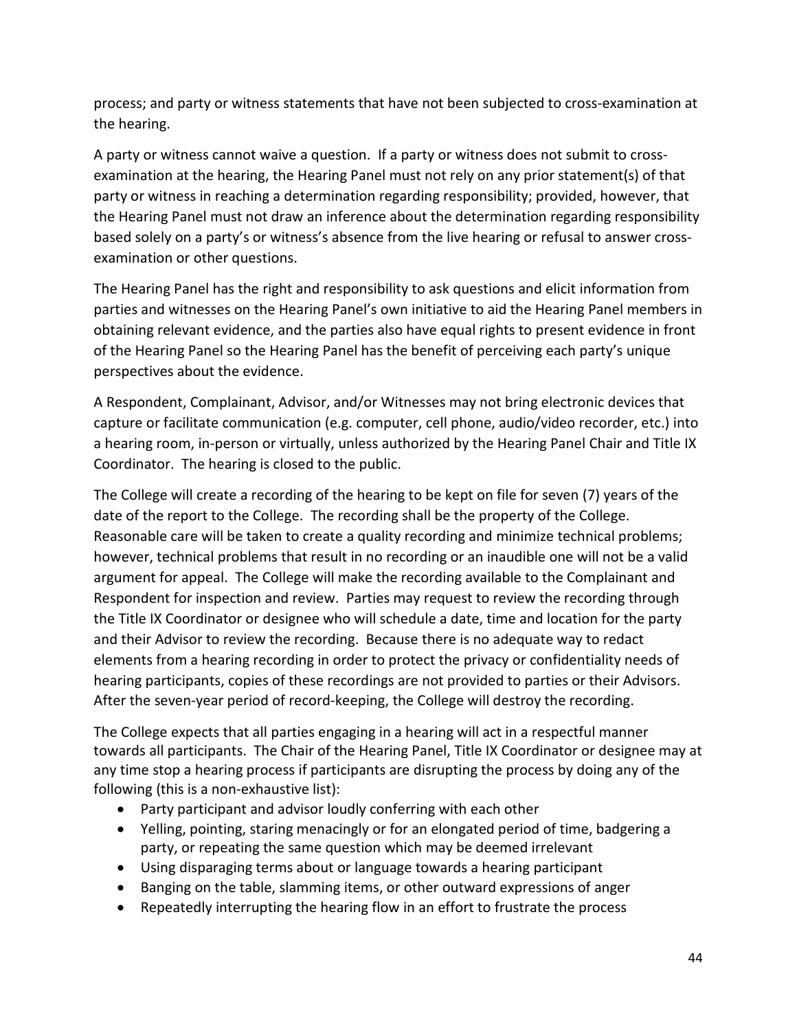process; and party or witness statements that have not been subjected to cross-examination at the hearing.

A party or witness cannot waive a question. If a party or witness does not submit to cross-examination at the hearing, the Hearing Panel must not rely on any prior statement(s) of that party or witness in reaching a determination regarding responsibility; provided, however, that the Hearing Panel must not draw an inference about the determination regarding responsibility based solely on a party's or witness's absence from the live hearing or refusal to answer cross-examination or other questions.

The Hearing Panel has the right and responsibility to ask questions and elicit information from parties and witnesses on the Hearing Panel's own initiative to aid the Hearing Panel members in obtaining relevant evidence, and the parties also have equal rights to present evidence in front of the Hearing Panel so the Hearing Panel has the benefit of perceiving each party's unique perspectives about the evidence.

A Respondent, Complainant, Advisor, and/or Witnesses may not bring electronic devices that capture or facilitate communication (e.g. computer, cell phone, audio/video recorder, etc.) into a hearing room, in-person or virtually, unless authorized by the Hearing Panel Chair and Title IX Coordinator. The hearing is closed to the public.

The College will create a recording of the hearing to be kept on file for seven (7) years of the date of the report to the College. The recording shall be the property of the College. Reasonable care will be taken to create a quality recording and minimize technical problems; however, technical problems that result in no recording or an inaudible one will not be a valid argument for appeal. The College will make the recording available to the Complainant and Respondent for inspection and review. Parties may request to review the recording through the Title IX Coordinator or designee who will schedule a date, time and location for the party and their Advisor to review the recording. Because there is no adequate way to redact elements from a hearing recording in order to protect the privacy or confidentiality needs of hearing participants, copies of these recordings are not provided to parties or their Advisors. After the seven-year period of record-keeping, the College will destroy the recording.

The College expects that all parties engaging in a hearing will act in a respectful manner towards all participants. The Chair of the Hearing Panel, Title IX Coordinator or designee may at any time stop a hearing process if participants are disrupting the process by doing any of the following (this is a non-exhaustive list):

- Party participant and advisor loudly conferring with each other
- Yelling, pointing, staring menacingly or for an elongated period of time, badgering a party, or repeating the same question which may be deemed irrelevant
- Using disparaging terms about or language towards a hearing participant
- Banging on the table, slamming items, or other outward expressions of anger
- Repeatedly interrupting the hearing flow in an effort to frustrate the process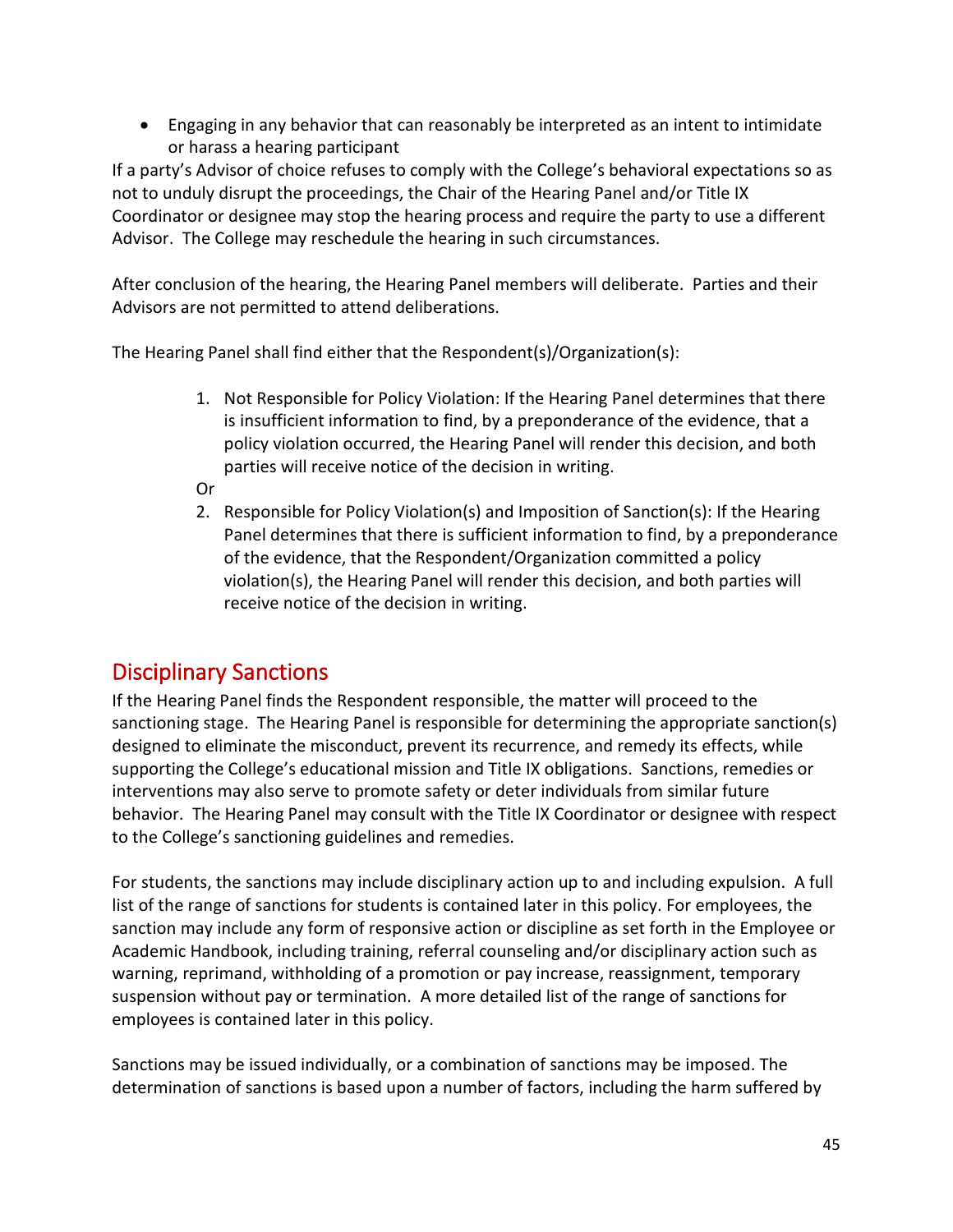- Engaging in any behavior that can reasonably be interpreted as an intent to intimidate or harass a hearing participant

If a party's Advisor of choice refuses to comply with the College's behavioral expectations so as not to unduly disrupt the proceedings, the Chair of the Hearing Panel and/or Title IX Coordinator or designee may stop the hearing process and require the party to use a different Advisor. The College may reschedule the hearing in such circumstances.

After conclusion of the hearing, the Hearing Panel members will deliberate. Parties and their Advisors are not permitted to attend deliberations.

The Hearing Panel shall find either that the Respondent(s)/Organization(s):

1. Not Responsible for Policy Violation: If the Hearing Panel determines that there is insufficient information to find, by a preponderance of the evidence, that a policy violation occurred, the Hearing Panel will render this decision, and both parties will receive notice of the decision in writing.

Or

2. Responsible for Policy Violation(s) and Imposition of Sanction(s): If the Hearing Panel determines that there is sufficient information to find, by a preponderance of the evidence, that the Respondent/Organization committed a policy violation(s), the Hearing Panel will render this decision, and both parties will receive notice of the decision in writing.

## Disciplinary Sanctions

If the Hearing Panel finds the Respondent responsible, the matter will proceed to the sanctioning stage. The Hearing Panel is responsible for determining the appropriate sanction(s) designed to eliminate the misconduct, prevent its recurrence, and remedy its effects, while supporting the College's educational mission and Title IX obligations. Sanctions, remedies or interventions may also serve to promote safety or deter individuals from similar future behavior. The Hearing Panel may consult with the Title IX Coordinator or designee with respect to the College's sanctioning guidelines and remedies.

For students, the sanctions may include disciplinary action up to and including expulsion. A full list of the range of sanctions for students is contained later in this policy. For employees, the sanction may include any form of responsive action or discipline as set forth in the Employee or Academic Handbook, including training, referral counseling and/or disciplinary action such as warning, reprimand, withholding of a promotion or pay increase, reassignment, temporary suspension without pay or termination. A more detailed list of the range of sanctions for employees is contained later in this policy.

Sanctions may be issued individually, or a combination of sanctions may be imposed. The determination of sanctions is based upon a number of factors, including the harm suffered by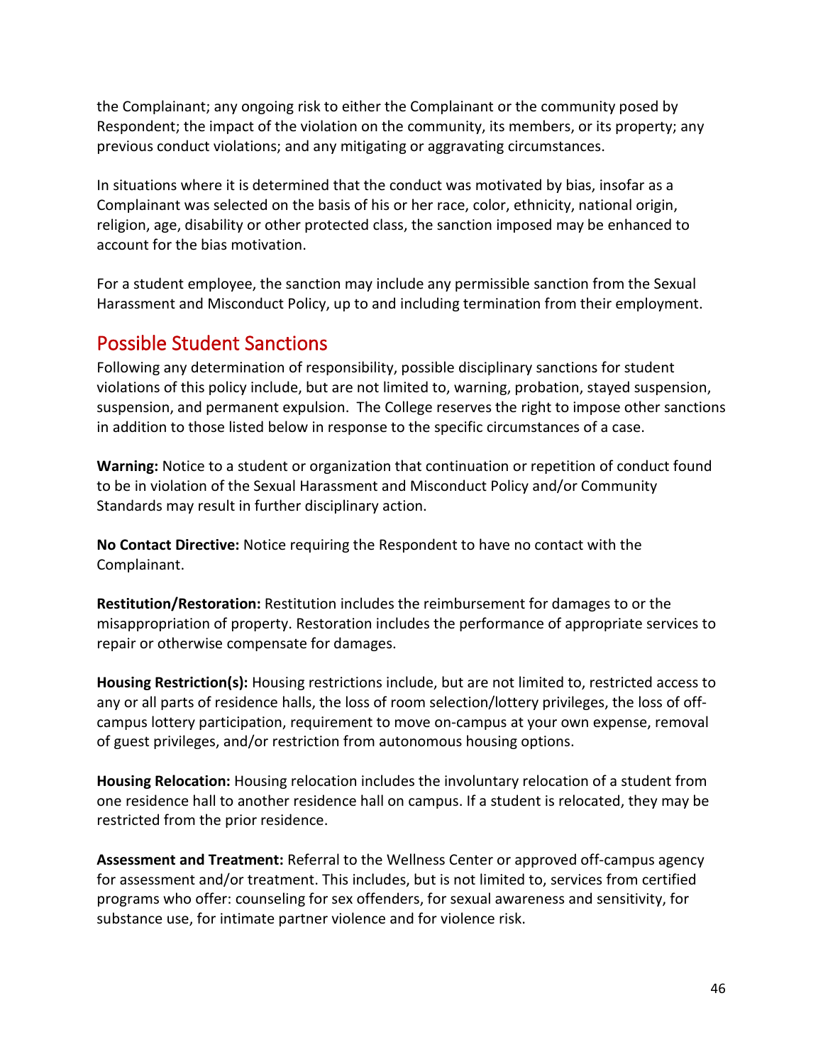the Complainant; any ongoing risk to either the Complainant or the community posed by Respondent; the impact of the violation on the community, its members, or its property; any previous conduct violations; and any mitigating or aggravating circumstances.

In situations where it is determined that the conduct was motivated by bias, insofar as a Complainant was selected on the basis of his or her race, color, ethnicity, national origin, religion, age, disability or other protected class, the sanction imposed may be enhanced to account for the bias motivation.

For a student employee, the sanction may include any permissible sanction from the Sexual Harassment and Misconduct Policy, up to and including termination from their employment.

## Possible Student Sanctions

Following any determination of responsibility, possible disciplinary sanctions for student violations of this policy include, but are not limited to, warning, probation, stayed suspension, suspension, and permanent expulsion. The College reserves the right to impose other sanctions in addition to those listed below in response to the specific circumstances of a case.

**Warning:** Notice to a student or organization that continuation or repetition of conduct found to be in violation of the Sexual Harassment and Misconduct Policy and/or Community Standards may result in further disciplinary action.

**No Contact Directive:** Notice requiring the Respondent to have no contact with the Complainant.

**Restitution/Restoration:** Restitution includes the reimbursement for damages to or the misappropriation of property. Restoration includes the performance of appropriate services to repair or otherwise compensate for damages.

**Housing Restriction(s):** Housing restrictions include, but are not limited to, restricted access to any or all parts of residence halls, the loss of room selection/lottery privileges, the loss of off-campus lottery participation, requirement to move on-campus at your own expense, removal of guest privileges, and/or restriction from autonomous housing options.

**Housing Relocation:** Housing relocation includes the involuntary relocation of a student from one residence hall to another residence hall on campus. If a student is relocated, they may be restricted from the prior residence.

**Assessment and Treatment:** Referral to the Wellness Center or approved off-campus agency for assessment and/or treatment. This includes, but is not limited to, services from certified programs who offer: counseling for sex offenders, for sexual awareness and sensitivity, for substance use, for intimate partner violence and for violence risk.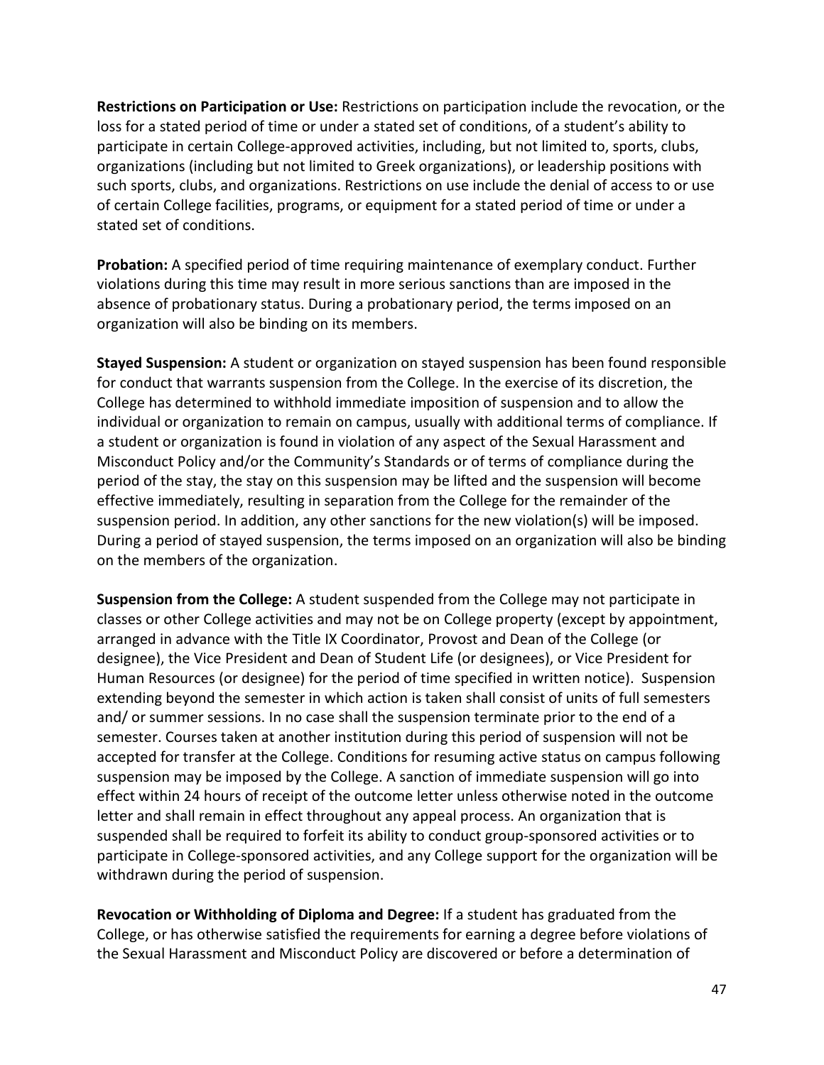**Restrictions on Participation or Use:** Restrictions on participation include the revocation, or the loss for a stated period of time or under a stated set of conditions, of a student's ability to participate in certain College-approved activities, including, but not limited to, sports, clubs, organizations (including but not limited to Greek organizations), or leadership positions with such sports, clubs, and organizations. Restrictions on use include the denial of access to or use of certain College facilities, programs, or equipment for a stated period of time or under a stated set of conditions.

**Probation:** A specified period of time requiring maintenance of exemplary conduct. Further violations during this time may result in more serious sanctions than are imposed in the absence of probationary status. During a probationary period, the terms imposed on an organization will also be binding on its members.

**Stayed Suspension:** A student or organization on stayed suspension has been found responsible for conduct that warrants suspension from the College. In the exercise of its discretion, the College has determined to withhold immediate imposition of suspension and to allow the individual or organization to remain on campus, usually with additional terms of compliance. If a student or organization is found in violation of any aspect of the Sexual Harassment and Misconduct Policy and/or the Community's Standards or of terms of compliance during the period of the stay, the stay on this suspension may be lifted and the suspension will become effective immediately, resulting in separation from the College for the remainder of the suspension period. In addition, any other sanctions for the new violation(s) will be imposed. During a period of stayed suspension, the terms imposed on an organization will also be binding on the members of the organization.

**Suspension from the College:** A student suspended from the College may not participate in classes or other College activities and may not be on College property (except by appointment, arranged in advance with the Title IX Coordinator, Provost and Dean of the College (or designee), the Vice President and Dean of Student Life (or designees), or Vice President for Human Resources (or designee) for the period of time specified in written notice). Suspension extending beyond the semester in which action is taken shall consist of units of full semesters and/ or summer sessions. In no case shall the suspension terminate prior to the end of a semester. Courses taken at another institution during this period of suspension will not be accepted for transfer at the College. Conditions for resuming active status on campus following suspension may be imposed by the College. A sanction of immediate suspension will go into effect within 24 hours of receipt of the outcome letter unless otherwise noted in the outcome letter and shall remain in effect throughout any appeal process. An organization that is suspended shall be required to forfeit its ability to conduct group-sponsored activities or to participate in College-sponsored activities, and any College support for the organization will be withdrawn during the period of suspension.

**Revocation or Withholding of Diploma and Degree:** If a student has graduated from the College, or has otherwise satisfied the requirements for earning a degree before violations of the Sexual Harassment and Misconduct Policy are discovered or before a determination of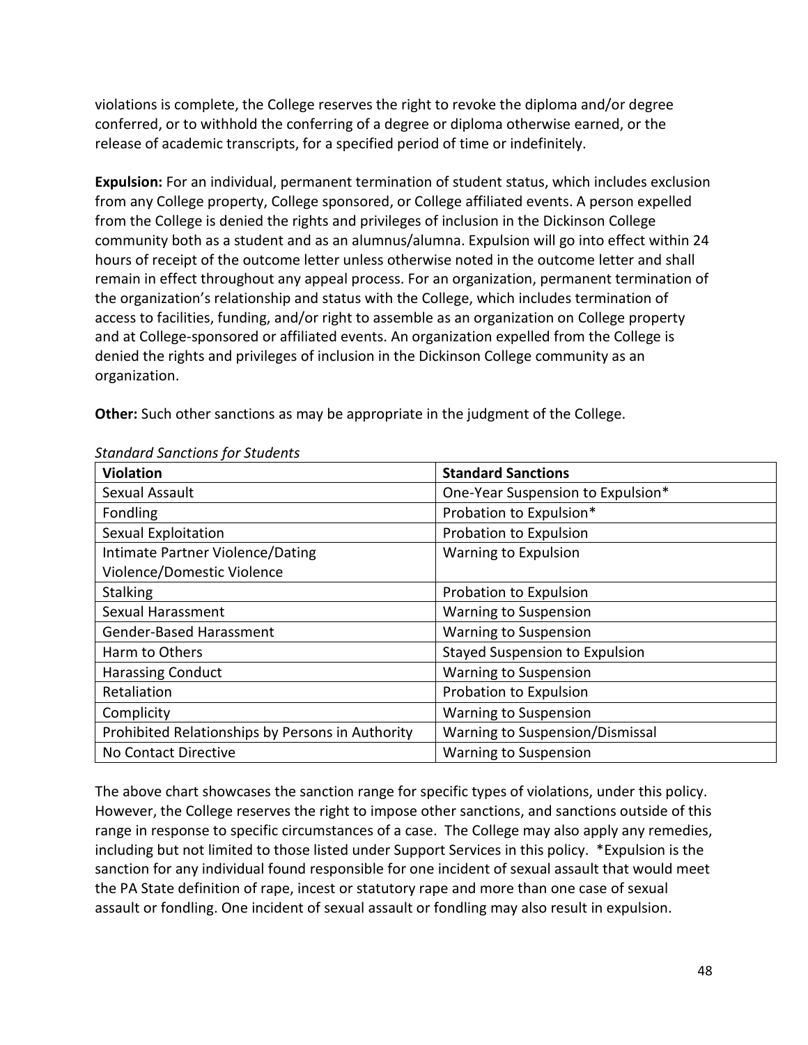violations is complete, the College reserves the right to revoke the diploma and/or degree conferred, or to withhold the conferring of a degree or diploma otherwise earned, or the release of academic transcripts, for a specified period of time or indefinitely.

**Expulsion:** For an individual, permanent termination of student status, which includes exclusion from any College property, College sponsored, or College affiliated events. A person expelled from the College is denied the rights and privileges of inclusion in the Dickinson College community both as a student and as an alumnus/alumna. Expulsion will go into effect within 24 hours of receipt of the outcome letter unless otherwise noted in the outcome letter and shall remain in effect throughout any appeal process. For an organization, permanent termination of the organization's relationship and status with the College, which includes termination of access to facilities, funding, and/or right to assemble as an organization on College property and at College-sponsored or affiliated events. An organization expelled from the College is denied the rights and privileges of inclusion in the Dickinson College community as an organization.

**Other:** Such other sanctions as may be appropriate in the judgment of the College.

*Standard Sanctions for Students*

| Violation | Standard Sanctions |
|---|---|
| Sexual Assault | One-Year Suspension to Expulsion* |
| Fondling | Probation to Expulsion* |
| Sexual Exploitation | Probation to Expulsion |
| Intimate Partner Violence/Dating Violence/Domestic Violence | Warning to Expulsion |
| Stalking | Probation to Expulsion |
| Sexual Harassment | Warning to Suspension |
| Gender-Based Harassment | Warning to Suspension |
| Harm to Others | Stayed Suspension to Expulsion |
| Harassing Conduct | Warning to Suspension |
| Retaliation | Probation to Expulsion |
| Complicity | Warning to Suspension |
| Prohibited Relationships by Persons in Authority | Warning to Suspension/Dismissal |
| No Contact Directive | Warning to Suspension |

The above chart showcases the sanction range for specific types of violations, under this policy. However, the College reserves the right to impose other sanctions, and sanctions outside of this range in response to specific circumstances of a case. The College may also apply any remedies, including but not limited to those listed under Support Services in this policy. *Expulsion is the sanction for any individual found responsible for one incident of sexual assault that would meet the PA State definition of rape, incest or statutory rape and more than one case of sexual assault or fondling. One incident of sexual assault or fondling may also result in expulsion.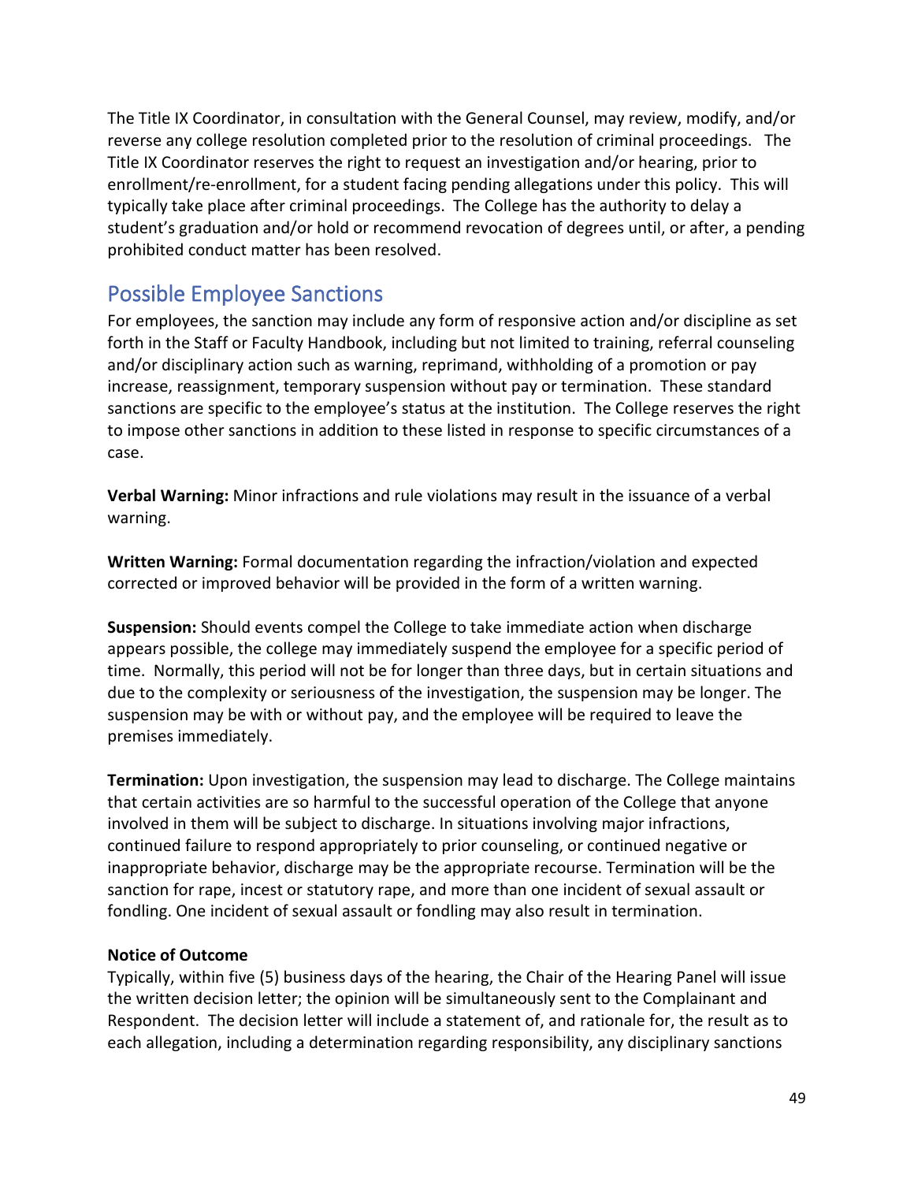The Title IX Coordinator, in consultation with the General Counsel, may review, modify, and/or reverse any college resolution completed prior to the resolution of criminal proceedings. The Title IX Coordinator reserves the right to request an investigation and/or hearing, prior to enrollment/re-enrollment, for a student facing pending allegations under this policy. This will typically take place after criminal proceedings. The College has the authority to delay a student's graduation and/or hold or recommend revocation of degrees until, or after, a pending prohibited conduct matter has been resolved.

## Possible Employee Sanctions

For employees, the sanction may include any form of responsive action and/or discipline as set forth in the Staff or Faculty Handbook, including but not limited to training, referral counseling and/or disciplinary action such as warning, reprimand, withholding of a promotion or pay increase, reassignment, temporary suspension without pay or termination. These standard sanctions are specific to the employee's status at the institution. The College reserves the right to impose other sanctions in addition to these listed in response to specific circumstances of a case.

**Verbal Warning:** Minor infractions and rule violations may result in the issuance of a verbal warning.

**Written Warning:** Formal documentation regarding the infraction/violation and expected corrected or improved behavior will be provided in the form of a written warning.

**Suspension:** Should events compel the College to take immediate action when discharge appears possible, the college may immediately suspend the employee for a specific period of time. Normally, this period will not be for longer than three days, but in certain situations and due to the complexity or seriousness of the investigation, the suspension may be longer. The suspension may be with or without pay, and the employee will be required to leave the premises immediately.

**Termination:** Upon investigation, the suspension may lead to discharge. The College maintains that certain activities are so harmful to the successful operation of the College that anyone involved in them will be subject to discharge. In situations involving major infractions, continued failure to respond appropriately to prior counseling, or continued negative or inappropriate behavior, discharge may be the appropriate recourse. Termination will be the sanction for rape, incest or statutory rape, and more than one incident of sexual assault or fondling. One incident of sexual assault or fondling may also result in termination.

**Notice of Outcome**

Typically, within five (5) business days of the hearing, the Chair of the Hearing Panel will issue the written decision letter; the opinion will be simultaneously sent to the Complainant and Respondent. The decision letter will include a statement of, and rationale for, the result as to each allegation, including a determination regarding responsibility, any disciplinary sanctions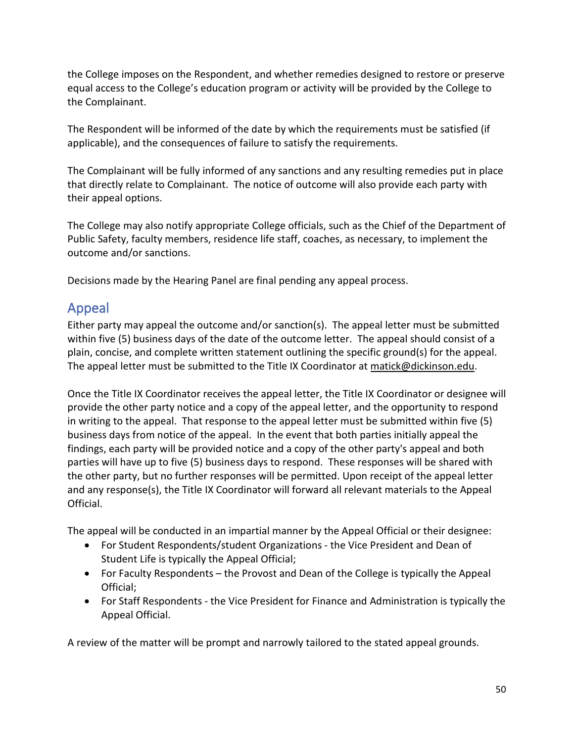the College imposes on the Respondent, and whether remedies designed to restore or preserve equal access to the College's education program or activity will be provided by the College to the Complainant.

The Respondent will be informed of the date by which the requirements must be satisfied (if applicable), and the consequences of failure to satisfy the requirements.

The Complainant will be fully informed of any sanctions and any resulting remedies put in place that directly relate to Complainant. The notice of outcome will also provide each party with their appeal options.

The College may also notify appropriate College officials, such as the Chief of the Department of Public Safety, faculty members, residence life staff, coaches, as necessary, to implement the outcome and/or sanctions.

Decisions made by the Hearing Panel are final pending any appeal process.

## Appeal

Either party may appeal the outcome and/or sanction(s). The appeal letter must be submitted within five (5) business days of the date of the outcome letter. The appeal should consist of a plain, concise, and complete written statement outlining the specific ground(s) for the appeal. The appeal letter must be submitted to the Title IX Coordinator at matick@dickinson.edu.

Once the Title IX Coordinator receives the appeal letter, the Title IX Coordinator or designee will provide the other party notice and a copy of the appeal letter, and the opportunity to respond in writing to the appeal. That response to the appeal letter must be submitted within five (5) business days from notice of the appeal. In the event that both parties initially appeal the findings, each party will be provided notice and a copy of the other party's appeal and both parties will have up to five (5) business days to respond. These responses will be shared with the other party, but no further responses will be permitted. Upon receipt of the appeal letter and any response(s), the Title IX Coordinator will forward all relevant materials to the Appeal Official.

The appeal will be conducted in an impartial manner by the Appeal Official or their designee:

- For Student Respondents/student Organizations - the Vice President and Dean of Student Life is typically the Appeal Official;
- For Faculty Respondents – the Provost and Dean of the College is typically the Appeal Official;
- For Staff Respondents - the Vice President for Finance and Administration is typically the Appeal Official.

A review of the matter will be prompt and narrowly tailored to the stated appeal grounds.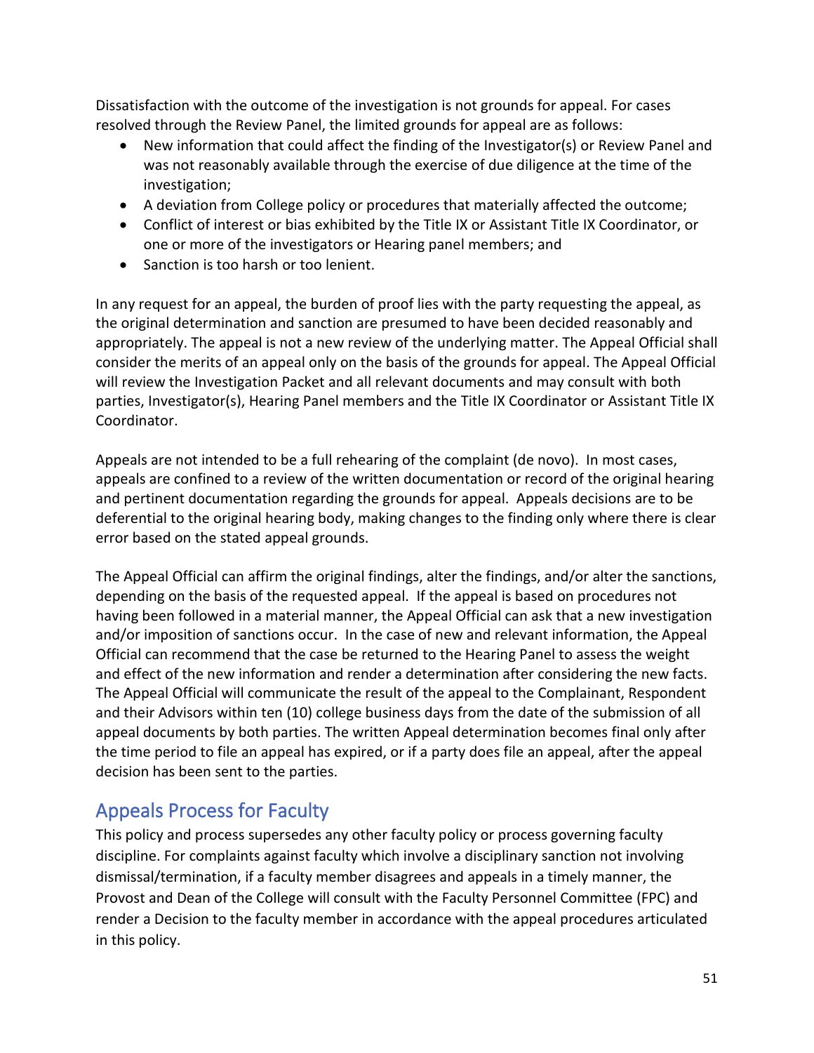Dissatisfaction with the outcome of the investigation is not grounds for appeal. For cases resolved through the Review Panel, the limited grounds for appeal are as follows:

- New information that could affect the finding of the Investigator(s) or Review Panel and was not reasonably available through the exercise of due diligence at the time of the investigation;
- A deviation from College policy or procedures that materially affected the outcome;
- Conflict of interest or bias exhibited by the Title IX or Assistant Title IX Coordinator, or one or more of the investigators or Hearing panel members; and
- Sanction is too harsh or too lenient.

In any request for an appeal, the burden of proof lies with the party requesting the appeal, as the original determination and sanction are presumed to have been decided reasonably and appropriately. The appeal is not a new review of the underlying matter. The Appeal Official shall consider the merits of an appeal only on the basis of the grounds for appeal. The Appeal Official will review the Investigation Packet and all relevant documents and may consult with both parties, Investigator(s), Hearing Panel members and the Title IX Coordinator or Assistant Title IX Coordinator.

Appeals are not intended to be a full rehearing of the complaint (de novo). In most cases, appeals are confined to a review of the written documentation or record of the original hearing and pertinent documentation regarding the grounds for appeal. Appeals decisions are to be deferential to the original hearing body, making changes to the finding only where there is clear error based on the stated appeal grounds.

The Appeal Official can affirm the original findings, alter the findings, and/or alter the sanctions, depending on the basis of the requested appeal. If the appeal is based on procedures not having been followed in a material manner, the Appeal Official can ask that a new investigation and/or imposition of sanctions occur. In the case of new and relevant information, the Appeal Official can recommend that the case be returned to the Hearing Panel to assess the weight and effect of the new information and render a determination after considering the new facts. The Appeal Official will communicate the result of the appeal to the Complainant, Respondent and their Advisors within ten (10) college business days from the date of the submission of all appeal documents by both parties. The written Appeal determination becomes final only after the time period to file an appeal has expired, or if a party does file an appeal, after the appeal decision has been sent to the parties.

## Appeals Process for Faculty

This policy and process supersedes any other faculty policy or process governing faculty discipline. For complaints against faculty which involve a disciplinary sanction not involving dismissal/termination, if a faculty member disagrees and appeals in a timely manner, the Provost and Dean of the College will consult with the Faculty Personnel Committee (FPC) and render a Decision to the faculty member in accordance with the appeal procedures articulated in this policy.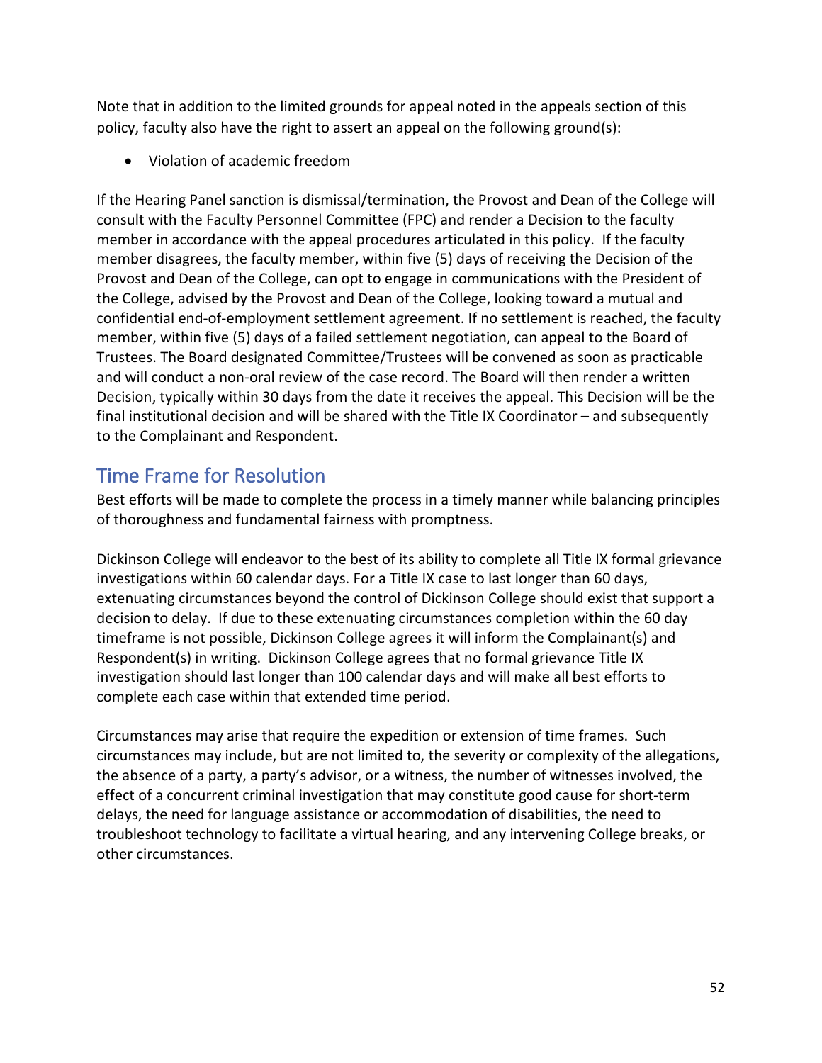Note that in addition to the limited grounds for appeal noted in the appeals section of this policy, faculty also have the right to assert an appeal on the following ground(s):

- Violation of academic freedom

If the Hearing Panel sanction is dismissal/termination, the Provost and Dean of the College will consult with the Faculty Personnel Committee (FPC) and render a Decision to the faculty member in accordance with the appeal procedures articulated in this policy. If the faculty member disagrees, the faculty member, within five (5) days of receiving the Decision of the Provost and Dean of the College, can opt to engage in communications with the President of the College, advised by the Provost and Dean of the College, looking toward a mutual and confidential end-of-employment settlement agreement. If no settlement is reached, the faculty member, within five (5) days of a failed settlement negotiation, can appeal to the Board of Trustees. The Board designated Committee/Trustees will be convened as soon as practicable and will conduct a non-oral review of the case record. The Board will then render a written Decision, typically within 30 days from the date it receives the appeal. This Decision will be the final institutional decision and will be shared with the Title IX Coordinator – and subsequently to the Complainant and Respondent.

## Time Frame for Resolution

Best efforts will be made to complete the process in a timely manner while balancing principles of thoroughness and fundamental fairness with promptness.

Dickinson College will endeavor to the best of its ability to complete all Title IX formal grievance investigations within 60 calendar days. For a Title IX case to last longer than 60 days, extenuating circumstances beyond the control of Dickinson College should exist that support a decision to delay. If due to these extenuating circumstances completion within the 60 day timeframe is not possible, Dickinson College agrees it will inform the Complainant(s) and Respondent(s) in writing. Dickinson College agrees that no formal grievance Title IX investigation should last longer than 100 calendar days and will make all best efforts to complete each case within that extended time period.

Circumstances may arise that require the expedition or extension of time frames. Such circumstances may include, but are not limited to, the severity or complexity of the allegations, the absence of a party, a party's advisor, or a witness, the number of witnesses involved, the effect of a concurrent criminal investigation that may constitute good cause for short-term delays, the need for language assistance or accommodation of disabilities, the need to troubleshoot technology to facilitate a virtual hearing, and any intervening College breaks, or other circumstances.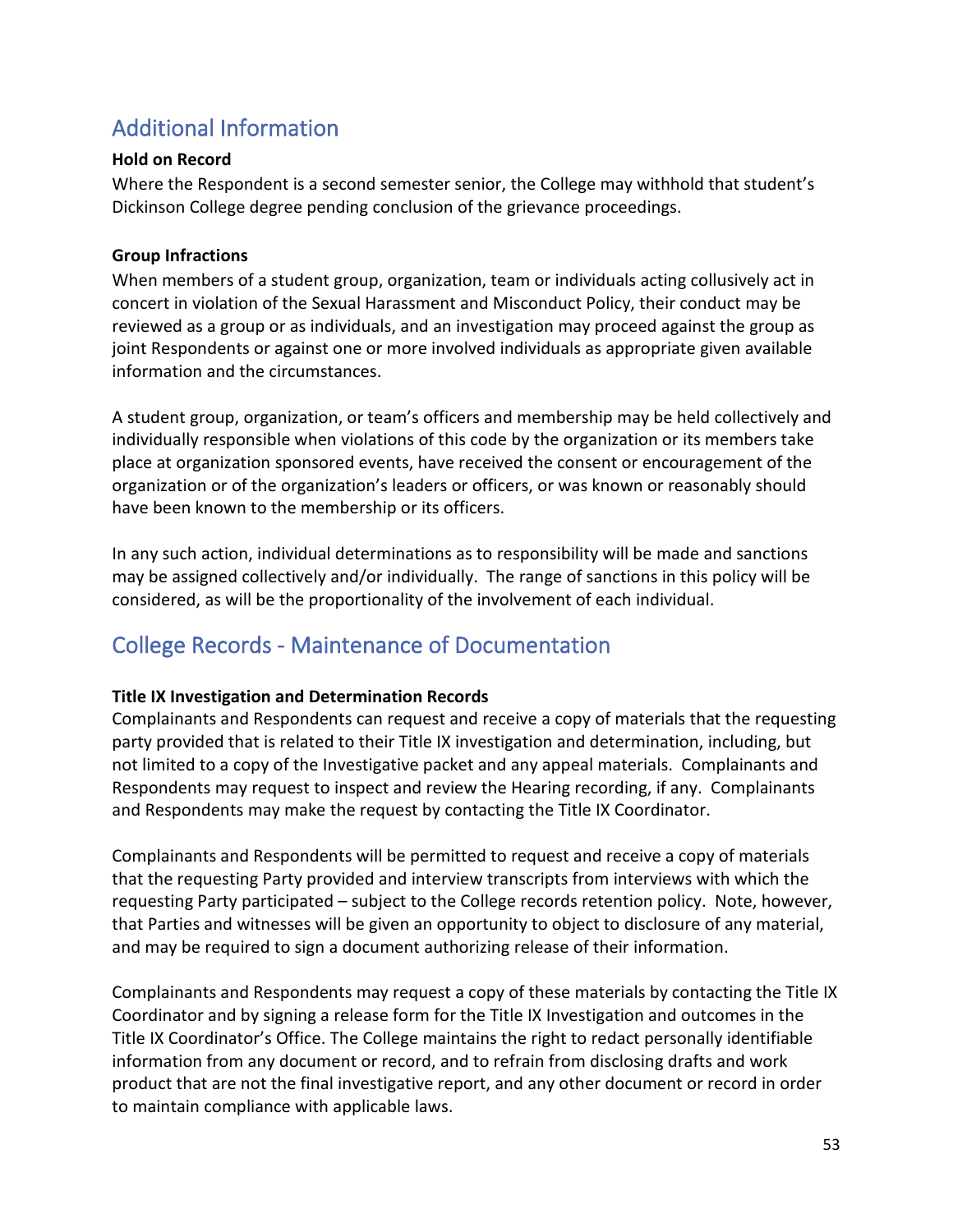## Additional Information

**Hold on Record**

Where the Respondent is a second semester senior, the College may withhold that student's Dickinson College degree pending conclusion of the grievance proceedings.

**Group Infractions**

When members of a student group, organization, team or individuals acting collusively act in concert in violation of the Sexual Harassment and Misconduct Policy, their conduct may be reviewed as a group or as individuals, and an investigation may proceed against the group as joint Respondents or against one or more involved individuals as appropriate given available information and the circumstances.

A student group, organization, or team's officers and membership may be held collectively and individually responsible when violations of this code by the organization or its members take place at organization sponsored events, have received the consent or encouragement of the organization or of the organization's leaders or officers, or was known or reasonably should have been known to the membership or its officers.

In any such action, individual determinations as to responsibility will be made and sanctions may be assigned collectively and/or individually. The range of sanctions in this policy will be considered, as will be the proportionality of the involvement of each individual.

## College Records - Maintenance of Documentation

**Title IX Investigation and Determination Records**

Complainants and Respondents can request and receive a copy of materials that the requesting party provided that is related to their Title IX investigation and determination, including, but not limited to a copy of the Investigative packet and any appeal materials. Complainants and Respondents may request to inspect and review the Hearing recording, if any. Complainants and Respondents may make the request by contacting the Title IX Coordinator.

Complainants and Respondents will be permitted to request and receive a copy of materials that the requesting Party provided and interview transcripts from interviews with which the requesting Party participated – subject to the College records retention policy. Note, however, that Parties and witnesses will be given an opportunity to object to disclosure of any material, and may be required to sign a document authorizing release of their information.

Complainants and Respondents may request a copy of these materials by contacting the Title IX Coordinator and by signing a release form for the Title IX Investigation and outcomes in the Title IX Coordinator's Office. The College maintains the right to redact personally identifiable information from any document or record, and to refrain from disclosing drafts and work product that are not the final investigative report, and any other document or record in order to maintain compliance with applicable laws.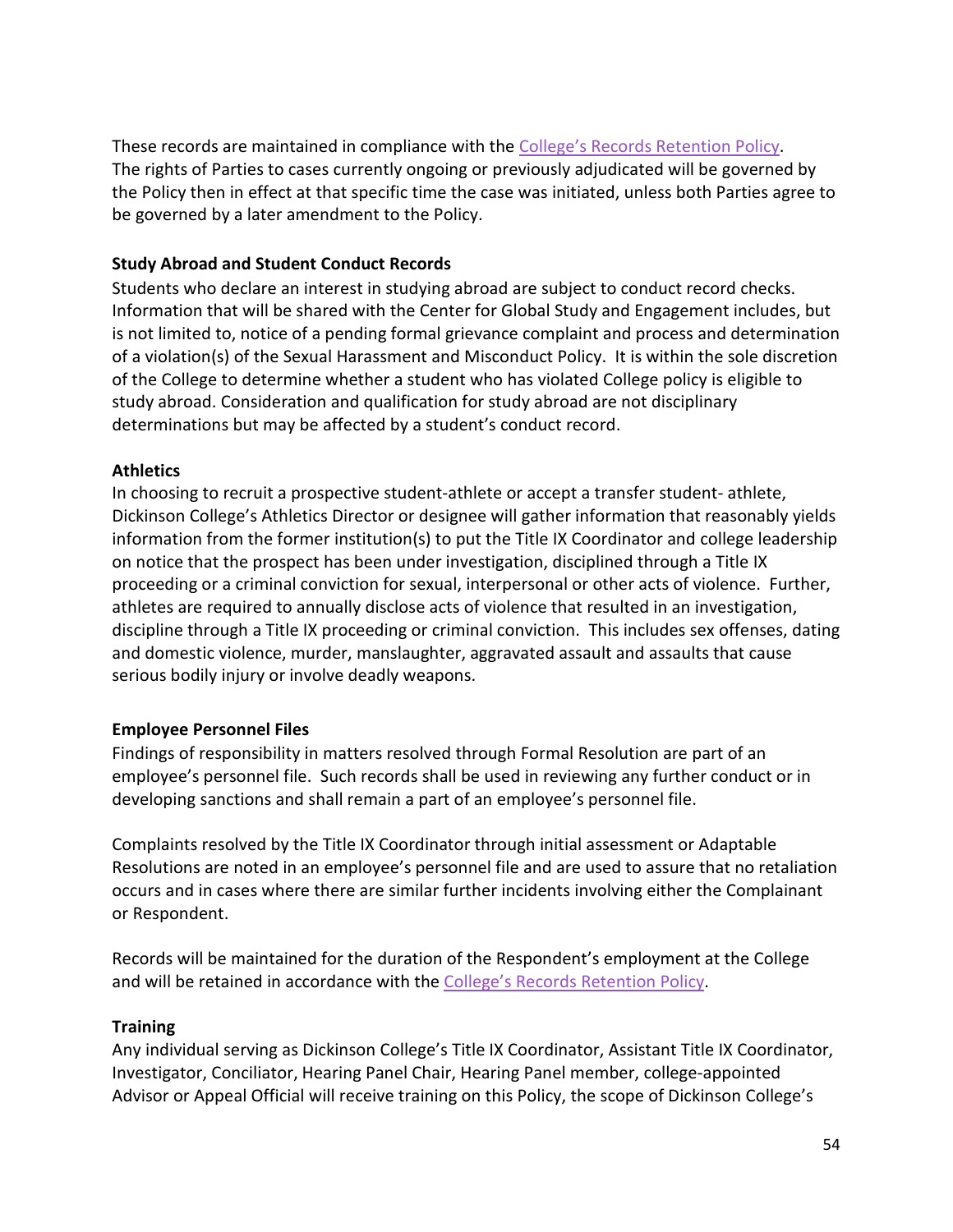These records are maintained in compliance with the [College's Records Retention Policy](). The rights of Parties to cases currently ongoing or previously adjudicated will be governed by the Policy then in effect at that specific time the case was initiated, unless both Parties agree to be governed by a later amendment to the Policy.

**Study Abroad and Student Conduct Records**

Students who declare an interest in studying abroad are subject to conduct record checks. Information that will be shared with the Center for Global Study and Engagement includes, but is not limited to, notice of a pending formal grievance complaint and process and determination of a violation(s) of the Sexual Harassment and Misconduct Policy. It is within the sole discretion of the College to determine whether a student who has violated College policy is eligible to study abroad. Consideration and qualification for study abroad are not disciplinary determinations but may be affected by a student's conduct record.

**Athletics**

In choosing to recruit a prospective student-athlete or accept a transfer student- athlete, Dickinson College's Athletics Director or designee will gather information that reasonably yields information from the former institution(s) to put the Title IX Coordinator and college leadership on notice that the prospect has been under investigation, disciplined through a Title IX proceeding or a criminal conviction for sexual, interpersonal or other acts of violence. Further, athletes are required to annually disclose acts of violence that resulted in an investigation, discipline through a Title IX proceeding or criminal conviction. This includes sex offenses, dating and domestic violence, murder, manslaughter, aggravated assault and assaults that cause serious bodily injury or involve deadly weapons.

**Employee Personnel Files**

Findings of responsibility in matters resolved through Formal Resolution are part of an employee's personnel file. Such records shall be used in reviewing any further conduct or in developing sanctions and shall remain a part of an employee's personnel file.

Complaints resolved by the Title IX Coordinator through initial assessment or Adaptable Resolutions are noted in an employee's personnel file and are used to assure that no retaliation occurs and in cases where there are similar further incidents involving either the Complainant or Respondent.

Records will be maintained for the duration of the Respondent's employment at the College and will be retained in accordance with the [College's Records Retention Policy]().

**Training**

Any individual serving as Dickinson College's Title IX Coordinator, Assistant Title IX Coordinator, Investigator, Conciliator, Hearing Panel Chair, Hearing Panel member, college-appointed Advisor or Appeal Official will receive training on this Policy, the scope of Dickinson College's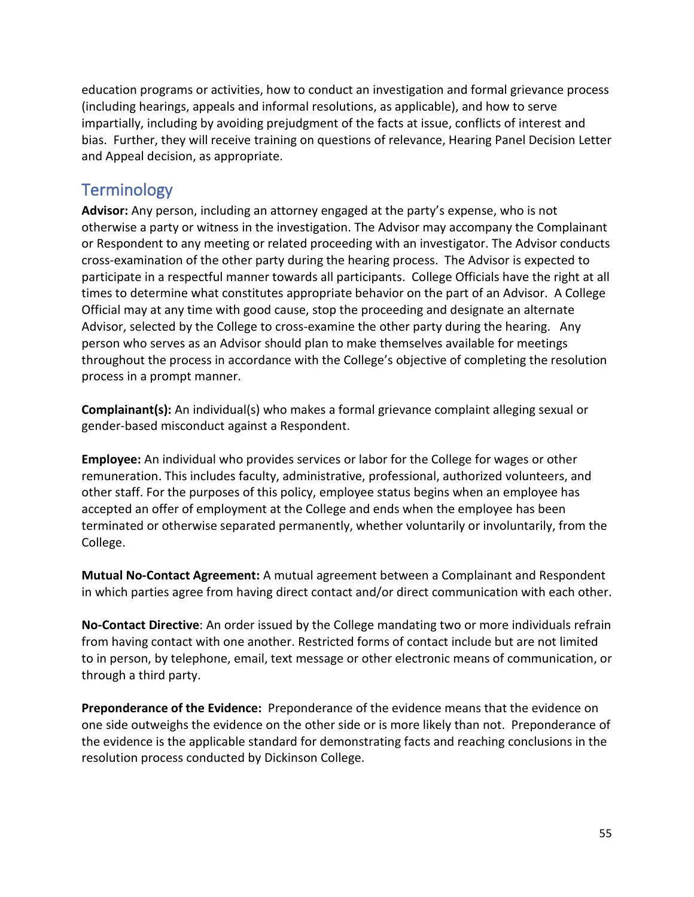education programs or activities, how to conduct an investigation and formal grievance process (including hearings, appeals and informal resolutions, as applicable), and how to serve impartially, including by avoiding prejudgment of the facts at issue, conflicts of interest and bias. Further, they will receive training on questions of relevance, Hearing Panel Decision Letter and Appeal decision, as appropriate.

## Terminology

**Advisor:** Any person, including an attorney engaged at the party's expense, who is not otherwise a party or witness in the investigation. The Advisor may accompany the Complainant or Respondent to any meeting or related proceeding with an investigator. The Advisor conducts cross-examination of the other party during the hearing process. The Advisor is expected to participate in a respectful manner towards all participants. College Officials have the right at all times to determine what constitutes appropriate behavior on the part of an Advisor. A College Official may at any time with good cause, stop the proceeding and designate an alternate Advisor, selected by the College to cross-examine the other party during the hearing. Any person who serves as an Advisor should plan to make themselves available for meetings throughout the process in accordance with the College's objective of completing the resolution process in a prompt manner.

**Complainant(s):** An individual(s) who makes a formal grievance complaint alleging sexual or gender-based misconduct against a Respondent.

**Employee:** An individual who provides services or labor for the College for wages or other remuneration. This includes faculty, administrative, professional, authorized volunteers, and other staff. For the purposes of this policy, employee status begins when an employee has accepted an offer of employment at the College and ends when the employee has been terminated or otherwise separated permanently, whether voluntarily or involuntarily, from the College.

**Mutual No-Contact Agreement:** A mutual agreement between a Complainant and Respondent in which parties agree from having direct contact and/or direct communication with each other.

**No-Contact Directive**: An order issued by the College mandating two or more individuals refrain from having contact with one another. Restricted forms of contact include but are not limited to in person, by telephone, email, text message or other electronic means of communication, or through a third party.

**Preponderance of the Evidence:** Preponderance of the evidence means that the evidence on one side outweighs the evidence on the other side or is more likely than not. Preponderance of the evidence is the applicable standard for demonstrating facts and reaching conclusions in the resolution process conducted by Dickinson College.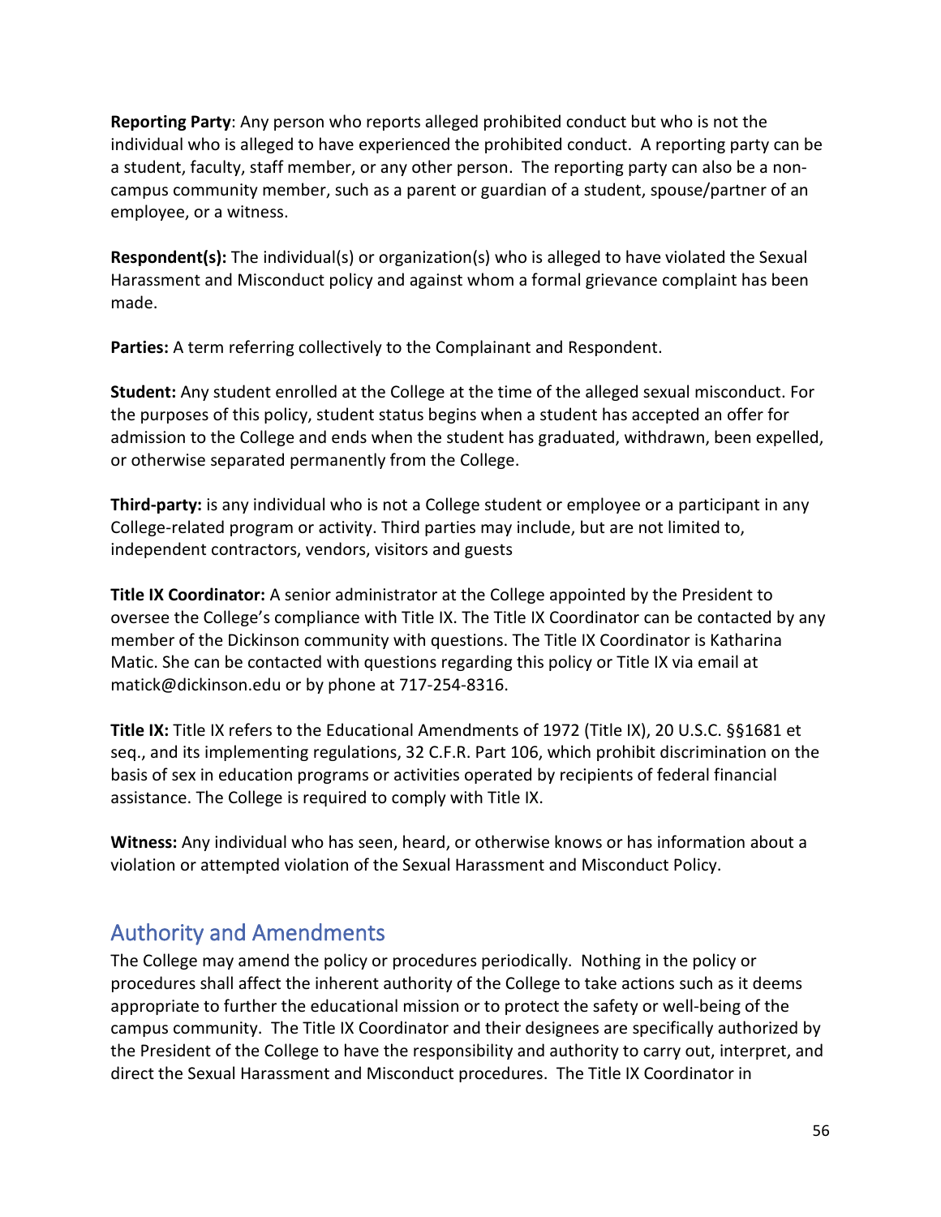**Reporting Party**: Any person who reports alleged prohibited conduct but who is not the individual who is alleged to have experienced the prohibited conduct. A reporting party can be a student, faculty, staff member, or any other person. The reporting party can also be a non-campus community member, such as a parent or guardian of a student, spouse/partner of an employee, or a witness.

**Respondent(s):** The individual(s) or organization(s) who is alleged to have violated the Sexual Harassment and Misconduct policy and against whom a formal grievance complaint has been made.

**Parties:** A term referring collectively to the Complainant and Respondent.

**Student:** Any student enrolled at the College at the time of the alleged sexual misconduct. For the purposes of this policy, student status begins when a student has accepted an offer for admission to the College and ends when the student has graduated, withdrawn, been expelled, or otherwise separated permanently from the College.

**Third-party:** is any individual who is not a College student or employee or a participant in any College-related program or activity. Third parties may include, but are not limited to, independent contractors, vendors, visitors and guests

**Title IX Coordinator:** A senior administrator at the College appointed by the President to oversee the College's compliance with Title IX. The Title IX Coordinator can be contacted by any member of the Dickinson community with questions. The Title IX Coordinator is Katharina Matic. She can be contacted with questions regarding this policy or Title IX via email at matick@dickinson.edu or by phone at 717-254-8316.

**Title IX:** Title IX refers to the Educational Amendments of 1972 (Title IX), 20 U.S.C. §§1681 et seq., and its implementing regulations, 32 C.F.R. Part 106, which prohibit discrimination on the basis of sex in education programs or activities operated by recipients of federal financial assistance. The College is required to comply with Title IX.

**Witness:** Any individual who has seen, heard, or otherwise knows or has information about a violation or attempted violation of the Sexual Harassment and Misconduct Policy.

## Authority and Amendments

The College may amend the policy or procedures periodically. Nothing in the policy or procedures shall affect the inherent authority of the College to take actions such as it deems appropriate to further the educational mission or to protect the safety or well-being of the campus community. The Title IX Coordinator and their designees are specifically authorized by the President of the College to have the responsibility and authority to carry out, interpret, and direct the Sexual Harassment and Misconduct procedures. The Title IX Coordinator in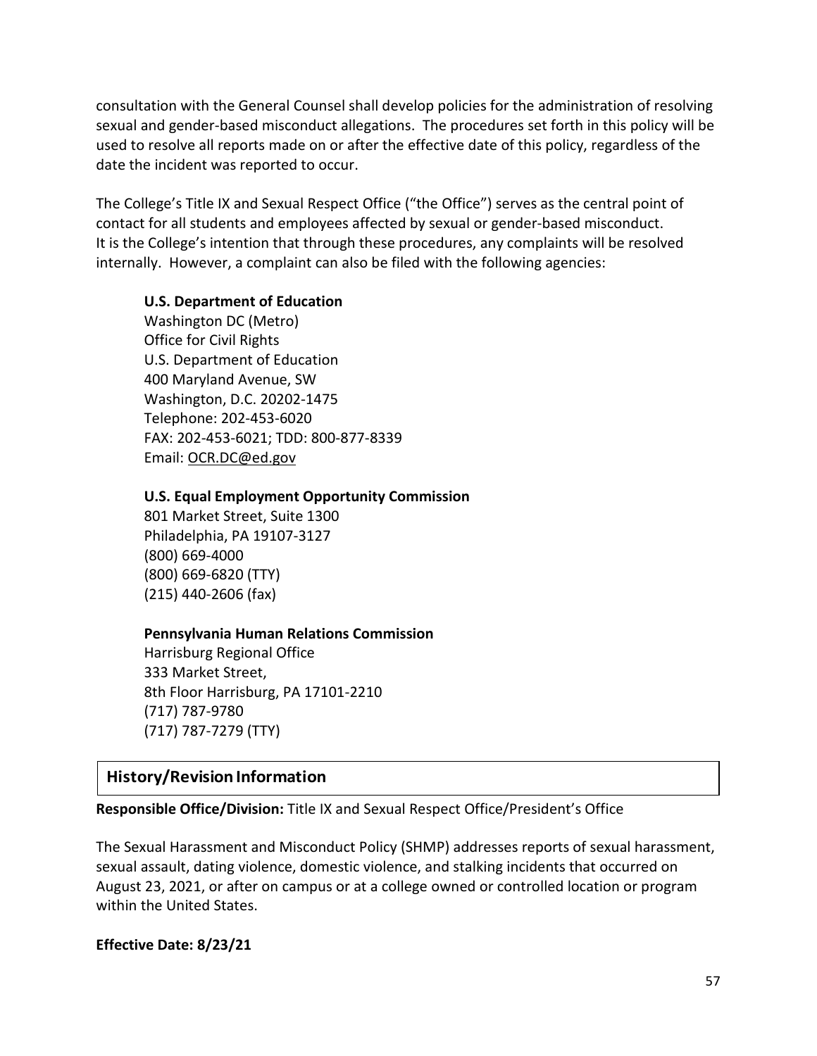consultation with the General Counsel shall develop policies for the administration of resolving sexual and gender-based misconduct allegations. The procedures set forth in this policy will be used to resolve all reports made on or after the effective date of this policy, regardless of the date the incident was reported to occur.

The College's Title IX and Sexual Respect Office ("the Office") serves as the central point of contact for all students and employees affected by sexual or gender-based misconduct. It is the College's intention that through these procedures, any complaints will be resolved internally. However, a complaint can also be filed with the following agencies:

**U.S. Department of Education**
Washington DC (Metro)
Office for Civil Rights
U.S. Department of Education
400 Maryland Avenue, SW
Washington, D.C. 20202-1475
Telephone: 202-453-6020
FAX: 202-453-6021; TDD: 800-877-8339
Email: OCR.DC@ed.gov

**U.S. Equal Employment Opportunity Commission**
801 Market Street, Suite 1300
Philadelphia, PA 19107-3127
(800) 669-4000
(800) 669-6820 (TTY)
(215) 440-2606 (fax)

**Pennsylvania Human Relations Commission**
Harrisburg Regional Office
333 Market Street,
8th Floor Harrisburg, PA 17101-2210
(717) 787-9780
(717) 787-7279 (TTY)

## History/Revision Information

**Responsible Office/Division:** Title IX and Sexual Respect Office/President's Office

The Sexual Harassment and Misconduct Policy (SHMP) addresses reports of sexual harassment, sexual assault, dating violence, domestic violence, and stalking incidents that occurred on August 23, 2021, or after on campus or at a college owned or controlled location or program within the United States.

**Effective Date: 8/23/21**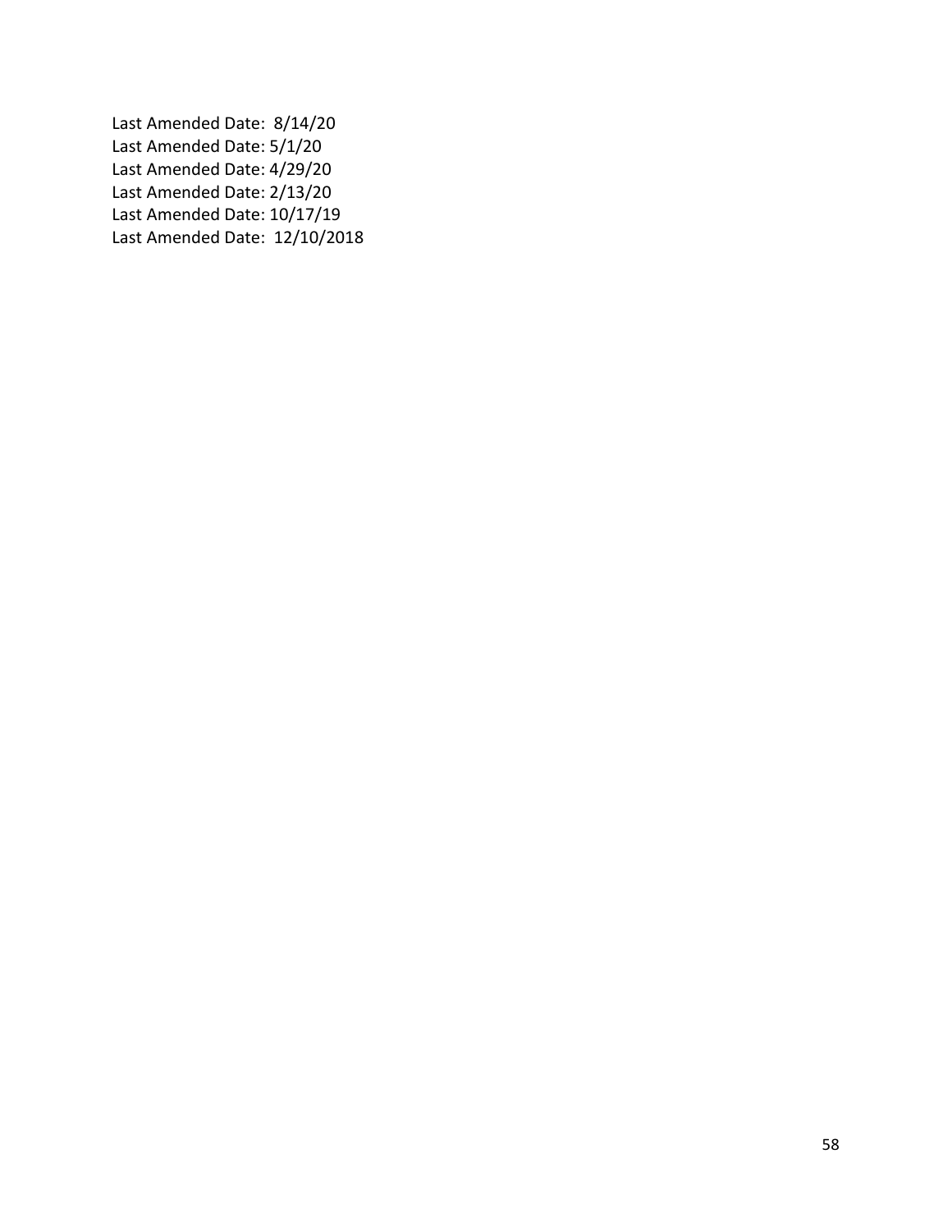Last Amended Date: 8/14/20
Last Amended Date: 5/1/20
Last Amended Date: 4/29/20
Last Amended Date: 2/13/20
Last Amended Date: 10/17/19
Last Amended Date: 12/10/2018